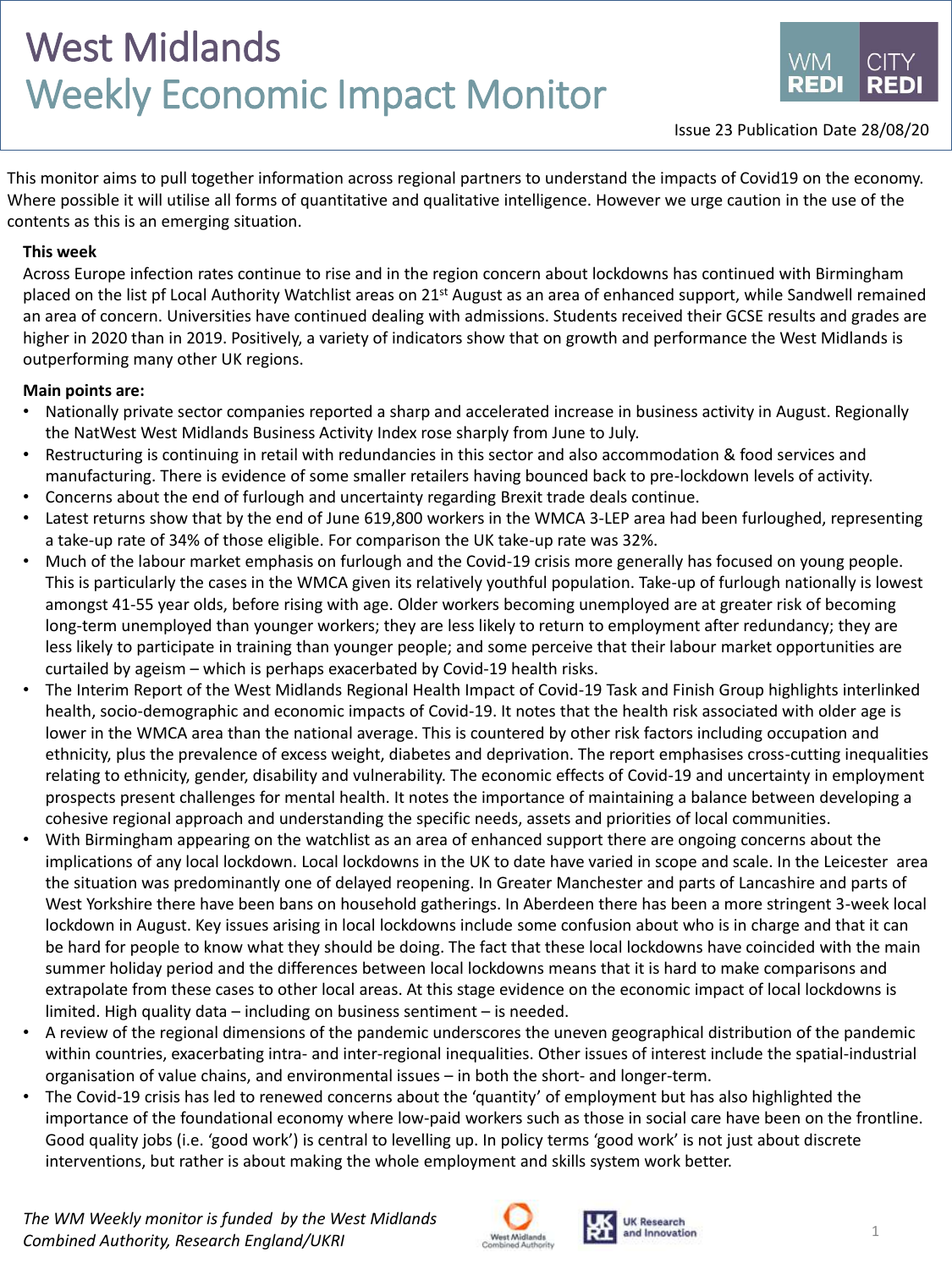# West Midlands
# Weekly Economic Impact Monitor

Issue 23 Publication Date 28/08/20

This monitor aims to pull together information across regional partners to understand the impacts of Covid19 on the economy. Where possible it will utilise all forms of quantitative and qualitative intelligence. However we urge caution in the use of the contents as this is an emerging situation.

**This week**

Across Europe infection rates continue to rise and in the region concern about lockdowns has continued with Birmingham placed on the list pf Local Authority Watchlist areas on 21st August as an area of enhanced support, while Sandwell remained an area of concern. Universities have continued dealing with admissions. Students received their GCSE results and grades are higher in 2020 than in 2019. Positively, a variety of indicators show that on growth and performance the West Midlands is outperforming many other UK regions.

**Main points are:**

- Nationally private sector companies reported a sharp and accelerated increase in business activity in August. Regionally the NatWest West Midlands Business Activity Index rose sharply from June to July.
- Restructuring is continuing in retail with redundancies in this sector and also accommodation & food services and manufacturing. There is evidence of some smaller retailers having bounced back to pre-lockdown levels of activity.
- Concerns about the end of furlough and uncertainty regarding Brexit trade deals continue.
- Latest returns show that by the end of June 619,800 workers in the WMCA 3-LEP area had been furloughed, representing a take-up rate of 34% of those eligible. For comparison the UK take-up rate was 32%.
- Much of the labour market emphasis on furlough and the Covid-19 crisis more generally has focused on young people. This is particularly the cases in the WMCA given its relatively youthful population. Take-up of furlough nationally is lowest amongst 41-55 year olds, before rising with age. Older workers becoming unemployed are at greater risk of becoming long-term unemployed than younger workers; they are less likely to return to employment after redundancy; they are less likely to participate in training than younger people; and some perceive that their labour market opportunities are curtailed by ageism – which is perhaps exacerbated by Covid-19 health risks.
- The Interim Report of the West Midlands Regional Health Impact of Covid-19 Task and Finish Group highlights interlinked health, socio-demographic and economic impacts of Covid-19. It notes that the health risk associated with older age is lower in the WMCA area than the national average. This is countered by other risk factors including occupation and ethnicity, plus the prevalence of excess weight, diabetes and deprivation. The report emphasises cross-cutting inequalities relating to ethnicity, gender, disability and vulnerability. The economic effects of Covid-19 and uncertainty in employment prospects present challenges for mental health. It notes the importance of maintaining a balance between developing a cohesive regional approach and understanding the specific needs, assets and priorities of local communities.
- With Birmingham appearing on the watchlist as an area of enhanced support there are ongoing concerns about the implications of any local lockdown. Local lockdowns in the UK to date have varied in scope and scale. In the Leicester area the situation was predominantly one of delayed reopening. In Greater Manchester and parts of Lancashire and parts of West Yorkshire there have been bans on household gatherings. In Aberdeen there has been a more stringent 3-week local lockdown in August. Key issues arising in local lockdowns include some confusion about who is in charge and that it can be hard for people to know what they should be doing. The fact that these local lockdowns have coincided with the main summer holiday period and the differences between local lockdowns means that it is hard to make comparisons and extrapolate from these cases to other local areas. At this stage evidence on the economic impact of local lockdowns is limited. High quality data – including on business sentiment – is needed.
- A review of the regional dimensions of the pandemic underscores the uneven geographical distribution of the pandemic within countries, exacerbating intra- and inter-regional inequalities. Other issues of interest include the spatial-industrial organisation of value chains, and environmental issues – in both the short- and longer-term.
- The Covid-19 crisis has led to renewed concerns about the 'quantity' of employment but has also highlighted the importance of the foundational economy where low-paid workers such as those in social care have been on the frontline. Good quality jobs (i.e. 'good work') is central to levelling up. In policy terms 'good work' is not just about discrete interventions, but rather is about making the whole employment and skills system work better.

*The WM Weekly monitor is funded by the West Midlands Combined Authority, Research England/UKRI*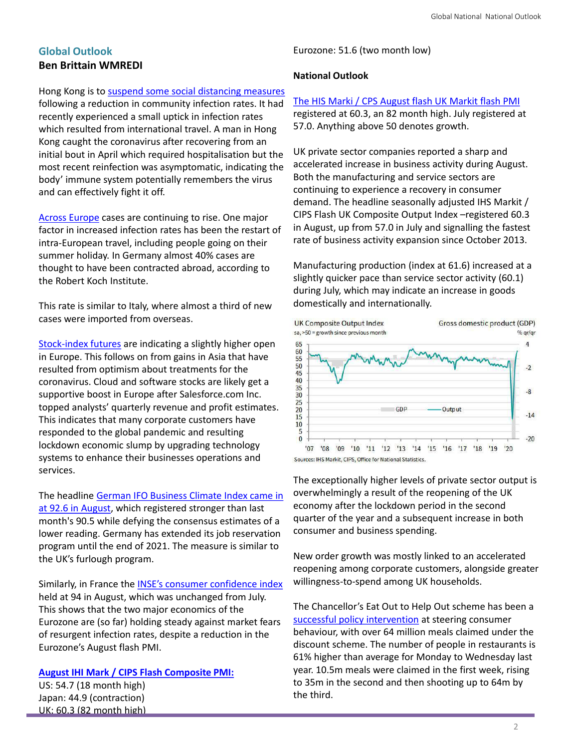## Global Outlook

**Ben Brittain WMREDI**

Hong Kong is to suspend some social distancing measures following a reduction in community infection rates. It had recently experienced a small uptick in infection rates which resulted from international travel. A man in Hong Kong caught the coronavirus after recovering from an initial bout in April which required hospitalisation but the most recent reinfection was asymptomatic, indicating the body' immune system potentially remembers the virus and can effectively fight it off.

Across Europe cases are continuing to rise. One major factor in increased infection rates has been the restart of intra-European travel, including people going on their summer holiday. In Germany almost 40% cases are thought to have been contracted abroad, according to the Robert Koch Institute.

This rate is similar to Italy, where almost a third of new cases were imported from overseas.

Stock-index futures are indicating a slightly higher open in Europe. This follows on from gains in Asia that have resulted from optimism about treatments for the coronavirus. Cloud and software stocks are likely get a supportive boost in Europe after Salesforce.com Inc. topped analysts' quarterly revenue and profit estimates. This indicates that many corporate customers have responded to the global pandemic and resulting lockdown economic slump by upgrading technology systems to enhance their businesses operations and services.

The headline German IFO Business Climate Index came in at 92.6 in August, which registered stronger than last month's 90.5 while defying the consensus estimates of a lower reading. Germany has extended its job reservation program until the end of 2021. The measure is similar to the UK's furlough program.

Similarly, in France the INSE's consumer confidence index held at 94 in August, which was unchanged from July. This shows that the two major economics of the Eurozone are (so far) holding steady against market fears of resurgent infection rates, despite a reduction in the Eurozone's August flash PMI.

**August IHI Mark / CIPS Flash Composite PMI:**

US: 54.7 (18 month high)
Japan: 44.9 (contraction)
UK: 60.3 (82 month high)
Eurozone: 51.6 (two month low)

### National Outlook

The HIS Markit / CPS August flash UK Markit flash PMI registered at 60.3, an 82 month high. July registered at 57.0. Anything above 50 denotes growth.

UK private sector companies reported a sharp and accelerated increase in business activity during August. Both the manufacturing and service sectors are continuing to experience a recovery in consumer demand. The headline seasonally adjusted IHS Markit / CIPS Flash UK Composite Output Index –registered 60.3 in August, up from 57.0 in July and signalling the fastest rate of business activity expansion since October 2013.

Manufacturing production (index at 61.6) increased at a slightly quicker pace than service sector activity (60.1) during July, which may indicate an increase in goods domestically and internationally.

UK Composite Output Index
sa, >50 = growth since previous month
Gross domestic product (GDP)
% qr/qr
65 60 55 50 45 40 35 30 25 20 15 10 5 0
4 -2 -8 -14 -20
GDP Output
'07 '08 '09 '10 '11 '12 '13 '14 '15 '16 '17 '18 '19 '20
Sources: IHS Markit, CIPS, Office for National Statistics.

The exceptionally higher levels of private sector output is overwhelmingly a result of the reopening of the UK economy after the lockdown period in the second quarter of the year and a subsequent increase in both consumer and business spending.

New order growth was mostly linked to an accelerated reopening among corporate customers, alongside greater willingness-to-spend among UK households.

The Chancellor's Eat Out to Help Out scheme has been a successful policy intervention at steering consumer behaviour, with over 64 million meals claimed under the discount scheme. The number of people in restaurants is 61% higher than average for Monday to Wednesday last year. 10.5m meals were claimed in the first week, rising to 35m in the second and then shooting up to 64m by the third.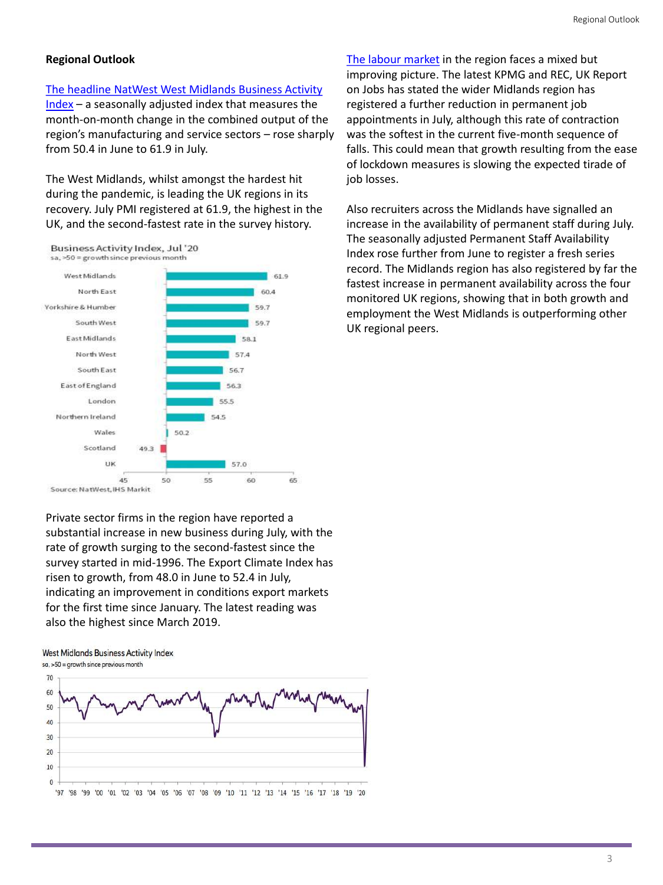## Regional Outlook

The headline NatWest West Midlands Business Activity Index – a seasonally adjusted index that measures the month-on-month change in the combined output of the region's manufacturing and service sectors – rose sharply from 50.4 in June to 61.9 in July.

The West Midlands, whilst amongst the hardest hit during the pandemic, is leading the UK regions in its recovery. July PMI registered at 61.9, the highest in the UK, and the second-fastest rate in the survey history.

Business Activity Index, Jul '20
sa, >50 = growth since previous month

West Midlands 61.9
North East 60.4
Yorkshire & Humber 59.7
South West 59.7
East Midlands 58.1
North West 57.4
South East 56.7
East of England 56.3
London 55.5
Northern Ireland 54.5
Wales 50.2
Scotland 49.3
UK 57.0

45 50 55 60 65

Source: NatWest, IHS Markit

Private sector firms in the region have reported a substantial increase in new business during July, with the rate of growth surging to the second-fastest since the survey started in mid-1996. The Export Climate Index has risen to growth, from 48.0 in June to 52.4 in July, indicating an improvement in conditions export markets for the first time since January. The latest reading was also the highest since March 2019.

West Midlands Business Activity Index
sa, >50 = growth since previous month

70 60 50 40 30 20 10 0

'97 '98 '99 '00 '01 '02 '03 '04 '05 '06 '07 '08 '09 '10 '11 '12 '13 '14 '15 '16 '17 '18 '19 '20

The labour market in the region faces a mixed but improving picture. The latest KPMG and REC, UK Report on Jobs has stated the wider Midlands region has registered a further reduction in permanent job appointments in July, although this rate of contraction was the softest in the current five-month sequence of falls. This could mean that growth resulting from the ease of lockdown measures is slowing the expected tirade of job losses.

Also recruiters across the Midlands have signalled an increase in the availability of permanent staff during July. The seasonally adjusted Permanent Staff Availability Index rose further from June to register a fresh series record. The Midlands region has also registered by far the fastest increase in permanent availability across the four monitored UK regions, showing that in both growth and employment the West Midlands is outperforming other UK regional peers.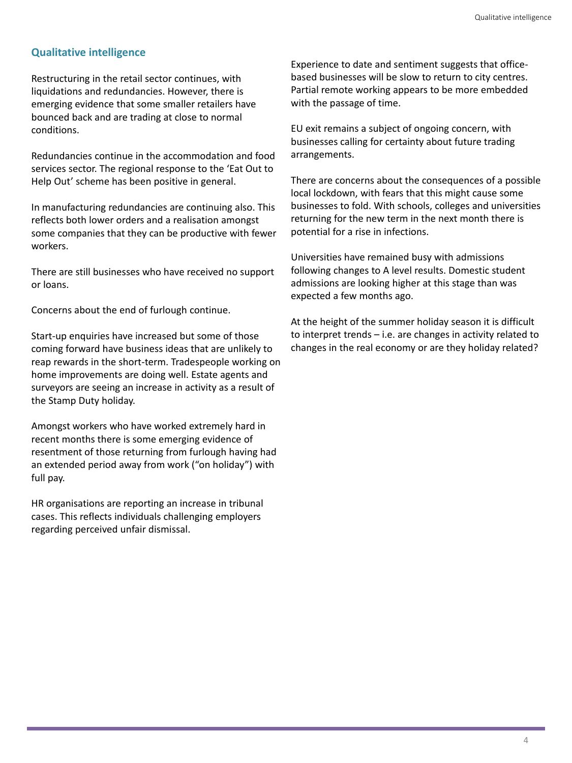## Qualitative intelligence

Restructuring in the retail sector continues, with liquidations and redundancies. However, there is emerging evidence that some smaller retailers have bounced back and are trading at close to normal conditions.

Redundancies continue in the accommodation and food services sector. The regional response to the 'Eat Out to Help Out' scheme has been positive in general.

In manufacturing redundancies are continuing also. This reflects both lower orders and a realisation amongst some companies that they can be productive with fewer workers.

There are still businesses who have received no support or loans.

Concerns about the end of furlough continue.

Start-up enquiries have increased but some of those coming forward have business ideas that are unlikely to reap rewards in the short-term. Tradespeople working on home improvements are doing well. Estate agents and surveyors are seeing an increase in activity as a result of the Stamp Duty holiday.

Amongst workers who have worked extremely hard in recent months there is some emerging evidence of resentment of those returning from furlough having had an extended period away from work ("on holiday") with full pay.

HR organisations are reporting an increase in tribunal cases. This reflects individuals challenging employers regarding perceived unfair dismissal.

Experience to date and sentiment suggests that office-based businesses will be slow to return to city centres. Partial remote working appears to be more embedded with the passage of time.

EU exit remains a subject of ongoing concern, with businesses calling for certainty about future trading arrangements.

There are concerns about the consequences of a possible local lockdown, with fears that this might cause some businesses to fold. With schools, colleges and universities returning for the new term in the next month there is potential for a rise in infections.

Universities have remained busy with admissions following changes to A level results. Domestic student admissions are looking higher at this stage than was expected a few months ago.

At the height of the summer holiday season it is difficult to interpret trends – i.e. are changes in activity related to changes in the real economy or are they holiday related?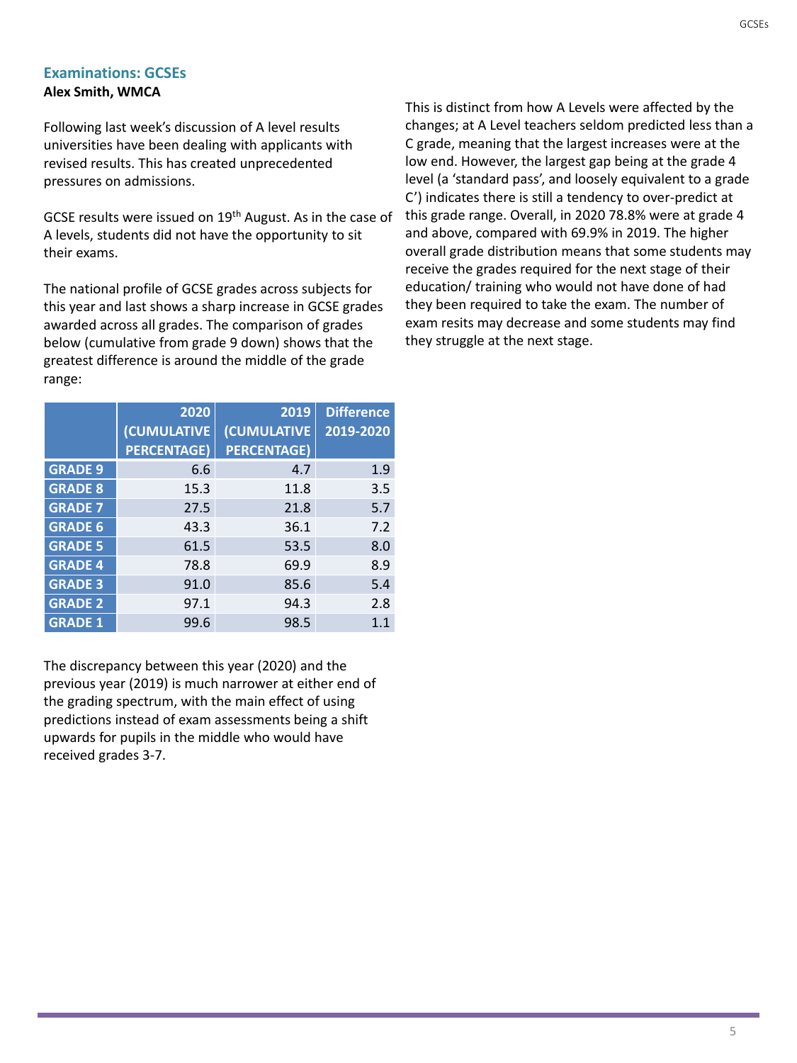## Examinations: GCSEs

**Alex Smith, WMCA**

Following last week's discussion of A level results universities have been dealing with applicants with revised results. This has created unprecedented pressures on admissions.

GCSE results were issued on 19th August. As in the case of A levels, students did not have the opportunity to sit their exams.

The national profile of GCSE grades across subjects for this year and last shows a sharp increase in GCSE grades awarded across all grades. The comparison of grades below (cumulative from grade 9 down) shows that the greatest difference is around the middle of the grade range:

| | 2020 (CUMULATIVE PERCENTAGE) | 2019 (CUMULATIVE PERCENTAGE) | Difference 2019-2020 |
|---|---|---|---|
| GRADE 9 | 6.6 | 4.7 | 1.9 |
| GRADE 8 | 15.3 | 11.8 | 3.5 |
| GRADE 7 | 27.5 | 21.8 | 5.7 |
| GRADE 6 | 43.3 | 36.1 | 7.2 |
| GRADE 5 | 61.5 | 53.5 | 8.0 |
| GRADE 4 | 78.8 | 69.9 | 8.9 |
| GRADE 3 | 91.0 | 85.6 | 5.4 |
| GRADE 2 | 97.1 | 94.3 | 2.8 |
| GRADE 1 | 99.6 | 98.5 | 1.1 |

The discrepancy between this year (2020) and the previous year (2019) is much narrower at either end of the grading spectrum, with the main effect of using predictions instead of exam assessments being a shift upwards for pupils in the middle who would have received grades 3-7.

This is distinct from how A Levels were affected by the changes; at A Level teachers seldom predicted less than a C grade, meaning that the largest increases were at the low end. However, the largest gap being at the grade 4 level (a 'standard pass', and loosely equivalent to a grade C') indicates there is still a tendency to over-predict at this grade range. Overall, in 2020 78.8% were at grade 4 and above, compared with 69.9% in 2019. The higher overall grade distribution means that some students may receive the grades required for the next stage of their education/ training who would not have done of had they been required to take the exam. The number of exam resits may decrease and some students may find they struggle at the next stage.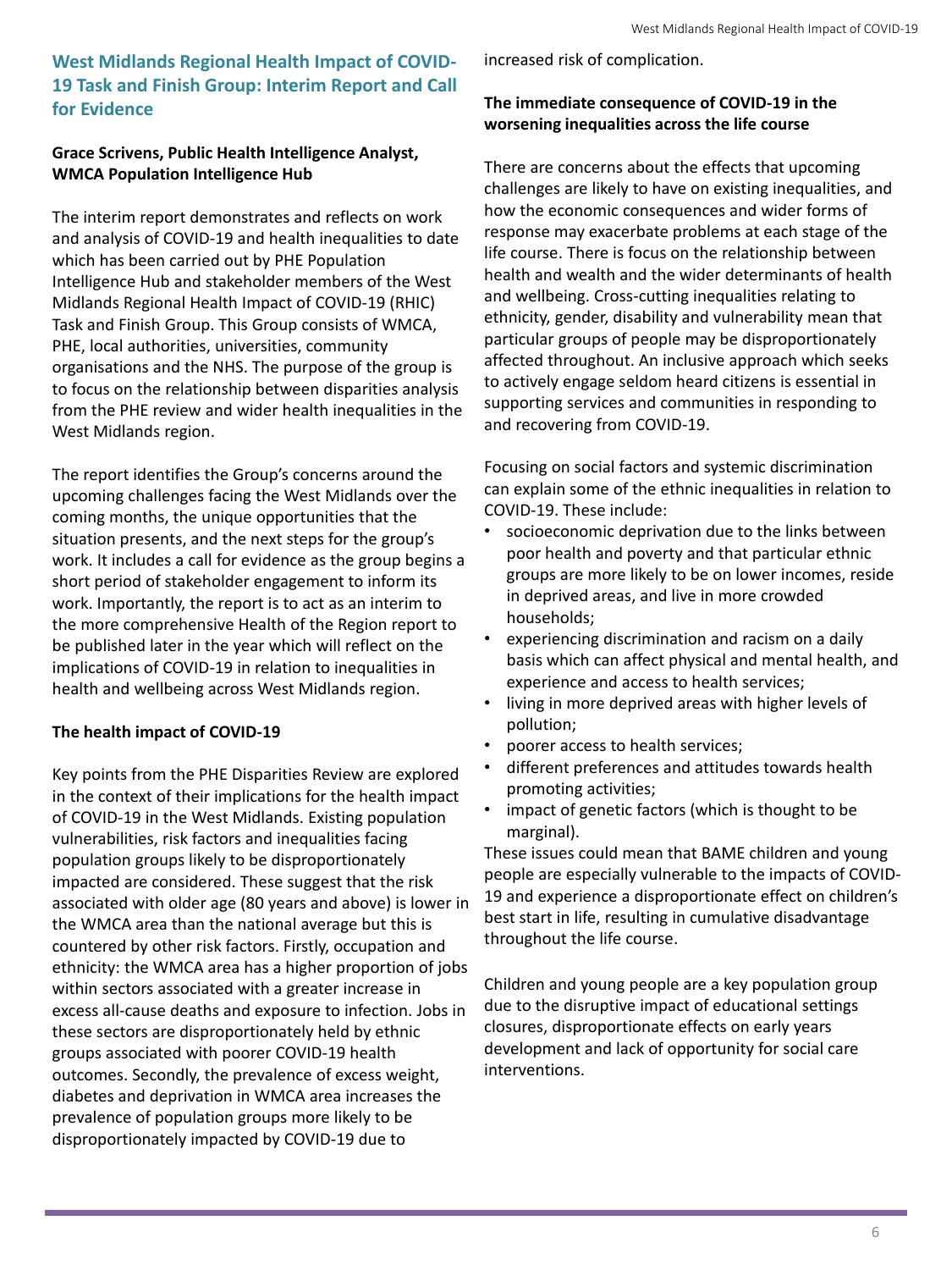## West Midlands Regional Health Impact of COVID-19 Task and Finish Group: Interim Report and Call for Evidence

**Grace Scrivens, Public Health Intelligence Analyst, WMCA Population Intelligence Hub**

The interim report demonstrates and reflects on work and analysis of COVID-19 and health inequalities to date which has been carried out by PHE Population Intelligence Hub and stakeholder members of the West Midlands Regional Health Impact of COVID-19 (RHIC) Task and Finish Group. This Group consists of WMCA, PHE, local authorities, universities, community organisations and the NHS. The purpose of the group is to focus on the relationship between disparities analysis from the PHE review and wider health inequalities in the West Midlands region.

The report identifies the Group's concerns around the upcoming challenges facing the West Midlands over the coming months, the unique opportunities that the situation presents, and the next steps for the group's work. It includes a call for evidence as the group begins a short period of stakeholder engagement to inform its work. Importantly, the report is to act as an interim to the more comprehensive Health of the Region report to be published later in the year which will reflect on the implications of COVID-19 in relation to inequalities in health and wellbeing across West Midlands region.

**The health impact of COVID-19**

Key points from the PHE Disparities Review are explored in the context of their implications for the health impact of COVID-19 in the West Midlands. Existing population vulnerabilities, risk factors and inequalities facing population groups likely to be disproportionately impacted are considered. These suggest that the risk associated with older age (80 years and above) is lower in the WMCA area than the national average but this is countered by other risk factors. Firstly, occupation and ethnicity: the WMCA area has a higher proportion of jobs within sectors associated with a greater increase in excess all-cause deaths and exposure to infection. Jobs in these sectors are disproportionately held by ethnic groups associated with poorer COVID-19 health outcomes. Secondly, the prevalence of excess weight, diabetes and deprivation in WMCA area increases the prevalence of population groups more likely to be disproportionately impacted by COVID-19 due to increased risk of complication.

**The immediate consequence of COVID-19 in the worsening inequalities across the life course**

There are concerns about the effects that upcoming challenges are likely to have on existing inequalities, and how the economic consequences and wider forms of response may exacerbate problems at each stage of the life course. There is focus on the relationship between health and wealth and the wider determinants of health and wellbeing. Cross-cutting inequalities relating to ethnicity, gender, disability and vulnerability mean that particular groups of people may be disproportionately affected throughout. An inclusive approach which seeks to actively engage seldom heard citizens is essential in supporting services and communities in responding to and recovering from COVID-19.

Focusing on social factors and systemic discrimination can explain some of the ethnic inequalities in relation to COVID-19. These include:

- socioeconomic deprivation due to the links between poor health and poverty and that particular ethnic groups are more likely to be on lower incomes, reside in deprived areas, and live in more crowded households;
- experiencing discrimination and racism on a daily basis which can affect physical and mental health, and experience and access to health services;
- living in more deprived areas with higher levels of pollution;
- poorer access to health services;
- different preferences and attitudes towards health promoting activities;
- impact of genetic factors (which is thought to be marginal).

These issues could mean that BAME children and young people are especially vulnerable to the impacts of COVID-19 and experience a disproportionate effect on children's best start in life, resulting in cumulative disadvantage throughout the life course.

Children and young people are a key population group due to the disruptive impact of educational settings closures, disproportionate effects on early years development and lack of opportunity for social care interventions.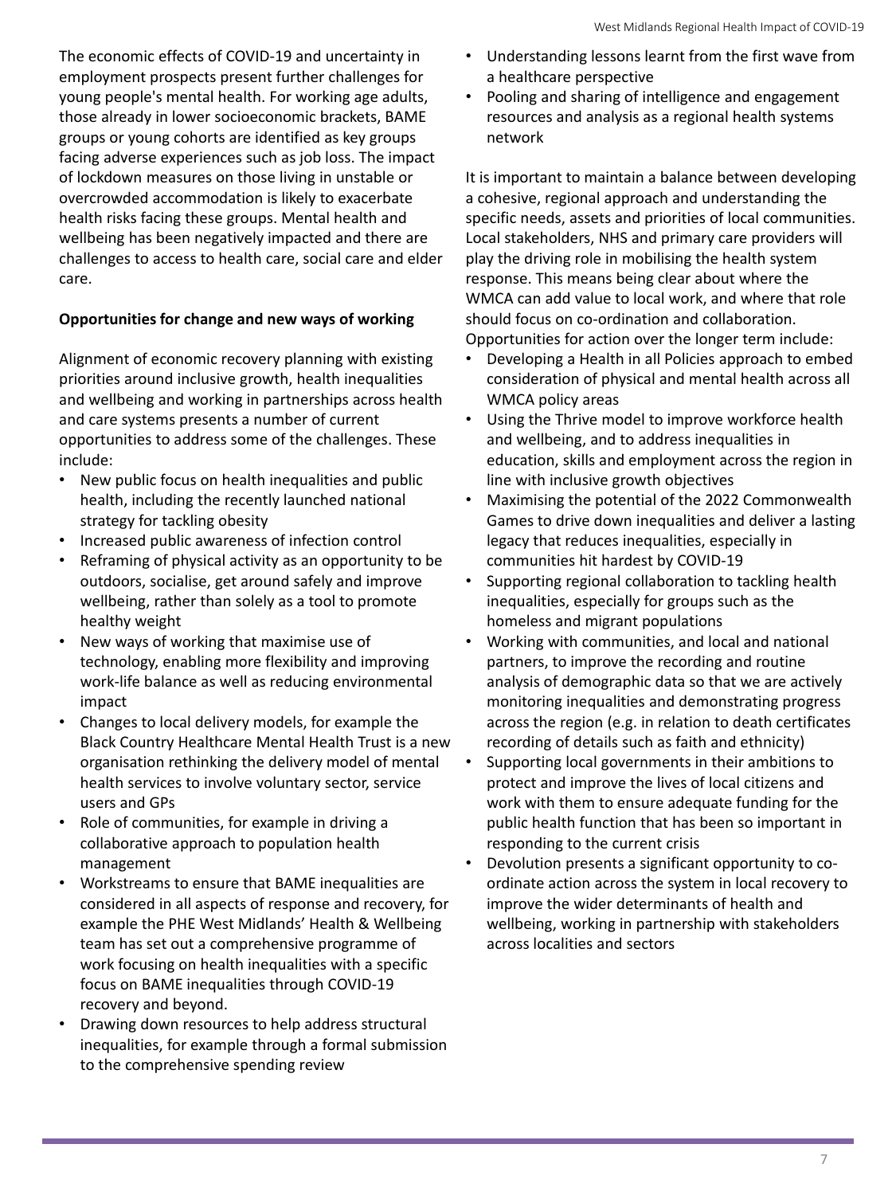The economic effects of COVID-19 and uncertainty in employment prospects present further challenges for young people's mental health. For working age adults, those already in lower socioeconomic brackets, BAME groups or young cohorts are identified as key groups facing adverse experiences such as job loss. The impact of lockdown measures on those living in unstable or overcrowded accommodation is likely to exacerbate health risks facing these groups. Mental health and wellbeing has been negatively impacted and there are challenges to access to health care, social care and elder care.

**Opportunities for change and new ways of working**

Alignment of economic recovery planning with existing priorities around inclusive growth, health inequalities and wellbeing and working in partnerships across health and care systems presents a number of current opportunities to address some of the challenges. These include:

- New public focus on health inequalities and public health, including the recently launched national strategy for tackling obesity
- Increased public awareness of infection control
- Reframing of physical activity as an opportunity to be outdoors, socialise, get around safely and improve wellbeing, rather than solely as a tool to promote healthy weight
- New ways of working that maximise use of technology, enabling more flexibility and improving work-life balance as well as reducing environmental impact
- Changes to local delivery models, for example the Black Country Healthcare Mental Health Trust is a new organisation rethinking the delivery model of mental health services to involve voluntary sector, service users and GPs
- Role of communities, for example in driving a collaborative approach to population health management
- Workstreams to ensure that BAME inequalities are considered in all aspects of response and recovery, for example the PHE West Midlands' Health & Wellbeing team has set out a comprehensive programme of work focusing on health inequalities with a specific focus on BAME inequalities through COVID-19 recovery and beyond.
- Drawing down resources to help address structural inequalities, for example through a formal submission to the comprehensive spending review
- Understanding lessons learnt from the first wave from a healthcare perspective
- Pooling and sharing of intelligence and engagement resources and analysis as a regional health systems network

It is important to maintain a balance between developing a cohesive, regional approach and understanding the specific needs, assets and priorities of local communities. Local stakeholders, NHS and primary care providers will play the driving role in mobilising the health system response. This means being clear about where the WMCA can add value to local work, and where that role should focus on co-ordination and collaboration. Opportunities for action over the longer term include:

- Developing a Health in all Policies approach to embed consideration of physical and mental health across all WMCA policy areas
- Using the Thrive model to improve workforce health and wellbeing, and to address inequalities in education, skills and employment across the region in line with inclusive growth objectives
- Maximising the potential of the 2022 Commonwealth Games to drive down inequalities and deliver a lasting legacy that reduces inequalities, especially in communities hit hardest by COVID-19
- Supporting regional collaboration to tackling health inequalities, especially for groups such as the homeless and migrant populations
- Working with communities, and local and national partners, to improve the recording and routine analysis of demographic data so that we are actively monitoring inequalities and demonstrating progress across the region (e.g. in relation to death certificates recording of details such as faith and ethnicity)
- Supporting local governments in their ambitions to protect and improve the lives of local citizens and work with them to ensure adequate funding for the public health function that has been so important in responding to the current crisis
- Devolution presents a significant opportunity to co-ordinate action across the system in local recovery to improve the wider determinants of health and wellbeing, working in partnership with stakeholders across localities and sectors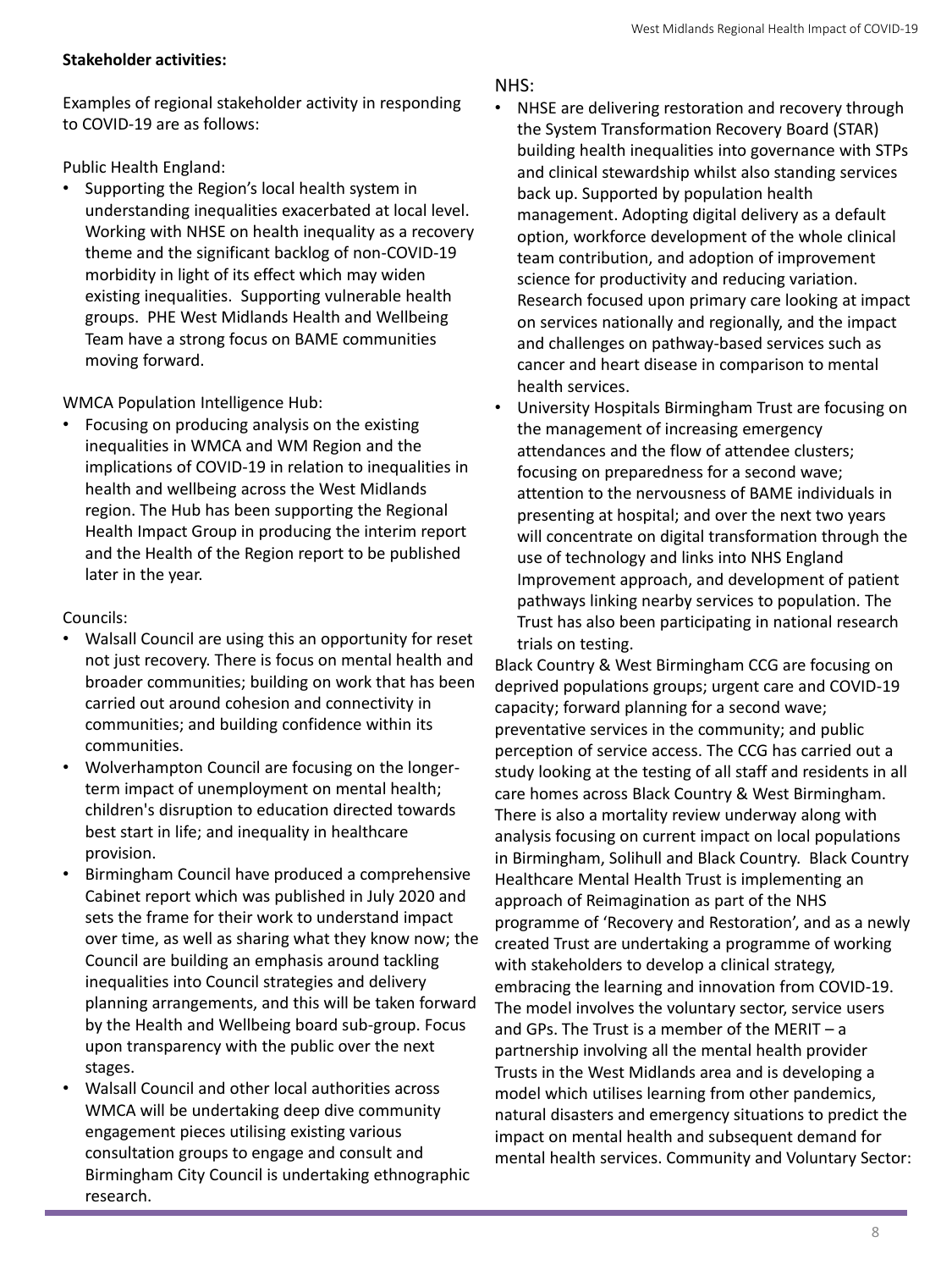**Stakeholder activities:**

Examples of regional stakeholder activity in responding to COVID-19 are as follows:

Public Health England:

- Supporting the Region's local health system in understanding inequalities exacerbated at local level. Working with NHSE on health inequality as a recovery theme and the significant backlog of non-COVID-19 morbidity in light of its effect which may widen existing inequalities. Supporting vulnerable health groups. PHE West Midlands Health and Wellbeing Team have a strong focus on BAME communities moving forward.

WMCA Population Intelligence Hub:

- Focusing on producing analysis on the existing inequalities in WMCA and WM Region and the implications of COVID-19 in relation to inequalities in health and wellbeing across the West Midlands region. The Hub has been supporting the Regional Health Impact Group in producing the interim report and the Health of the Region report to be published later in the year.

Councils:

- Walsall Council are using this an opportunity for reset not just recovery. There is focus on mental health and broader communities; building on work that has been carried out around cohesion and connectivity in communities; and building confidence within its communities.
- Wolverhampton Council are focusing on the longer-term impact of unemployment on mental health; children's disruption to education directed towards best start in life; and inequality in healthcare provision.
- Birmingham Council have produced a comprehensive Cabinet report which was published in July 2020 and sets the frame for their work to understand impact over time, as well as sharing what they know now; the Council are building an emphasis around tackling inequalities into Council strategies and delivery planning arrangements, and this will be taken forward by the Health and Wellbeing board sub-group. Focus upon transparency with the public over the next stages.
- Walsall Council and other local authorities across WMCA will be undertaking deep dive community engagement pieces utilising existing various consultation groups to engage and consult and Birmingham City Council is undertaking ethnographic research.

NHS:

- NHSE are delivering restoration and recovery through the System Transformation Recovery Board (STAR) building health inequalities into governance with STPs and clinical stewardship whilst also standing services back up. Supported by population health management. Adopting digital delivery as a default option, workforce development of the whole clinical team contribution, and adoption of improvement science for productivity and reducing variation. Research focused upon primary care looking at impact on services nationally and regionally, and the impact and challenges on pathway-based services such as cancer and heart disease in comparison to mental health services.
- University Hospitals Birmingham Trust are focusing on the management of increasing emergency attendances and the flow of attendee clusters; focusing on preparedness for a second wave; attention to the nervousness of BAME individuals in presenting at hospital; and over the next two years will concentrate on digital transformation through the use of technology and links into NHS England Improvement approach, and development of patient pathways linking nearby services to population. The Trust has also been participating in national research trials on testing.

Black Country & West Birmingham CCG are focusing on deprived populations groups; urgent care and COVID-19 capacity; forward planning for a second wave; preventative services in the community; and public perception of service access. The CCG has carried out a study looking at the testing of all staff and residents in all care homes across Black Country & West Birmingham. There is also a mortality review underway along with analysis focusing on current impact on local populations in Birmingham, Solihull and Black Country. Black Country Healthcare Mental Health Trust is implementing an approach of Reimagination as part of the NHS programme of 'Recovery and Restoration', and as a newly created Trust are undertaking a programme of working with stakeholders to develop a clinical strategy, embracing the learning and innovation from COVID-19. The model involves the voluntary sector, service users and GPs. The Trust is a member of the MERIT – a partnership involving all the mental health provider Trusts in the West Midlands area and is developing a model which utilises learning from other pandemics, natural disasters and emergency situations to predict the impact on mental health and subsequent demand for mental health services. Community and Voluntary Sector: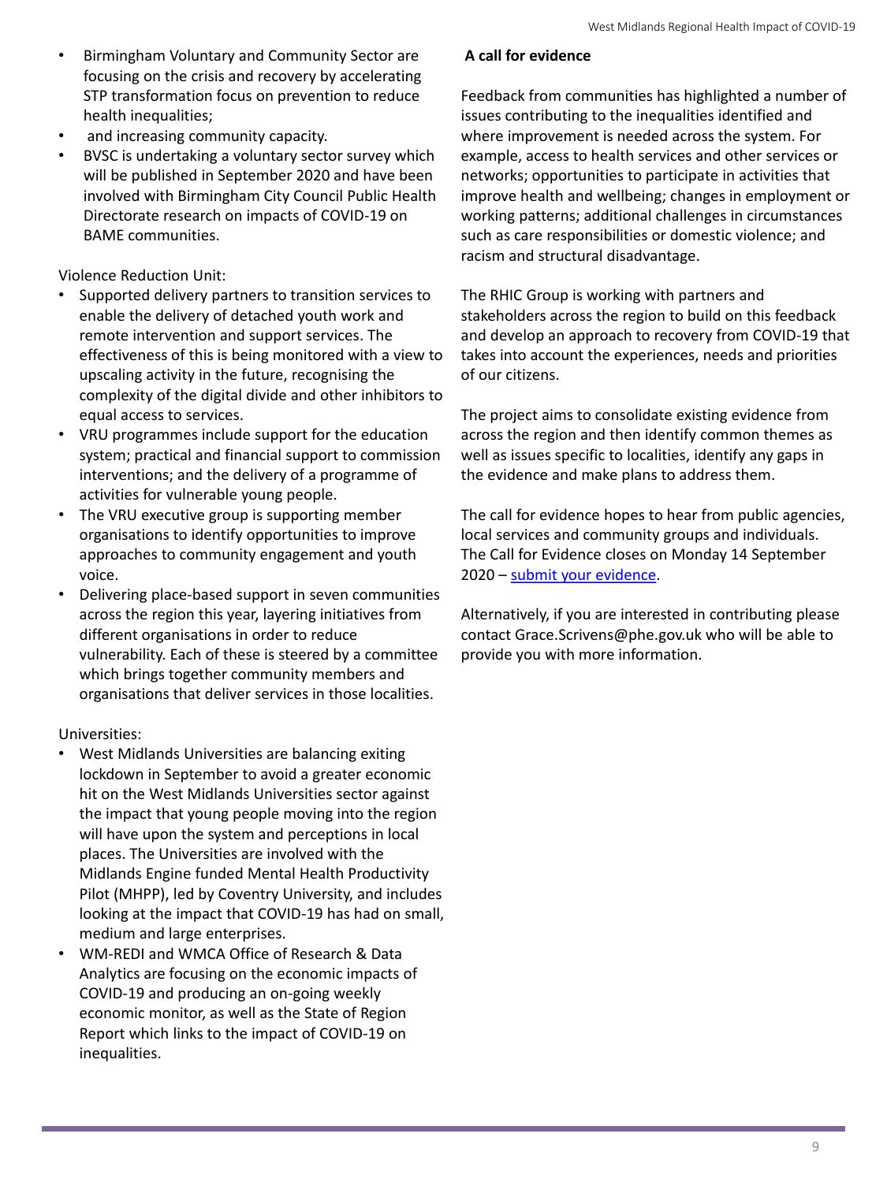- Birmingham Voluntary and Community Sector are focusing on the crisis and recovery by accelerating STP transformation focus on prevention to reduce health inequalities;
- and increasing community capacity.
- BVSC is undertaking a voluntary sector survey which will be published in September 2020 and have been involved with Birmingham City Council Public Health Directorate research on impacts of COVID-19 on BAME communities.

Violence Reduction Unit:

- Supported delivery partners to transition services to enable the delivery of detached youth work and remote intervention and support services. The effectiveness of this is being monitored with a view to upscaling activity in the future, recognising the complexity of the digital divide and other inhibitors to equal access to services.
- VRU programmes include support for the education system; practical and financial support to commission interventions; and the delivery of a programme of activities for vulnerable young people.
- The VRU executive group is supporting member organisations to identify opportunities to improve approaches to community engagement and youth voice.
- Delivering place-based support in seven communities across the region this year, layering initiatives from different organisations in order to reduce vulnerability. Each of these is steered by a committee which brings together community members and organisations that deliver services in those localities.

Universities:

- West Midlands Universities are balancing exiting lockdown in September to avoid a greater economic hit on the West Midlands Universities sector against the impact that young people moving into the region will have upon the system and perceptions in local places. The Universities are involved with the Midlands Engine funded Mental Health Productivity Pilot (MHPP), led by Coventry University, and includes looking at the impact that COVID-19 has had on small, medium and large enterprises.
- WM-REDI and WMCA Office of Research & Data Analytics are focusing on the economic impacts of COVID-19 and producing an on-going weekly economic monitor, as well as the State of Region Report which links to the impact of COVID-19 on inequalities.

**A call for evidence**

Feedback from communities has highlighted a number of issues contributing to the inequalities identified and where improvement is needed across the system. For example, access to health services and other services or networks; opportunities to participate in activities that improve health and wellbeing; changes in employment or working patterns; additional challenges in circumstances such as care responsibilities or domestic violence; and racism and structural disadvantage.

The RHIC Group is working with partners and stakeholders across the region to build on this feedback and develop an approach to recovery from COVID-19 that takes into account the experiences, needs and priorities of our citizens.

The project aims to consolidate existing evidence from across the region and then identify common themes as well as issues specific to localities, identify any gaps in the evidence and make plans to address them.

The call for evidence hopes to hear from public agencies, local services and community groups and individuals. The Call for Evidence closes on Monday 14 September 2020 – submit your evidence.

Alternatively, if you are interested in contributing please contact Grace.Scrivens@phe.gov.uk who will be able to provide you with more information.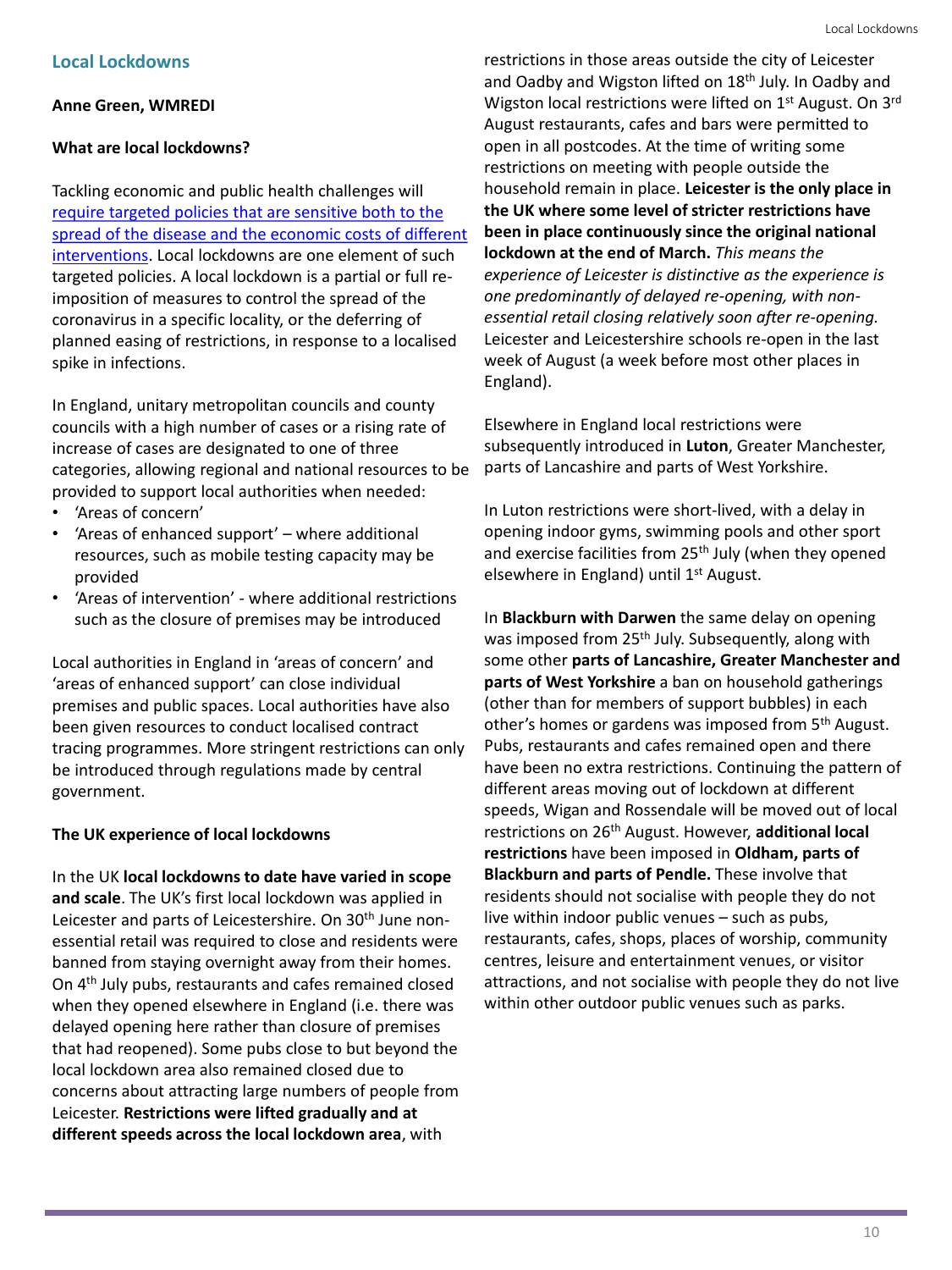## Local Lockdowns

**Anne Green, WMREDI**

**What are local lockdowns?**

Tackling economic and public health challenges will require targeted policies that are sensitive both to the spread of the disease and the economic costs of different interventions. Local lockdowns are one element of such targeted policies. A local lockdown is a partial or full re-imposition of measures to control the spread of the coronavirus in a specific locality, or the deferring of planned easing of restrictions, in response to a localised spike in infections.

In England, unitary metropolitan councils and county councils with a high number of cases or a rising rate of increase of cases are designated to one of three categories, allowing regional and national resources to be provided to support local authorities when needed:

- 'Areas of concern'
- 'Areas of enhanced support' – where additional resources, such as mobile testing capacity may be provided
- 'Areas of intervention' - where additional restrictions such as the closure of premises may be introduced

Local authorities in England in 'areas of concern' and 'areas of enhanced support' can close individual premises and public spaces. Local authorities have also been given resources to conduct localised contract tracing programmes. More stringent restrictions can only be introduced through regulations made by central government.

**The UK experience of local lockdowns**

In the UK **local lockdowns to date have varied in scope and scale**. The UK's first local lockdown was applied in Leicester and parts of Leicestershire. On 30th June non-essential retail was required to close and residents were banned from staying overnight away from their homes. On 4th July pubs, restaurants and cafes remained closed when they opened elsewhere in England (i.e. there was delayed opening here rather than closure of premises that had reopened). Some pubs close to but beyond the local lockdown area also remained closed due to concerns about attracting large numbers of people from Leicester. **Restrictions were lifted gradually and at different speeds across the local lockdown area**, with restrictions in those areas outside the city of Leicester and Oadby and Wigston lifted on 18th July. In Oadby and Wigston local restrictions were lifted on 1st August. On 3rd August restaurants, cafes and bars were permitted to open in all postcodes. At the time of writing some restrictions on meeting with people outside the household remain in place. **Leicester is the only place in the UK where some level of stricter restrictions have been in place continuously since the original national lockdown at the end of March.** *This means the experience of Leicester is distinctive as the experience is one predominantly of delayed re-opening, with non-essential retail closing relatively soon after re-opening.* Leicester and Leicestershire schools re-open in the last week of August (a week before most other places in England).

Elsewhere in England local restrictions were subsequently introduced in **Luton**, Greater Manchester, parts of Lancashire and parts of West Yorkshire.

In Luton restrictions were short-lived, with a delay in opening indoor gyms, swimming pools and other sport and exercise facilities from 25th July (when they opened elsewhere in England) until 1st August.

In **Blackburn with Darwen** the same delay on opening was imposed from 25th July. Subsequently, along with some other **parts of Lancashire, Greater Manchester and parts of West Yorkshire** a ban on household gatherings (other than for members of support bubbles) in each other's homes or gardens was imposed from 5th August. Pubs, restaurants and cafes remained open and there have been no extra restrictions. Continuing the pattern of different areas moving out of lockdown at different speeds, Wigan and Rossendale will be moved out of local restrictions on 26th August. However, **additional local restrictions** have been imposed in **Oldham, parts of Blackburn and parts of Pendle.** These involve that residents should not socialise with people they do not live within indoor public venues – such as pubs, restaurants, cafes, shops, places of worship, community centres, leisure and entertainment venues, or visitor attractions, and not socialise with people they do not live within other outdoor public venues such as parks.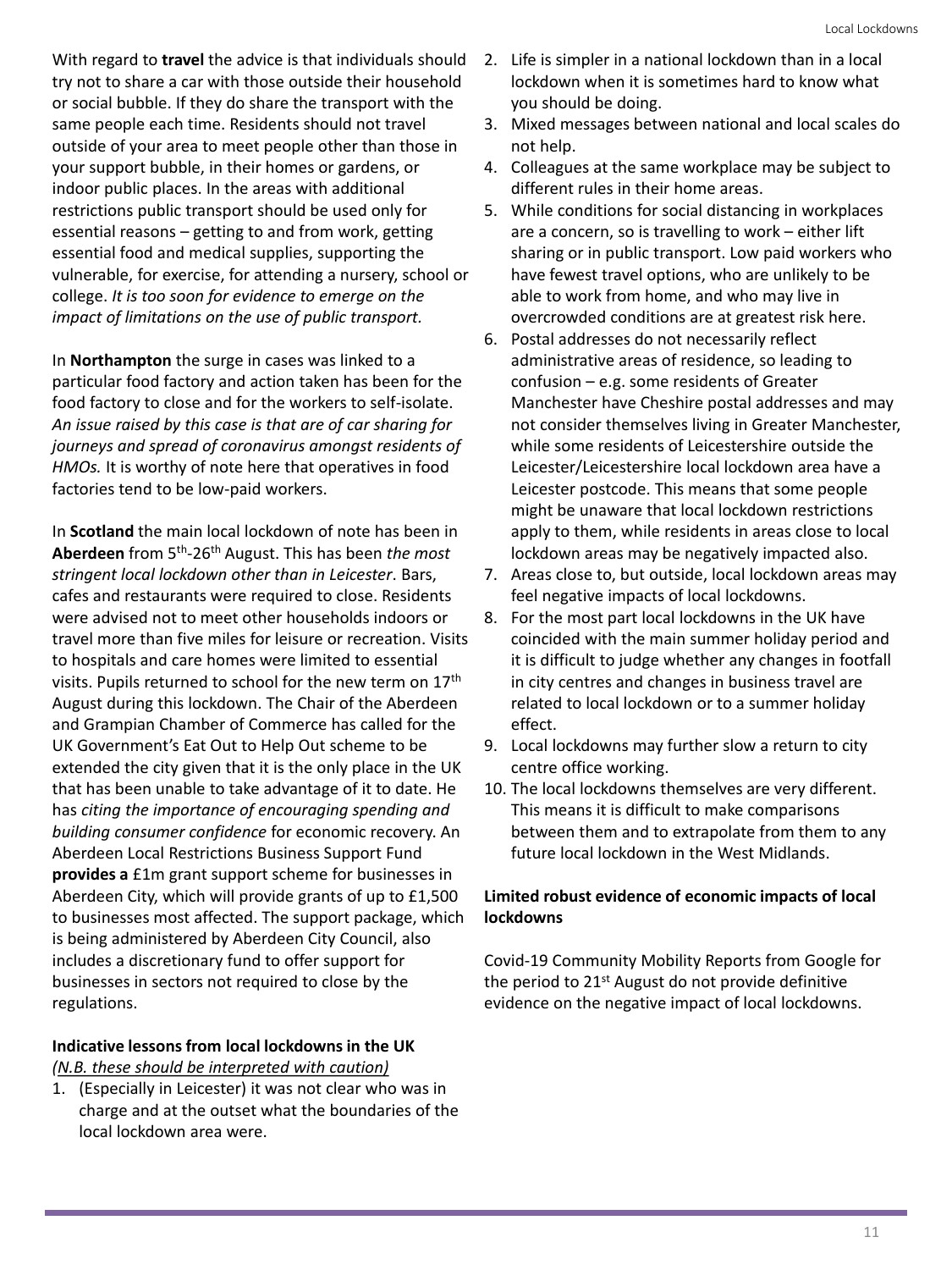With regard to **travel** the advice is that individuals should try not to share a car with those outside their household or social bubble. If they do share the transport with the same people each time. Residents should not travel outside of your area to meet people other than those in your support bubble, in their homes or gardens, or indoor public places. In the areas with additional restrictions public transport should be used only for essential reasons – getting to and from work, getting essential food and medical supplies, supporting the vulnerable, for exercise, for attending a nursery, school or college. *It is too soon for evidence to emerge on the impact of limitations on the use of public transport.*

In **Northampton** the surge in cases was linked to a particular food factory and action taken has been for the food factory to close and for the workers to self-isolate. *An issue raised by this case is that are of car sharing for journeys and spread of coronavirus amongst residents of HMOs.* It is worthy of note here that operatives in food factories tend to be low-paid workers.

In **Scotland** the main local lockdown of note has been in **Aberdeen** from 5th-26th August. This has been *the most stringent local lockdown other than in Leicester*. Bars, cafes and restaurants were required to close. Residents were advised not to meet other households indoors or travel more than five miles for leisure or recreation. Visits to hospitals and care homes were limited to essential visits. Pupils returned to school for the new term on 17th August during this lockdown. The Chair of the Aberdeen and Grampian Chamber of Commerce has called for the UK Government's Eat Out to Help Out scheme to be extended the city given that it is the only place in the UK that has been unable to take advantage of it to date. He has *citing the importance of encouraging spending and building consumer confidence* for economic recovery. An Aberdeen Local Restrictions Business Support Fund **provides a** £1m grant support scheme for businesses in Aberdeen City, which will provide grants of up to £1,500 to businesses most affected. The support package, which is being administered by Aberdeen City Council, also includes a discretionary fund to offer support for businesses in sectors not required to close by the regulations.

**Indicative lessons from local lockdowns in the UK**
*(N.B. these should be interpreted with caution)*

1. (Especially in Leicester) it was not clear who was in charge and at the outset what the boundaries of the local lockdown area were.
2. Life is simpler in a national lockdown than in a local lockdown when it is sometimes hard to know what you should be doing.
3. Mixed messages between national and local scales do not help.
4. Colleagues at the same workplace may be subject to different rules in their home areas.
5. While conditions for social distancing in workplaces are a concern, so is travelling to work – either lift sharing or in public transport. Low paid workers who have fewest travel options, who are unlikely to be able to work from home, and who may live in overcrowded conditions are at greatest risk here.
6. Postal addresses do not necessarily reflect administrative areas of residence, so leading to confusion – e.g. some residents of Greater Manchester have Cheshire postal addresses and may not consider themselves living in Greater Manchester, while some residents of Leicestershire outside the Leicester/Leicestershire local lockdown area have a Leicester postcode. This means that some people might be unaware that local lockdown restrictions apply to them, while residents in areas close to local lockdown areas may be negatively impacted also.
7. Areas close to, but outside, local lockdown areas may feel negative impacts of local lockdowns.
8. For the most part local lockdowns in the UK have coincided with the main summer holiday period and it is difficult to judge whether any changes in footfall in city centres and changes in business travel are related to local lockdown or to a summer holiday effect.
9. Local lockdowns may further slow a return to city centre office working.
10. The local lockdowns themselves are very different. This means it is difficult to make comparisons between them and to extrapolate from them to any future local lockdown in the West Midlands.

**Limited robust evidence of economic impacts of local lockdowns**

Covid-19 Community Mobility Reports from Google for the period to 21st August do not provide definitive evidence on the negative impact of local lockdowns.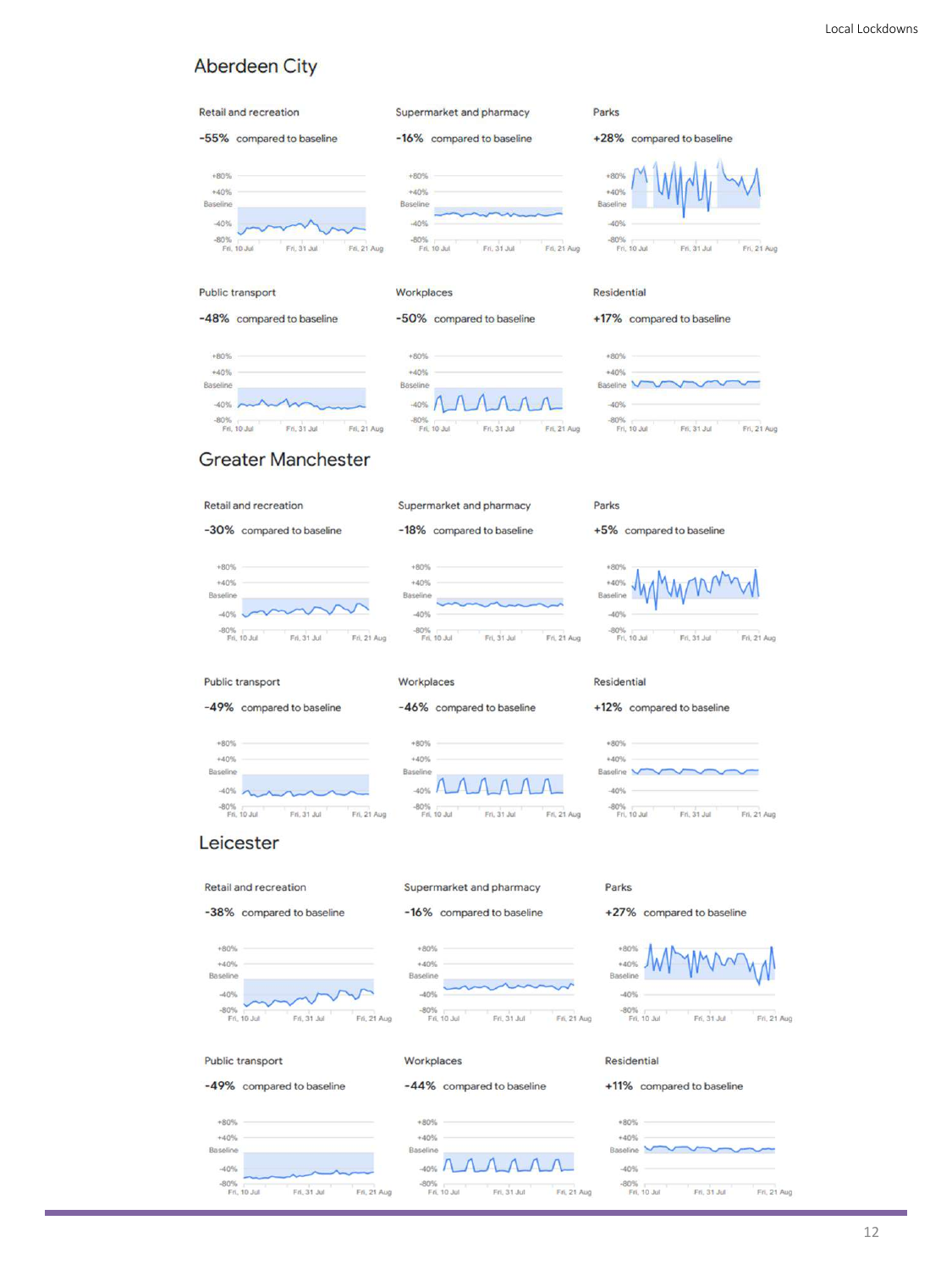## Aberdeen City

Retail and recreation

-55% compared to baseline

+80%
+40%
Baseline
-40%
-80%
Fri, 10 Jul
Fri, 31 Jul
Fri, 21 Aug

Supermarket and pharmacy

-16% compared to baseline

+80%
+40%
Baseline
-40%
-80%
Fri, 10 Jul
Fri, 31 Jul
Fri, 21 Aug

Parks

+28% compared to baseline

+80%
+40%
Baseline
-40%
-80%
Fri, 10 Jul
Fri, 31 Jul
Fri, 21 Aug

Public transport

-48% compared to baseline

+80%
+40%
Baseline
-40%
-80%
Fri, 10 Jul
Fri, 31 Jul
Fri, 21 Aug

Workplaces

-50% compared to baseline

+80%
+40%
Baseline
-40%
-80%
Fri, 10 Jul
Fri, 31 Jul
Fri, 21 Aug

Residential

+17% compared to baseline

+80%
+40%
Baseline
-40%
-80%
Fri, 10 Jul
Fri, 31 Jul
Fri, 21 Aug

## Greater Manchester

Retail and recreation

-30% compared to baseline

+80%
+40%
Baseline
-40%
-80%
Fri, 10 Jul
Fri, 31 Jul
Fri, 21 Aug

Supermarket and pharmacy

-18% compared to baseline

+80%
+40%
Baseline
-40%
-80%
Fri, 10 Jul
Fri, 31 Jul
Fri, 21 Aug

Parks

+5% compared to baseline

+80%
+40%
Baseline
-40%
-80%
Fri, 10 Jul
Fri, 31 Jul
Fri, 21 Aug

Public transport

-49% compared to baseline

+80%
+40%
Baseline
-40%
-80%
Fri, 10 Jul
Fri, 31 Jul
Fri, 21 Aug

Workplaces

-46% compared to baseline

+80%
+40%
Baseline
-40%
-80%
Fri, 10 Jul
Fri, 31 Jul
Fri, 21 Aug

Residential

+12% compared to baseline

+80%
+40%
Baseline
-40%
-80%
Fri, 10 Jul
Fri, 31 Jul
Fri, 21 Aug

## Leicester

Retail and recreation

-38% compared to baseline

+80%
+40%
Baseline
-40%
-80%
Fri, 10 Jul
Fri, 31 Jul
Fri, 21 Aug

Supermarket and pharmacy

-16% compared to baseline

+80%
+40%
Baseline
-40%
-80%
Fri, 10 Jul
Fri, 31 Jul
Fri, 21 Aug

Parks

+27% compared to baseline

+80%
+40%
Baseline
-40%
-80%
Fri, 10 Jul
Fri, 31 Jul
Fri, 21 Aug

Public transport

-49% compared to baseline

+80%
+40%
Baseline
-40%
-80%
Fri, 10 Jul
Fri, 31 Jul
Fri, 21 Aug

Workplaces

-44% compared to baseline

+80%
+40%
Baseline
-40%
-80%
Fri, 10 Jul
Fri, 31 Jul
Fri, 21 Aug

Residential

+11% compared to baseline

+80%
+40%
Baseline
-40%
-80%
Fri, 10 Jul
Fri, 31 Jul
Fri, 21 Aug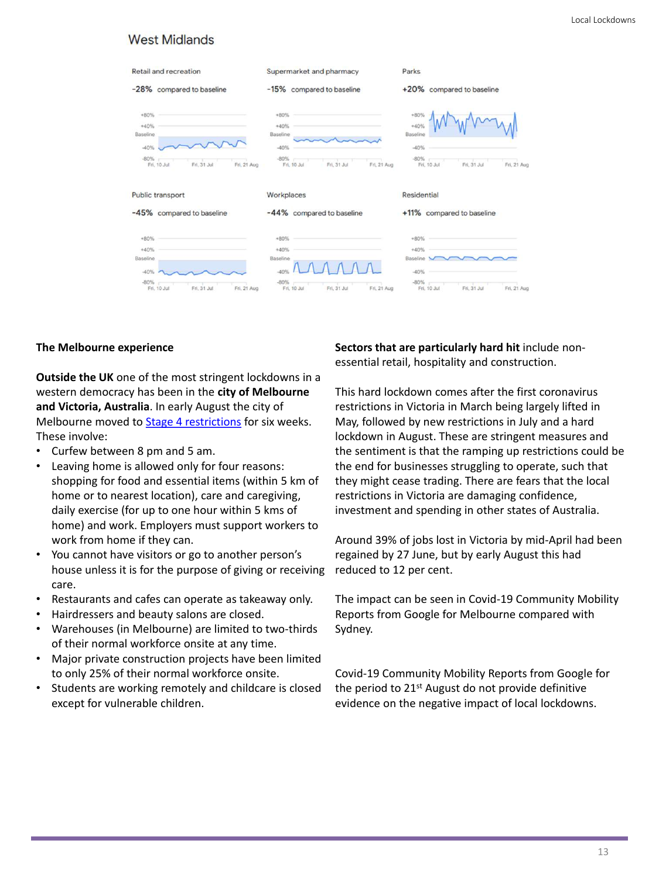## West Midlands

Retail and recreation

-28% compared to baseline

+80%
+40%
Baseline
-40%
-80%
Fri, 10 Jul
Fri, 31 Jul
Fri, 21 Aug

Supermarket and pharmacy

-15% compared to baseline

+80%
+40%
Baseline
-40%
-80%
Fri, 10 Jul
Fri, 31 Jul
Fri, 21 Aug

Parks

+20% compared to baseline

+80%
+40%
Baseline
-40%
-80%
Fri, 10 Jul
Fri, 31 Jul
Fri, 21 Aug

Public transport

-45% compared to baseline

+80%
+40%
Baseline
-40%
-80%
Fri, 10 Jul
Fri, 31 Jul
Fri, 21 Aug

Workplaces

-44% compared to baseline

+80%
+40%
Baseline
-40%
-80%
Fri, 10 Jul
Fri, 31 Jul
Fri, 21 Aug

Residential

+11% compared to baseline

+80%
+40%
Baseline
-40%
-80%
Fri, 10 Jul
Fri, 31 Jul
Fri, 21 Aug

**The Melbourne experience**

**Outside the UK** one of the most stringent lockdowns in a western democracy has been in the **city of Melbourne and Victoria, Australia**. In early August the city of Melbourne moved to [Stage 4 restrictions]() for six weeks. These involve:

- Curfew between 8 pm and 5 am.
- Leaving home is allowed only for four reasons: shopping for food and essential items (within 5 km of home or to nearest location), care and caregiving, daily exercise (for up to one hour within 5 kms of home) and work. Employers must support workers to work from home if they can.
- You cannot have visitors or go to another person's house unless it is for the purpose of giving or receiving care.
- Restaurants and cafes can operate as takeaway only.
- Hairdressers and beauty salons are closed.
- Warehouses (in Melbourne) are limited to two-thirds of their normal workforce onsite at any time.
- Major private construction projects have been limited to only 25% of their normal workforce onsite.
- Students are working remotely and childcare is closed except for vulnerable children.

**Sectors that are particularly hard hit** include non-essential retail, hospitality and construction.

This hard lockdown comes after the first coronavirus restrictions in Victoria in March being largely lifted in May, followed by new restrictions in July and a hard lockdown in August. These are stringent measures and the sentiment is that the ramping up restrictions could be the end for businesses struggling to operate, such that they might cease trading. There are fears that the local restrictions in Victoria are damaging confidence, investment and spending in other states of Australia.

Around 39% of jobs lost in Victoria by mid-April had been regained by 27 June, but by early August this had reduced to 12 per cent.

The impact can be seen in Covid-19 Community Mobility Reports from Google for Melbourne compared with Sydney.

Covid-19 Community Mobility Reports from Google for the period to 21st August do not provide definitive evidence on the negative impact of local lockdowns.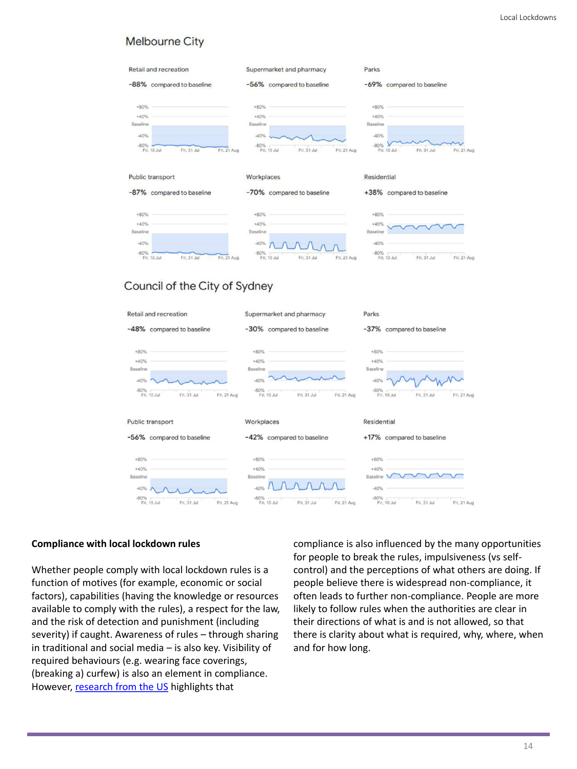## Melbourne City

Retail and recreation

-88% compared to baseline

+80%
+40%
Baseline
-40%
-80%
Fri, 10 Jul
Fri, 31 Jul
Fri, 21 Aug

Supermarket and pharmacy

-56% compared to baseline

+80%
+40%
Baseline
-40%
-80%
Fri, 10 Jul
Fri, 31 Jul
Fri, 21 Aug

Parks

-69% compared to baseline

+80%
+40%
Baseline
-40%
-80%
Fri, 10 Jul
Fri, 31 Jul
Fri, 21 Aug

Public transport

-87% compared to baseline

+80%
+40%
Baseline
-40%
-80%
Fri, 10 Jul
Fri, 31 Jul
Fri, 21 Aug

Workplaces

-70% compared to baseline

+80%
+40%
Baseline
-40%
-80%
Fri, 10 Jul
Fri, 31 Jul
Fri, 21 Aug

Residential

+38% compared to baseline

+80%
+40%
Baseline
-40%
-80%
Fri, 10 Jul
Fri, 31 Jul
Fri, 21 Aug

## Council of the City of Sydney

Retail and recreation

-48% compared to baseline

+80%
+40%
Baseline
-40%
-80%
Fri, 10 Jul
Fri, 31 Jul
Fri, 21 Aug

Supermarket and pharmacy

-30% compared to baseline

+80%
+40%
Baseline
-40%
-80%
Fri, 10 Jul
Fri, 31 Jul
Fri, 21 Aug

Parks

-37% compared to baseline

+80%
+40%
Baseline
-40%
-80%
Fri, 10 Jul
Fri, 31 Jul
Fri, 21 Aug

Public transport

-56% compared to baseline

+80%
+40%
Baseline
-40%
-80%
Fri, 10 Jul
Fri, 31 Jul
Fri, 21 Aug

Workplaces

-42% compared to baseline

+80%
+40%
Baseline
-40%
-80%
Fri, 10 Jul
Fri, 31 Jul
Fri, 21 Aug

Residential

+17% compared to baseline

+80%
+40%
Baseline
-40%
-80%
Fri, 10 Jul
Fri, 31 Jul
Fri, 21 Aug

### Compliance with local lockdown rules

Whether people comply with local lockdown rules is a function of motives (for example, economic or social factors), capabilities (having the knowledge or resources available to comply with the rules), a respect for the law, and the risk of detection and punishment (including severity) if caught. Awareness of rules – through sharing in traditional and social media – is also key. Visibility of required behaviours (e.g. wearing face coverings, (breaking a) curfew) is also an element in compliance. However, research from the US highlights that compliance is also influenced by the many opportunities for people to break the rules, impulsiveness (vs self-control) and the perceptions of what others are doing. If people believe there is widespread non-compliance, it often leads to further non-compliance. People are more likely to follow rules when the authorities are clear in their directions of what is and is not allowed, so that there is clarity about what is required, why, where, when and for how long.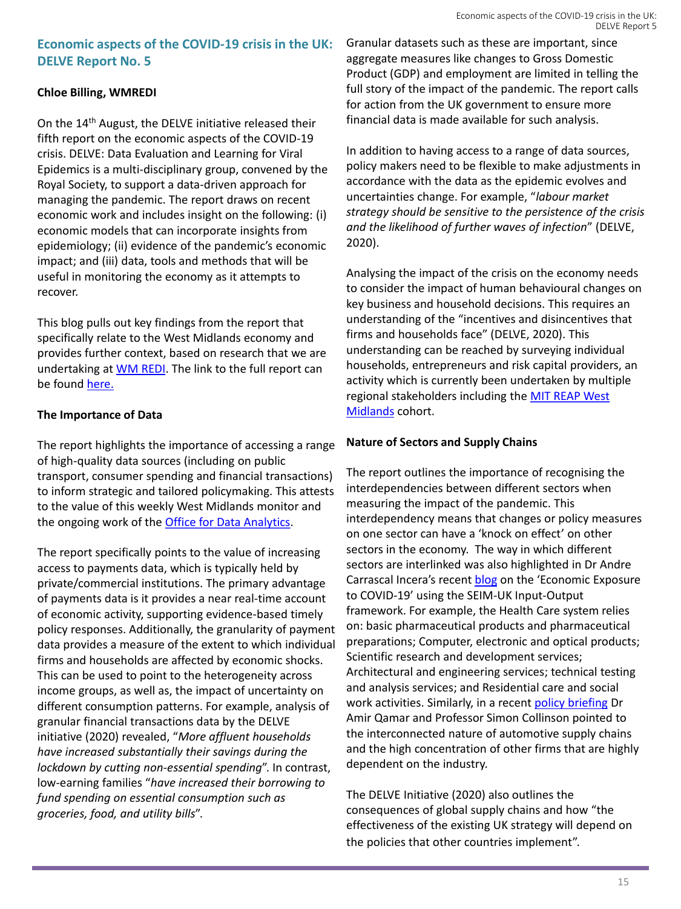## Economic aspects of the COVID-19 crisis in the UK: DELVE Report No. 5

**Chloe Billing, WMREDI**

On the 14th August, the DELVE initiative released their fifth report on the economic aspects of the COVID-19 crisis. DELVE: Data Evaluation and Learning for Viral Epidemics is a multi-disciplinary group, convened by the Royal Society, to support a data-driven approach for managing the pandemic. The report draws on recent economic work and includes insight on the following: (i) economic models that can incorporate insights from epidemiology; (ii) evidence of the pandemic's economic impact; and (iii) data, tools and methods that will be useful in monitoring the economy as it attempts to recover.

This blog pulls out key findings from the report that specifically relate to the West Midlands economy and provides further context, based on research that we are undertaking at WM REDI. The link to the full report can be found here.

**The Importance of Data**

The report highlights the importance of accessing a range of high-quality data sources (including on public transport, consumer spending and financial transactions) to inform strategic and tailored policymaking. This attests to the value of this weekly West Midlands monitor and the ongoing work of the Office for Data Analytics.

The report specifically points to the value of increasing access to payments data, which is typically held by private/commercial institutions. The primary advantage of payments data is it provides a near real-time account of economic activity, supporting evidence-based timely policy responses. Additionally, the granularity of payment data provides a measure of the extent to which individual firms and households are affected by economic shocks. This can be used to point to the heterogeneity across income groups, as well as, the impact of uncertainty on different consumption patterns. For example, analysis of granular financial transactions data by the DELVE initiative (2020) revealed, "*More affluent households have increased substantially their savings during the lockdown by cutting non-essential spending*". In contrast, low-earning families "*have increased their borrowing to fund spending on essential consumption such as groceries, food, and utility bills*".

Granular datasets such as these are important, since aggregate measures like changes to Gross Domestic Product (GDP) and employment are limited in telling the full story of the impact of the pandemic. The report calls for action from the UK government to ensure more financial data is made available for such analysis.

In addition to having access to a range of data sources, policy makers need to be flexible to make adjustments in accordance with the data as the epidemic evolves and uncertainties change. For example, "*labour market strategy should be sensitive to the persistence of the crisis and the likelihood of further waves of infection*" (DELVE, 2020).

Analysing the impact of the crisis on the economy needs to consider the impact of human behavioural changes on key business and household decisions. This requires an understanding of the "incentives and disincentives that firms and households face" (DELVE, 2020). This understanding can be reached by surveying individual households, entrepreneurs and risk capital providers, an activity which is currently been undertaken by multiple regional stakeholders including the MIT REAP West Midlands cohort.

**Nature of Sectors and Supply Chains**

The report outlines the importance of recognising the interdependencies between different sectors when measuring the impact of the pandemic. This interdependency means that changes or policy measures on one sector can have a 'knock on effect' on other sectors in the economy. The way in which different sectors are interlinked was also highlighted in Dr Andre Carrascal Incera's recent blog on the 'Economic Exposure to COVID-19' using the SEIM-UK Input-Output framework. For example, the Health Care system relies on: basic pharmaceutical products and pharmaceutical preparations; Computer, electronic and optical products; Scientific research and development services; Architectural and engineering services; technical testing and analysis services; and Residential care and social work activities. Similarly, in a recent policy briefing Dr Amir Qamar and Professor Simon Collinson pointed to the interconnected nature of automotive supply chains and the high concentration of other firms that are highly dependent on the industry.

The DELVE Initiative (2020) also outlines the consequences of global supply chains and how "the effectiveness of the existing UK strategy will depend on the policies that other countries implement".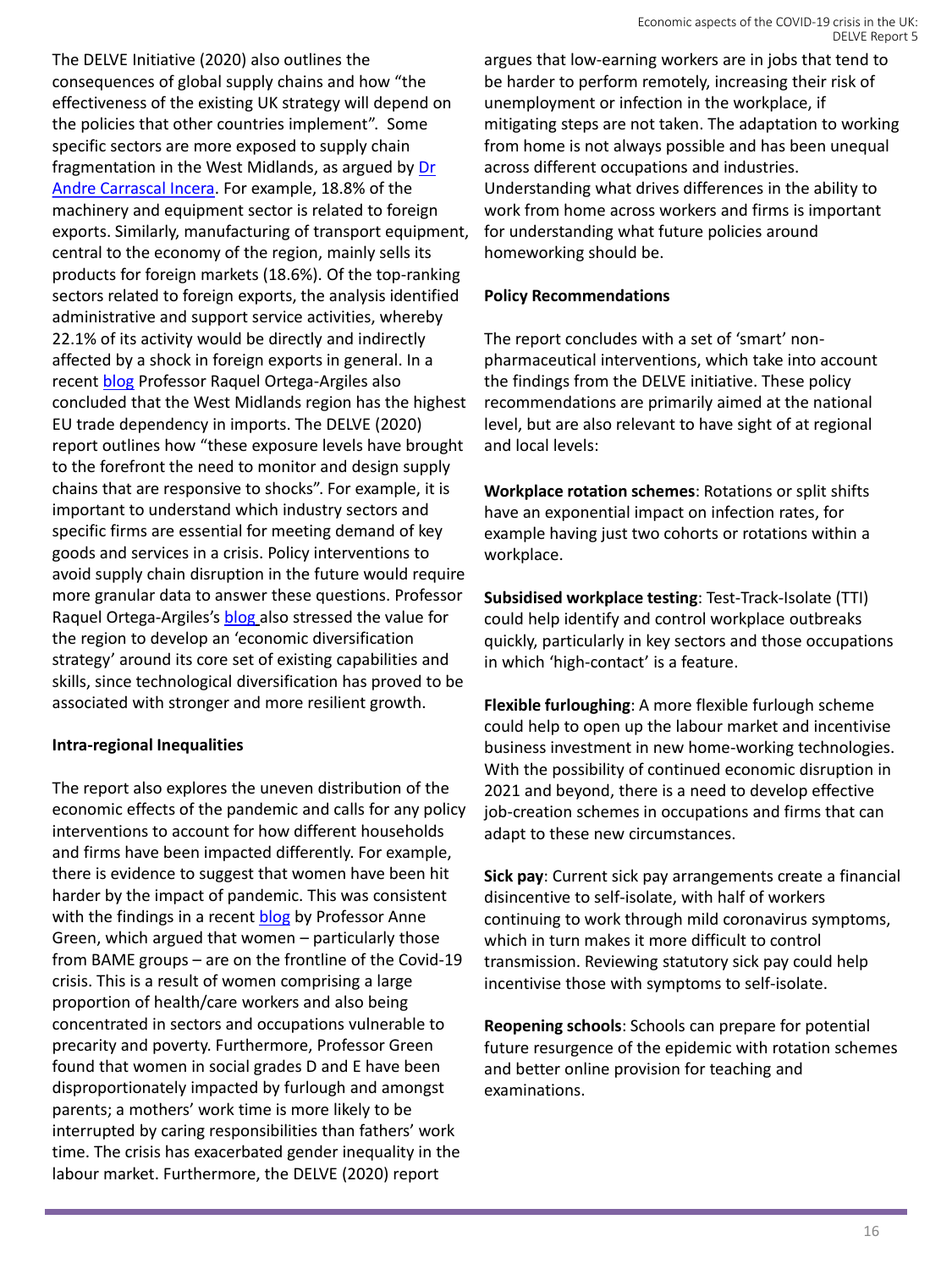The DELVE Initiative (2020) also outlines the consequences of global supply chains and how "the effectiveness of the existing UK strategy will depend on the policies that other countries implement". Some specific sectors are more exposed to supply chain fragmentation in the West Midlands, as argued by Dr Andre Carrascal Incera. For example, 18.8% of the machinery and equipment sector is related to foreign exports. Similarly, manufacturing of transport equipment, central to the economy of the region, mainly sells its products for foreign markets (18.6%). Of the top-ranking sectors related to foreign exports, the analysis identified administrative and support service activities, whereby 22.1% of its activity would be directly and indirectly affected by a shock in foreign exports in general. In a recent blog Professor Raquel Ortega-Argiles also concluded that the West Midlands region has the highest EU trade dependency in imports. The DELVE (2020) report outlines how "these exposure levels have brought to the forefront the need to monitor and design supply chains that are responsive to shocks". For example, it is important to understand which industry sectors and specific firms are essential for meeting demand of key goods and services in a crisis. Policy interventions to avoid supply chain disruption in the future would require more granular data to answer these questions. Professor Raquel Ortega-Argiles's blog also stressed the value for the region to develop an 'economic diversification strategy' around its core set of existing capabilities and skills, since technological diversification has proved to be associated with stronger and more resilient growth.

**Intra-regional Inequalities**

The report also explores the uneven distribution of the economic effects of the pandemic and calls for any policy interventions to account for how different households and firms have been impacted differently. For example, there is evidence to suggest that women have been hit harder by the impact of pandemic. This was consistent with the findings in a recent blog by Professor Anne Green, which argued that women – particularly those from BAME groups – are on the frontline of the Covid-19 crisis. This is a result of women comprising a large proportion of health/care workers and also being concentrated in sectors and occupations vulnerable to precarity and poverty. Furthermore, Professor Green found that women in social grades D and E have been disproportionately impacted by furlough and amongst parents; a mothers' work time is more likely to be interrupted by caring responsibilities than fathers' work time. The crisis has exacerbated gender inequality in the labour market. Furthermore, the DELVE (2020) report argues that low-earning workers are in jobs that tend to be harder to perform remotely, increasing their risk of unemployment or infection in the workplace, if mitigating steps are not taken. The adaptation to working from home is not always possible and has been unequal across different occupations and industries. Understanding what drives differences in the ability to work from home across workers and firms is important for understanding what future policies around homeworking should be.

**Policy Recommendations**

The report concludes with a set of 'smart' non-pharmaceutical interventions, which take into account the findings from the DELVE initiative. These policy recommendations are primarily aimed at the national level, but are also relevant to have sight of at regional and local levels:

**Workplace rotation schemes**: Rotations or split shifts have an exponential impact on infection rates, for example having just two cohorts or rotations within a workplace.

**Subsidised workplace testing**: Test-Track-Isolate (TTI) could help identify and control workplace outbreaks quickly, particularly in key sectors and those occupations in which 'high-contact' is a feature.

**Flexible furloughing**: A more flexible furlough scheme could help to open up the labour market and incentivise business investment in new home-working technologies. With the possibility of continued economic disruption in 2021 and beyond, there is a need to develop effective job-creation schemes in occupations and firms that can adapt to these new circumstances.

**Sick pay**: Current sick pay arrangements create a financial disincentive to self-isolate, with half of workers continuing to work through mild coronavirus symptoms, which in turn makes it more difficult to control transmission. Reviewing statutory sick pay could help incentivise those with symptoms to self-isolate.

**Reopening schools**: Schools can prepare for potential future resurgence of the epidemic with rotation schemes and better online provision for teaching and examinations.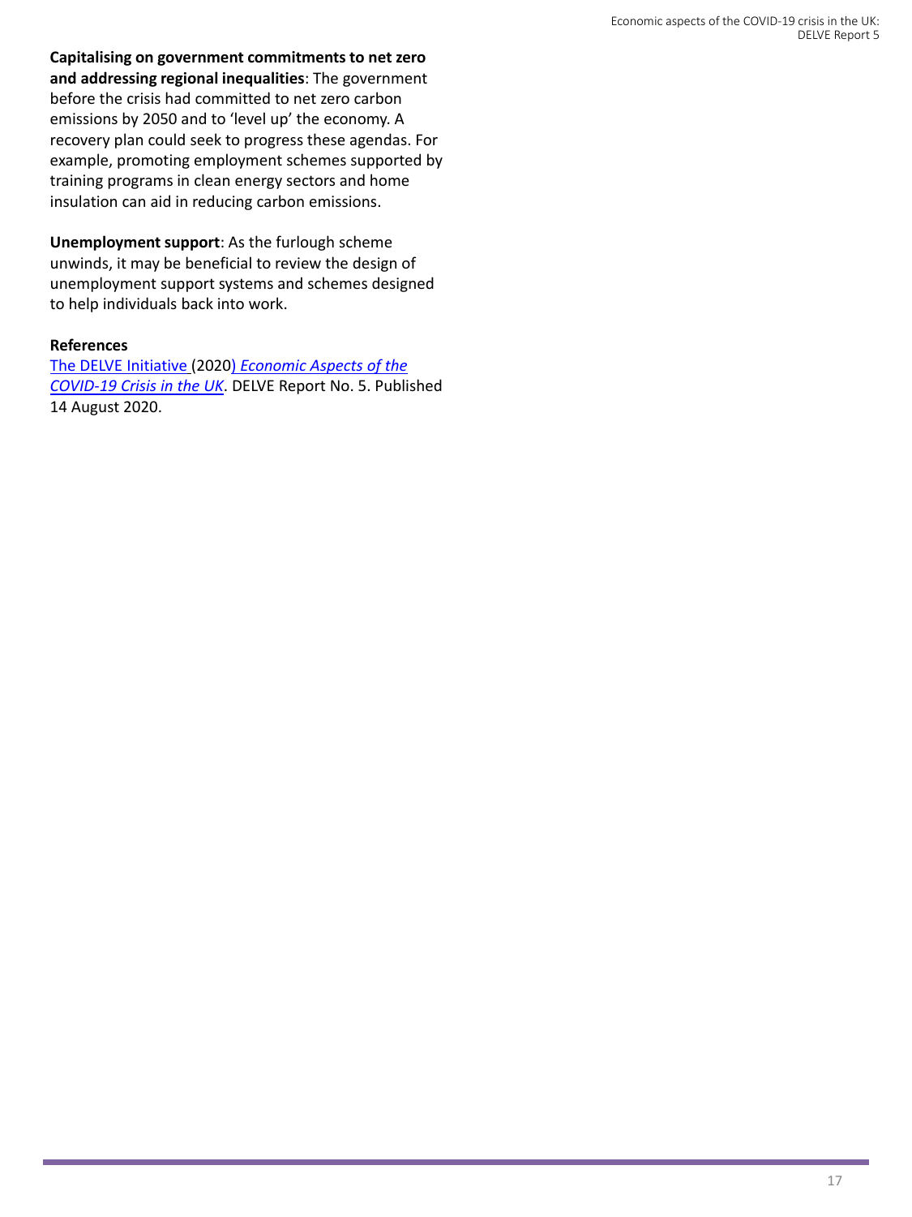**Capitalising on government commitments to net zero and addressing regional inequalities**: The government before the crisis had committed to net zero carbon emissions by 2050 and to 'level up' the economy. A recovery plan could seek to progress these agendas. For example, promoting employment schemes supported by training programs in clean energy sectors and home insulation can aid in reducing carbon emissions.

**Unemployment support**: As the furlough scheme unwinds, it may be beneficial to review the design of unemployment support systems and schemes designed to help individuals back into work.

**References**

The DELVE Initiative (2020) *Economic Aspects of the COVID-19 Crisis in the UK*. DELVE Report No. 5. Published 14 August 2020.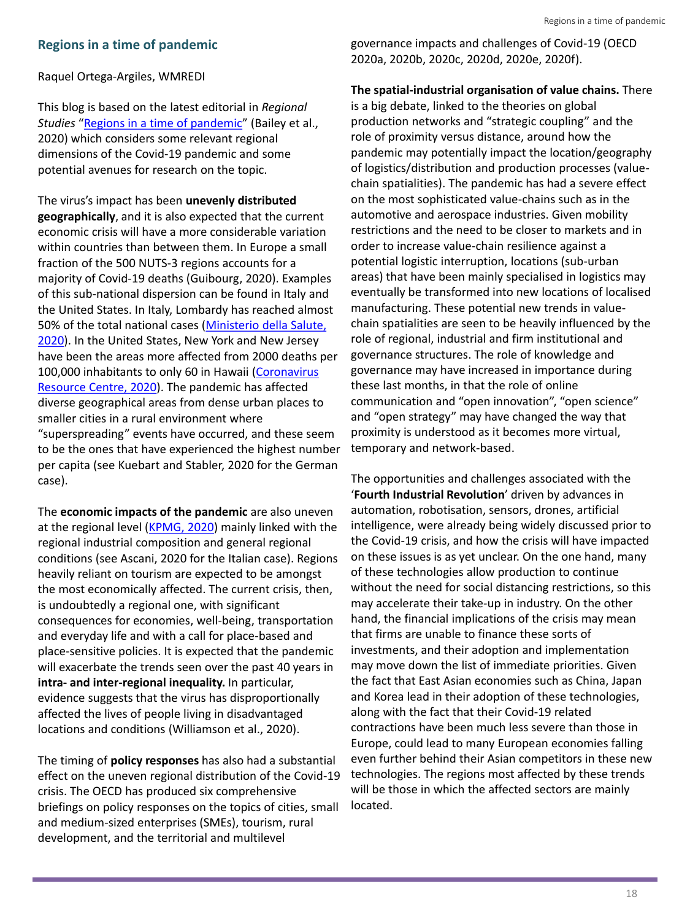## Regions in a time of pandemic

Raquel Ortega-Argiles, WMREDI

This blog is based on the latest editorial in *Regional Studies* "Regions in a time of pandemic" (Bailey et al., 2020) which considers some relevant regional dimensions of the Covid-19 pandemic and some potential avenues for research on the topic.

The virus's impact has been **unevenly distributed geographically**, and it is also expected that the current economic crisis will have a more considerable variation within countries than between them. In Europe a small fraction of the 500 NUTS-3 regions accounts for a majority of Covid-19 deaths (Guibourg, 2020). Examples of this sub-national dispersion can be found in Italy and the United States. In Italy, Lombardy has reached almost 50% of the total national cases (Ministerio della Salute, 2020). In the United States, New York and New Jersey have been the areas more affected from 2000 deaths per 100,000 inhabitants to only 60 in Hawaii (Coronavirus Resource Centre, 2020). The pandemic has affected diverse geographical areas from dense urban places to smaller cities in a rural environment where "superspreading" events have occurred, and these seem to be the ones that have experienced the highest number per capita (see Kuebart and Stabler, 2020 for the German case).

The **economic impacts of the pandemic** are also uneven at the regional level (KPMG, 2020) mainly linked with the regional industrial composition and general regional conditions (see Ascani, 2020 for the Italian case). Regions heavily reliant on tourism are expected to be amongst the most economically affected. The current crisis, then, is undoubtedly a regional one, with significant consequences for economies, well-being, transportation and everyday life and with a call for place-based and place-sensitive policies. It is expected that the pandemic will exacerbate the trends seen over the past 40 years in **intra- and inter-regional inequality.** In particular, evidence suggests that the virus has disproportionally affected the lives of people living in disadvantaged locations and conditions (Williamson et al., 2020).

The timing of **policy responses** has also had a substantial effect on the uneven regional distribution of the Covid-19 crisis. The OECD has produced six comprehensive briefings on policy responses on the topics of cities, small and medium-sized enterprises (SMEs), tourism, rural development, and the territorial and multilevel governance impacts and challenges of Covid-19 (OECD 2020a, 2020b, 2020c, 2020d, 2020e, 2020f).

**The spatial-industrial organisation of value chains.** There is a big debate, linked to the theories on global production networks and "strategic coupling" and the role of proximity versus distance, around how the pandemic may potentially impact the location/geography of logistics/distribution and production processes (value-chain spatialities). The pandemic has had a severe effect on the most sophisticated value-chains such as in the automotive and aerospace industries. Given mobility restrictions and the need to be closer to markets and in order to increase value-chain resilience against a potential logistic interruption, locations (sub-urban areas) that have been mainly specialised in logistics may eventually be transformed into new locations of localised manufacturing. These potential new trends in value-chain spatialities are seen to be heavily influenced by the role of regional, industrial and firm institutional and governance structures. The role of knowledge and governance may have increased in importance during these last months, in that the role of online communication and "open innovation", "open science" and "open strategy" may have changed the way that proximity is understood as it becomes more virtual, temporary and network-based.

The opportunities and challenges associated with the '**Fourth Industrial Revolution**' driven by advances in automation, robotisation, sensors, drones, artificial intelligence, were already being widely discussed prior to the Covid-19 crisis, and how the crisis will have impacted on these issues is as yet unclear. On the one hand, many of these technologies allow production to continue without the need for social distancing restrictions, so this may accelerate their take-up in industry. On the other hand, the financial implications of the crisis may mean that firms are unable to finance these sorts of investments, and their adoption and implementation may move down the list of immediate priorities. Given the fact that East Asian economies such as China, Japan and Korea lead in their adoption of these technologies, along with the fact that their Covid-19 related contractions have been much less severe than those in Europe, could lead to many European economies falling even further behind their Asian competitors in these new technologies. The regions most affected by these trends will be those in which the affected sectors are mainly located.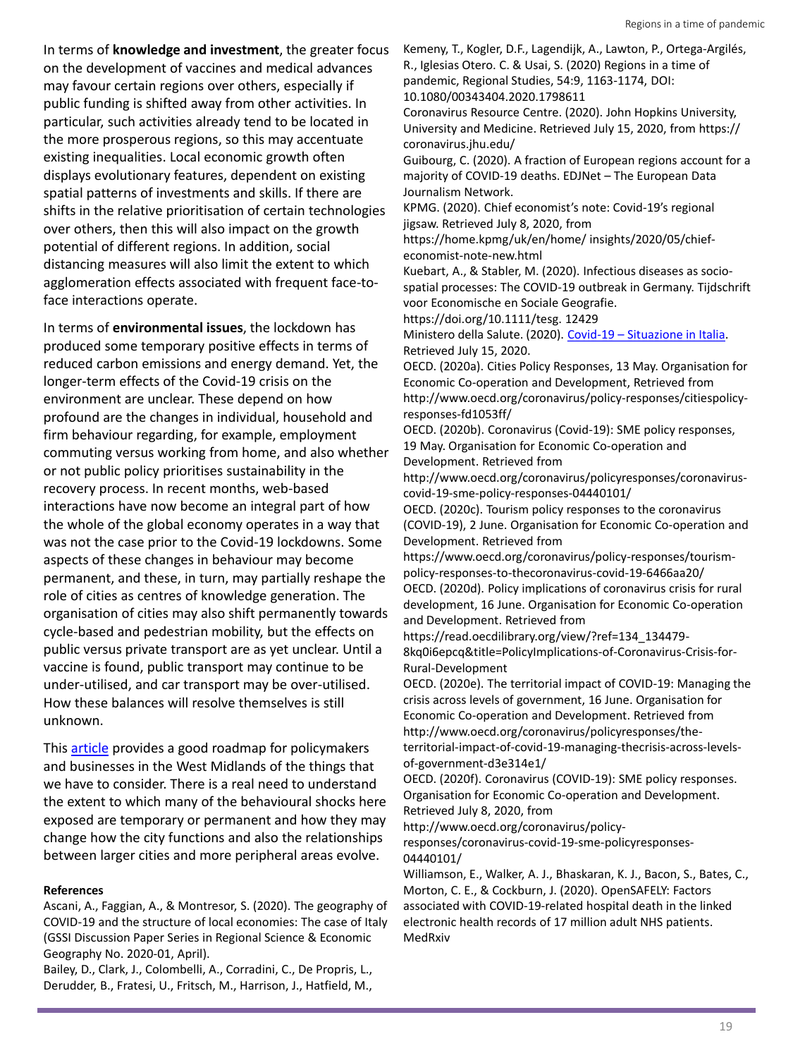In terms of **knowledge and investment**, the greater focus on the development of vaccines and medical advances may favour certain regions over others, especially if public funding is shifted away from other activities. In particular, such activities already tend to be located in the more prosperous regions, so this may accentuate existing inequalities. Local economic growth often displays evolutionary features, dependent on existing spatial patterns of investments and skills. If there are shifts in the relative prioritisation of certain technologies over others, then this will also impact on the growth potential of different regions. In addition, social distancing measures will also limit the extent to which agglomeration effects associated with frequent face-to-face interactions operate.

In terms of **environmental issues**, the lockdown has produced some temporary positive effects in terms of reduced carbon emissions and energy demand. Yet, the longer-term effects of the Covid-19 crisis on the environment are unclear. These depend on how profound are the changes in individual, household and firm behaviour regarding, for example, employment commuting versus working from home, and also whether or not public policy prioritises sustainability in the recovery process. In recent months, web-based interactions have now become an integral part of how the whole of the global economy operates in a way that was not the case prior to the Covid-19 lockdowns. Some aspects of these changes in behaviour may become permanent, and these, in turn, may partially reshape the role of cities as centres of knowledge generation. The organisation of cities may also shift permanently towards cycle-based and pedestrian mobility, but the effects on public versus private transport are as yet unclear. Until a vaccine is found, public transport may continue to be under-utilised, and car transport may be over-utilised. How these balances will resolve themselves is still unknown.

This article provides a good roadmap for policymakers and businesses in the West Midlands of the things that we have to consider. There is a real need to understand the extent to which many of the behavioural shocks here exposed are temporary or permanent and how they may change how the city functions and also the relationships between larger cities and more peripheral areas evolve.

**References**

Ascani, A., Faggian, A., & Montresor, S. (2020). The geography of COVID-19 and the structure of local economies: The case of Italy (GSSI Discussion Paper Series in Regional Science & Economic Geography No. 2020-01, April).

Bailey, D., Clark, J., Colombelli, A., Corradini, C., De Propris, L., Derudder, B., Fratesi, U., Fritsch, M., Harrison, J., Hatfield, M., Kemeny, T., Kogler, D.F., Lagendijk, A., Lawton, P., Ortega-Argilés, R., Iglesias Otero. C. & Usai, S. (2020) Regions in a time of pandemic, Regional Studies, 54:9, 1163-1174, DOI: 10.1080/00343404.2020.1798611

Coronavirus Resource Centre. (2020). John Hopkins University, University and Medicine. Retrieved July 15, 2020, from https:// coronavirus.jhu.edu/

Guibourg, C. (2020). A fraction of European regions account for a majority of COVID-19 deaths. EDJNet – The European Data Journalism Network.

KPMG. (2020). Chief economist's note: Covid-19's regional jigsaw. Retrieved July 8, 2020, from https://home.kpmg/uk/en/home/ insights/2020/05/chief-economist-note-new.html

Kuebart, A., & Stabler, M. (2020). Infectious diseases as socio-spatial processes: The COVID-19 outbreak in Germany. Tijdschrift voor Economische en Sociale Geografie. https://doi.org/10.1111/tesg. 12429

Ministero della Salute. (2020). Covid-19 – Situazione in Italia. Retrieved July 15, 2020.

OECD. (2020a). Cities Policy Responses, 13 May. Organisation for Economic Co-operation and Development, Retrieved from http://www.oecd.org/coronavirus/policy-responses/citiespolicy-responses-fd1053ff/

OECD. (2020b). Coronavirus (Covid-19): SME policy responses, 19 May. Organisation for Economic Co-operation and Development. Retrieved from http://www.oecd.org/coronavirus/policyresponses/coronavirus-covid-19-sme-policy-responses-04440101/

OECD. (2020c). Tourism policy responses to the coronavirus (COVID-19), 2 June. Organisation for Economic Co-operation and Development. Retrieved from https://www.oecd.org/coronavirus/policy-responses/tourism-policy-responses-to-thecoronavirus-covid-19-6466aa20/

OECD. (2020d). Policy implications of coronavirus crisis for rural development, 16 June. Organisation for Economic Co-operation and Development. Retrieved from https://read.oecdilibrary.org/view/?ref=134_134479-8kq0i6epcq&title=PolicyImplications-of-Coronavirus-Crisis-for-Rural-Development

OECD. (2020e). The territorial impact of COVID-19: Managing the crisis across levels of government, 16 June. Organisation for Economic Co-operation and Development. Retrieved from http://www.oecd.org/coronavirus/policyresponses/the-territorial-impact-of-covid-19-managing-thecrisis-across-levels-of-government-d3e314e1/

OECD. (2020f). Coronavirus (COVID-19): SME policy responses. Organisation for Economic Co-operation and Development. Retrieved July 8, 2020, from http://www.oecd.org/coronavirus/policy-responses/coronavirus-covid-19-sme-policyresponses-04440101/

Williamson, E., Walker, A. J., Bhaskaran, K. J., Bacon, S., Bates, C., Morton, C. E., & Cockburn, J. (2020). OpenSAFELY: Factors associated with COVID-19-related hospital death in the linked electronic health records of 17 million adult NHS patients. MedRxiv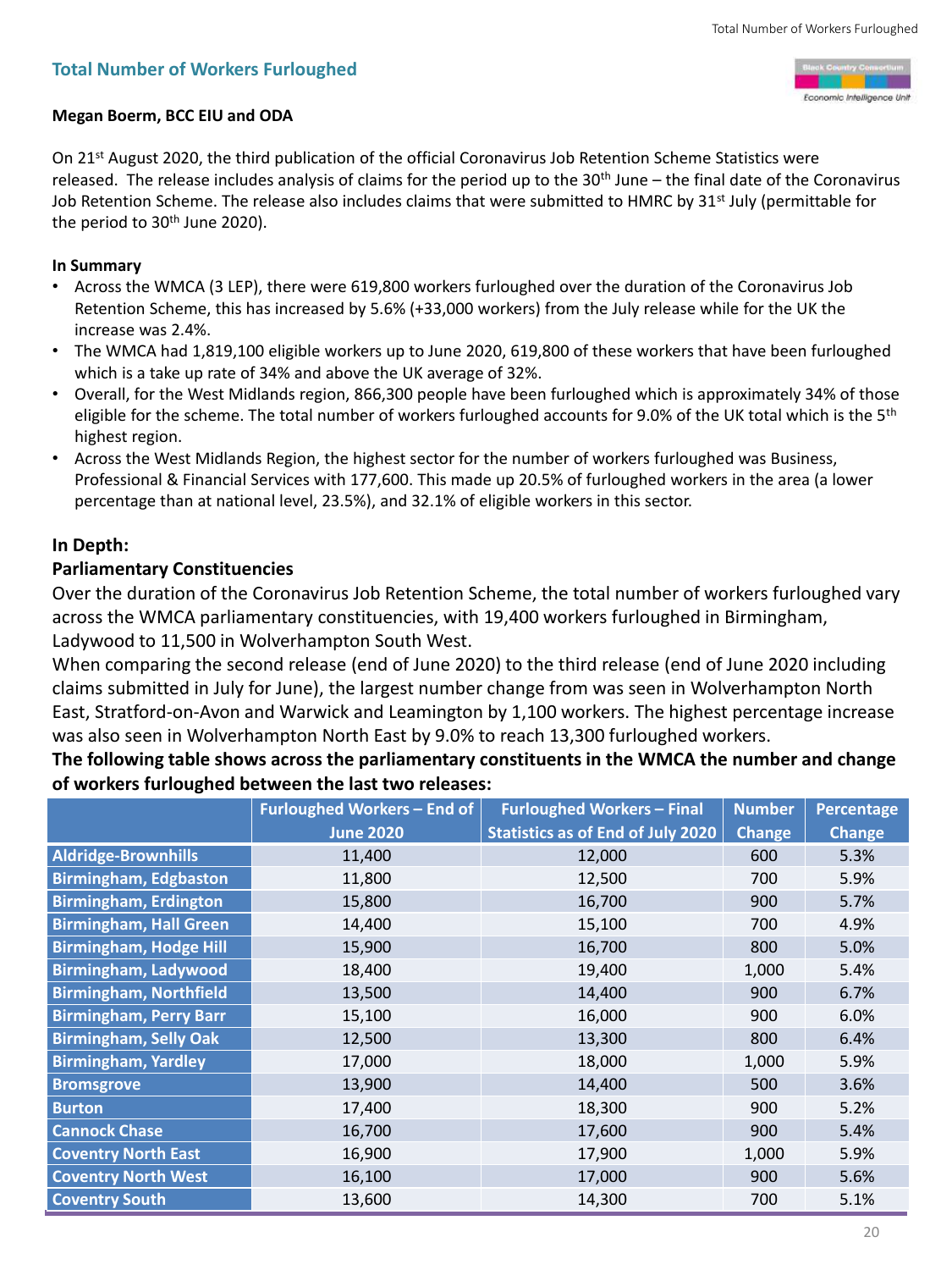## Total Number of Workers Furloughed

**Megan Boerm, BCC EIU and ODA**

On 21st August 2020, the third publication of the official Coronavirus Job Retention Scheme Statistics were released. The release includes analysis of claims for the period up to the 30th June – the final date of the Coronavirus Job Retention Scheme. The release also includes claims that were submitted to HMRC by 31st July (permittable for the period to 30th June 2020).

**In Summary**

- Across the WMCA (3 LEP), there were 619,800 workers furloughed over the duration of the Coronavirus Job Retention Scheme, this has increased by 5.6% (+33,000 workers) from the July release while for the UK the increase was 2.4%.
- The WMCA had 1,819,100 eligible workers up to June 2020, 619,800 of these workers that have been furloughed which is a take up rate of 34% and above the UK average of 32%.
- Overall, for the West Midlands region, 866,300 people have been furloughed which is approximately 34% of those eligible for the scheme. The total number of workers furloughed accounts for 9.0% of the UK total which is the 5th highest region.
- Across the West Midlands Region, the highest sector for the number of workers furloughed was Business, Professional & Financial Services with 177,600. This made up 20.5% of furloughed workers in the area (a lower percentage than at national level, 23.5%), and 32.1% of eligible workers in this sector.

### In Depth:

### Parliamentary Constituencies

Over the duration of the Coronavirus Job Retention Scheme, the total number of workers furloughed vary across the WMCA parliamentary constituencies, with 19,400 workers furloughed in Birmingham, Ladywood to 11,500 in Wolverhampton South West.

When comparing the second release (end of June 2020) to the third release (end of June 2020 including claims submitted in July for June), the largest number change from was seen in Wolverhampton North East, Stratford-on-Avon and Warwick and Leamington by 1,100 workers. The highest percentage increase was also seen in Wolverhampton North East by 9.0% to reach 13,300 furloughed workers.

**The following table shows across the parliamentary constituents in the WMCA the number and change of workers furloughed between the last two releases:**

| | Furloughed Workers – End of June 2020 | Furloughed Workers – Final Statistics as of End of July 2020 | Number Change | Percentage Change |
|---|---|---|---|---|
| Aldridge-Brownhills | 11,400 | 12,000 | 600 | 5.3% |
| Birmingham, Edgbaston | 11,800 | 12,500 | 700 | 5.9% |
| Birmingham, Erdington | 15,800 | 16,700 | 900 | 5.7% |
| Birmingham, Hall Green | 14,400 | 15,100 | 700 | 4.9% |
| Birmingham, Hodge Hill | 15,900 | 16,700 | 800 | 5.0% |
| Birmingham, Ladywood | 18,400 | 19,400 | 1,000 | 5.4% |
| Birmingham, Northfield | 13,500 | 14,400 | 900 | 6.7% |
| Birmingham, Perry Barr | 15,100 | 16,000 | 900 | 6.0% |
| Birmingham, Selly Oak | 12,500 | 13,300 | 800 | 6.4% |
| Birmingham, Yardley | 17,000 | 18,000 | 1,000 | 5.9% |
| Bromsgrove | 13,900 | 14,400 | 500 | 3.6% |
| Burton | 17,400 | 18,300 | 900 | 5.2% |
| Cannock Chase | 16,700 | 17,600 | 900 | 5.4% |
| Coventry North East | 16,900 | 17,900 | 1,000 | 5.9% |
| Coventry North West | 16,100 | 17,000 | 900 | 5.6% |
| Coventry South | 13,600 | 14,300 | 700 | 5.1% |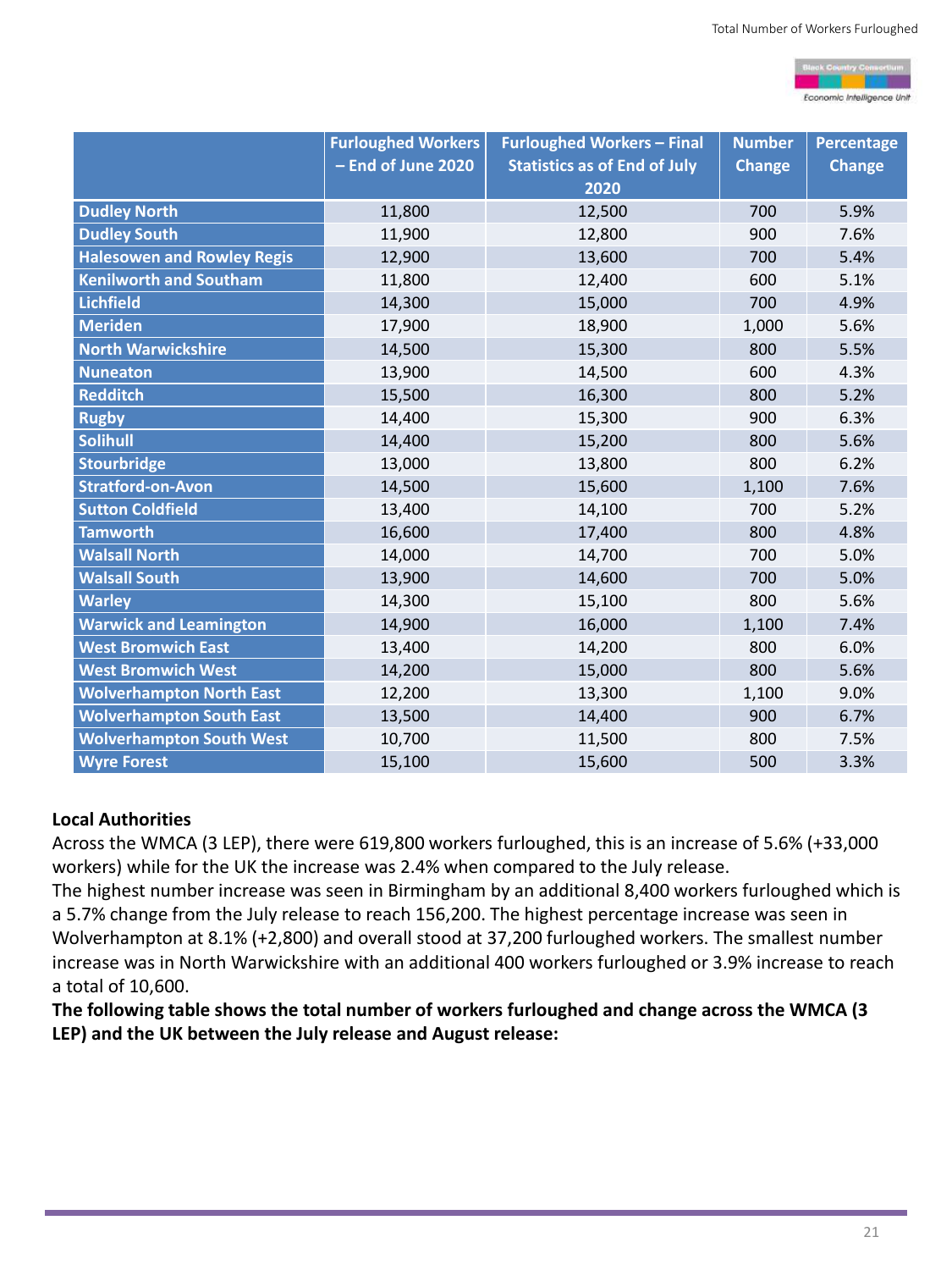| | Furloughed Workers – End of June 2020 | Furloughed Workers – Final Statistics as of End of July 2020 | Number Change | Percentage Change |
|---|---|---|---|---|
| Dudley North | 11,800 | 12,500 | 700 | 5.9% |
| Dudley South | 11,900 | 12,800 | 900 | 7.6% |
| Halesowen and Rowley Regis | 12,900 | 13,600 | 700 | 5.4% |
| Kenilworth and Southam | 11,800 | 12,400 | 600 | 5.1% |
| Lichfield | 14,300 | 15,000 | 700 | 4.9% |
| Meriden | 17,900 | 18,900 | 1,000 | 5.6% |
| North Warwickshire | 14,500 | 15,300 | 800 | 5.5% |
| Nuneaton | 13,900 | 14,500 | 600 | 4.3% |
| Redditch | 15,500 | 16,300 | 800 | 5.2% |
| Rugby | 14,400 | 15,300 | 900 | 6.3% |
| Solihull | 14,400 | 15,200 | 800 | 5.6% |
| Stourbridge | 13,000 | 13,800 | 800 | 6.2% |
| Stratford-on-Avon | 14,500 | 15,600 | 1,100 | 7.6% |
| Sutton Coldfield | 13,400 | 14,100 | 700 | 5.2% |
| Tamworth | 16,600 | 17,400 | 800 | 4.8% |
| Walsall North | 14,000 | 14,700 | 700 | 5.0% |
| Walsall South | 13,900 | 14,600 | 700 | 5.0% |
| Warley | 14,300 | 15,100 | 800 | 5.6% |
| Warwick and Leamington | 14,900 | 16,000 | 1,100 | 7.4% |
| West Bromwich East | 13,400 | 14,200 | 800 | 6.0% |
| West Bromwich West | 14,200 | 15,000 | 800 | 5.6% |
| Wolverhampton North East | 12,200 | 13,300 | 1,100 | 9.0% |
| Wolverhampton South East | 13,500 | 14,400 | 900 | 6.7% |
| Wolverhampton South West | 10,700 | 11,500 | 800 | 7.5% |
| Wyre Forest | 15,100 | 15,600 | 500 | 3.3% |

**Local Authorities**

Across the WMCA (3 LEP), there were 619,800 workers furloughed, this is an increase of 5.6% (+33,000 workers) while for the UK the increase was 2.4% when compared to the July release.

The highest number increase was seen in Birmingham by an additional 8,400 workers furloughed which is a 5.7% change from the July release to reach 156,200. The highest percentage increase was seen in Wolverhampton at 8.1% (+2,800) and overall stood at 37,200 furloughed workers. The smallest number increase was in North Warwickshire with an additional 400 workers furloughed or 3.9% increase to reach a total of 10,600.

**The following table shows the total number of workers furloughed and change across the WMCA (3 LEP) and the UK between the July release and August release:**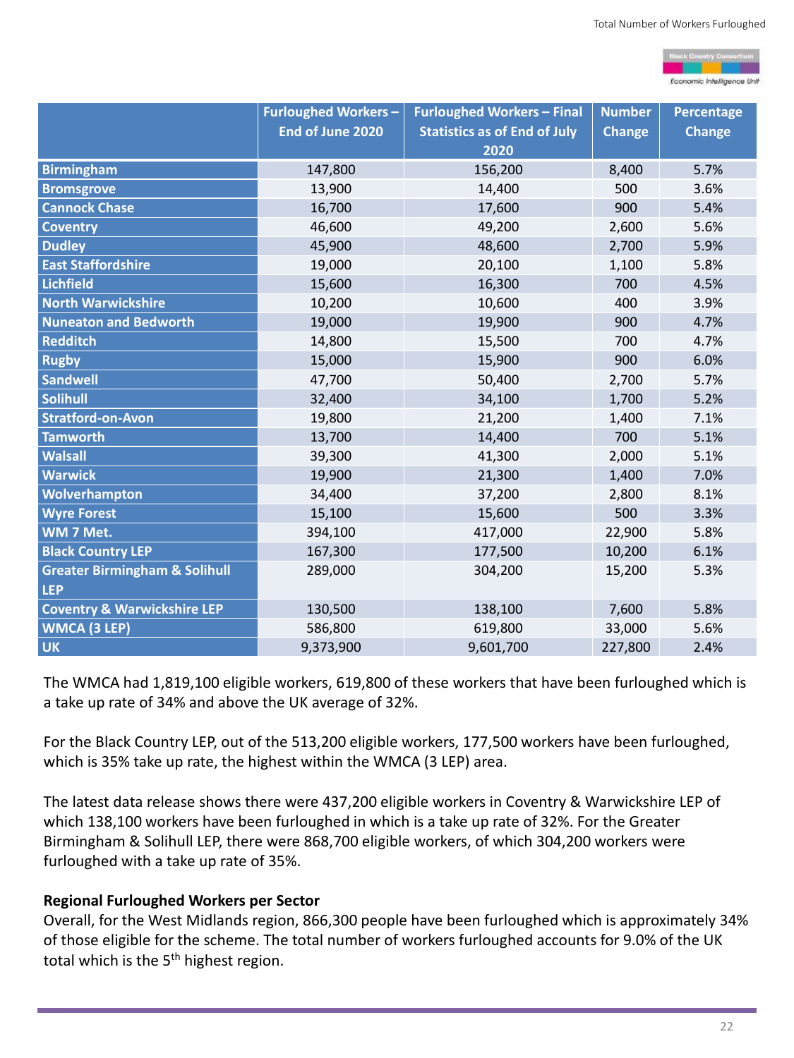| | Furloughed Workers – End of June 2020 | Furloughed Workers – Final Statistics as of End of July 2020 | Number Change | Percentage Change |
|---|---|---|---|---|
| Birmingham | 147,800 | 156,200 | 8,400 | 5.7% |
| Bromsgrove | 13,900 | 14,400 | 500 | 3.6% |
| Cannock Chase | 16,700 | 17,600 | 900 | 5.4% |
| Coventry | 46,600 | 49,200 | 2,600 | 5.6% |
| Dudley | 45,900 | 48,600 | 2,700 | 5.9% |
| East Staffordshire | 19,000 | 20,100 | 1,100 | 5.8% |
| Lichfield | 15,600 | 16,300 | 700 | 4.5% |
| North Warwickshire | 10,200 | 10,600 | 400 | 3.9% |
| Nuneaton and Bedworth | 19,000 | 19,900 | 900 | 4.7% |
| Redditch | 14,800 | 15,500 | 700 | 4.7% |
| Rugby | 15,000 | 15,900 | 900 | 6.0% |
| Sandwell | 47,700 | 50,400 | 2,700 | 5.7% |
| Solihull | 32,400 | 34,100 | 1,700 | 5.2% |
| Stratford-on-Avon | 19,800 | 21,200 | 1,400 | 7.1% |
| Tamworth | 13,700 | 14,400 | 700 | 5.1% |
| Walsall | 39,300 | 41,300 | 2,000 | 5.1% |
| Warwick | 19,900 | 21,300 | 1,400 | 7.0% |
| Wolverhampton | 34,400 | 37,200 | 2,800 | 8.1% |
| Wyre Forest | 15,100 | 15,600 | 500 | 3.3% |
| WM 7 Met. | 394,100 | 417,000 | 22,900 | 5.8% |
| Black Country LEP | 167,300 | 177,500 | 10,200 | 6.1% |
| Greater Birmingham & Solihull LEP | 289,000 | 304,200 | 15,200 | 5.3% |
| Coventry & Warwickshire LEP | 130,500 | 138,100 | 7,600 | 5.8% |
| WMCA (3 LEP) | 586,800 | 619,800 | 33,000 | 5.6% |
| UK | 9,373,900 | 9,601,700 | 227,800 | 2.4% |

The WMCA had 1,819,100 eligible workers, 619,800 of these workers that have been furloughed which is a take up rate of 34% and above the UK average of 32%.

For the Black Country LEP, out of the 513,200 eligible workers, 177,500 workers have been furloughed, which is 35% take up rate, the highest within the WMCA (3 LEP) area.

The latest data release shows there were 437,200 eligible workers in Coventry & Warwickshire LEP of which 138,100 workers have been furloughed in which is a take up rate of 32%. For the Greater Birmingham & Solihull LEP, there were 868,700 eligible workers, of which 304,200 workers were furloughed with a take up rate of 35%.

**Regional Furloughed Workers per Sector**

Overall, for the West Midlands region, 866,300 people have been furloughed which is approximately 34% of those eligible for the scheme. The total number of workers furloughed accounts for 9.0% of the UK total which is the 5th highest region.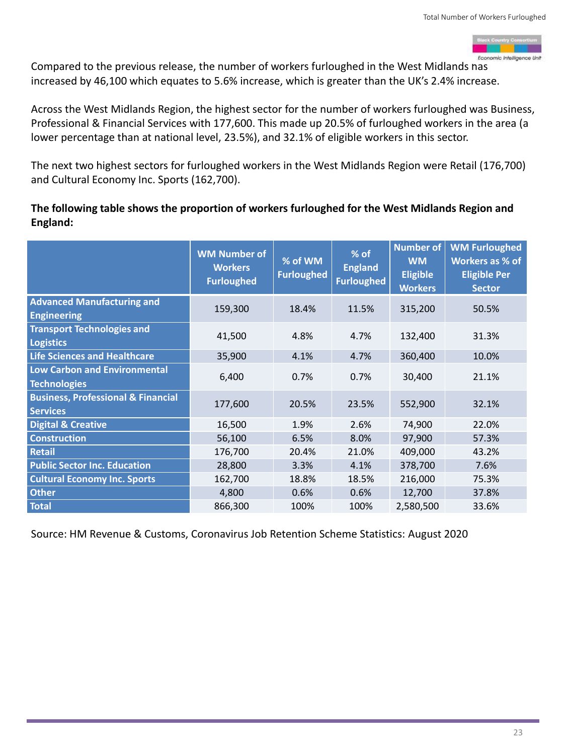Compared to the previous release, the number of workers furloughed in the West Midlands has increased by 46,100 which equates to 5.6% increase, which is greater than the UK's 2.4% increase.

Across the West Midlands Region, the highest sector for the number of workers furloughed was Business, Professional & Financial Services with 177,600. This made up 20.5% of furloughed workers in the area (a lower percentage than at national level, 23.5%), and 32.1% of eligible workers in this sector.

The next two highest sectors for furloughed workers in the West Midlands Region were Retail (176,700) and Cultural Economy Inc. Sports (162,700).

**The following table shows the proportion of workers furloughed for the West Midlands Region and England:**

| | WM Number of Workers Furloughed | % of WM Furloughed | % of England Furloughed | Number of WM Eligible Workers | WM Furloughed Workers as % of Eligible Per Sector |
|---|---|---|---|---|---|
| Advanced Manufacturing and Engineering | 159,300 | 18.4% | 11.5% | 315,200 | 50.5% |
| Transport Technologies and Logistics | 41,500 | 4.8% | 4.7% | 132,400 | 31.3% |
| Life Sciences and Healthcare | 35,900 | 4.1% | 4.7% | 360,400 | 10.0% |
| Low Carbon and Environmental Technologies | 6,400 | 0.7% | 0.7% | 30,400 | 21.1% |
| Business, Professional & Financial Services | 177,600 | 20.5% | 23.5% | 552,900 | 32.1% |
| Digital & Creative | 16,500 | 1.9% | 2.6% | 74,900 | 22.0% |
| Construction | 56,100 | 6.5% | 8.0% | 97,900 | 57.3% |
| Retail | 176,700 | 20.4% | 21.0% | 409,000 | 43.2% |
| Public Sector Inc. Education | 28,800 | 3.3% | 4.1% | 378,700 | 7.6% |
| Cultural Economy Inc. Sports | 162,700 | 18.8% | 18.5% | 216,000 | 75.3% |
| Other | 4,800 | 0.6% | 0.6% | 12,700 | 37.8% |
| Total | 866,300 | 100% | 100% | 2,580,500 | 33.6% |

Source: HM Revenue & Customs, Coronavirus Job Retention Scheme Statistics: August 2020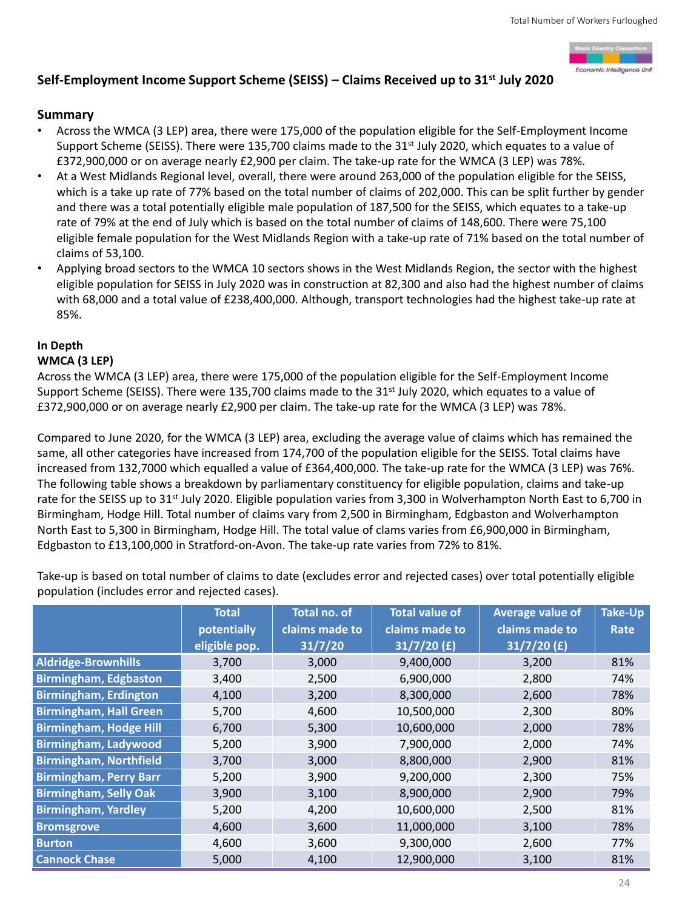## Self-Employment Income Support Scheme (SEISS) – Claims Received up to 31st July 2020

### Summary

- Across the WMCA (3 LEP) area, there were 175,000 of the population eligible for the Self-Employment Income Support Scheme (SEISS). There were 135,700 claims made to the 31st July 2020, which equates to a value of £372,900,000 or on average nearly £2,900 per claim. The take-up rate for the WMCA (3 LEP) was 78%.
- At a West Midlands Regional level, overall, there were around 263,000 of the population eligible for the SEISS, which is a take up rate of 77% based on the total number of claims of 202,000. This can be split further by gender and there was a total potentially eligible male population of 187,500 for the SEISS, which equates to a take-up rate of 79% at the end of July which is based on the total number of claims of 148,600. There were 75,100 eligible female population for the West Midlands Region with a take-up rate of 71% based on the total number of claims of 53,100.
- Applying broad sectors to the WMCA 10 sectors shows in the West Midlands Region, the sector with the highest eligible population for SEISS in July 2020 was in construction at 82,300 and also had the highest number of claims with 68,000 and a total value of £238,400,000. Although, transport technologies had the highest take-up rate at 85%.

### In Depth

**WMCA (3 LEP)**

Across the WMCA (3 LEP) area, there were 175,000 of the population eligible for the Self-Employment Income Support Scheme (SEISS). There were 135,700 claims made to the 31st July 2020, which equates to a value of £372,900,000 or on average nearly £2,900 per claim. The take-up rate for the WMCA (3 LEP) was 78%.

Compared to June 2020, for the WMCA (3 LEP) area, excluding the average value of claims which has remained the same, all other categories have increased from 174,700 of the population eligible for the SEISS. Total claims have increased from 132,7000 which equalled a value of £364,400,000. The take-up rate for the WMCA (3 LEP) was 76%. The following table shows a breakdown by parliamentary constituency for eligible population, claims and take-up rate for the SEISS up to 31st July 2020. Eligible population varies from 3,300 in Wolverhampton North East to 6,700 in Birmingham, Hodge Hill. Total number of claims vary from 2,500 in Birmingham, Edgbaston and Wolverhampton North East to 5,300 in Birmingham, Hodge Hill. The total value of clams varies from £6,900,000 in Birmingham, Edgbaston to £13,100,000 in Stratford-on-Avon. The take-up rate varies from 72% to 81%.

Take-up is based on total number of claims to date (excludes error and rejected cases) over total potentially eligible population (includes error and rejected cases).

| | Total potentially eligible pop. | Total no. of claims made to 31/7/20 | Total value of claims made to 31/7/20 (£) | Average value of claims made to 31/7/20 (£) | Take-Up Rate |
|---|---|---|---|---|---|
| Aldridge-Brownhills | 3,700 | 3,000 | 9,400,000 | 3,200 | 81% |
| Birmingham, Edgbaston | 3,400 | 2,500 | 6,900,000 | 2,800 | 74% |
| Birmingham, Erdington | 4,100 | 3,200 | 8,300,000 | 2,600 | 78% |
| Birmingham, Hall Green | 5,700 | 4,600 | 10,500,000 | 2,300 | 80% |
| Birmingham, Hodge Hill | 6,700 | 5,300 | 10,600,000 | 2,000 | 78% |
| Birmingham, Ladywood | 5,200 | 3,900 | 7,900,000 | 2,000 | 74% |
| Birmingham, Northfield | 3,700 | 3,000 | 8,800,000 | 2,900 | 81% |
| Birmingham, Perry Barr | 5,200 | 3,900 | 9,200,000 | 2,300 | 75% |
| Birmingham, Selly Oak | 3,900 | 3,100 | 8,900,000 | 2,900 | 79% |
| Birmingham, Yardley | 5,200 | 4,200 | 10,600,000 | 2,500 | 81% |
| Bromsgrove | 4,600 | 3,600 | 11,000,000 | 3,100 | 78% |
| Burton | 4,600 | 3,600 | 9,300,000 | 2,600 | 77% |
| Cannock Chase | 5,000 | 4,100 | 12,900,000 | 3,100 | 81% |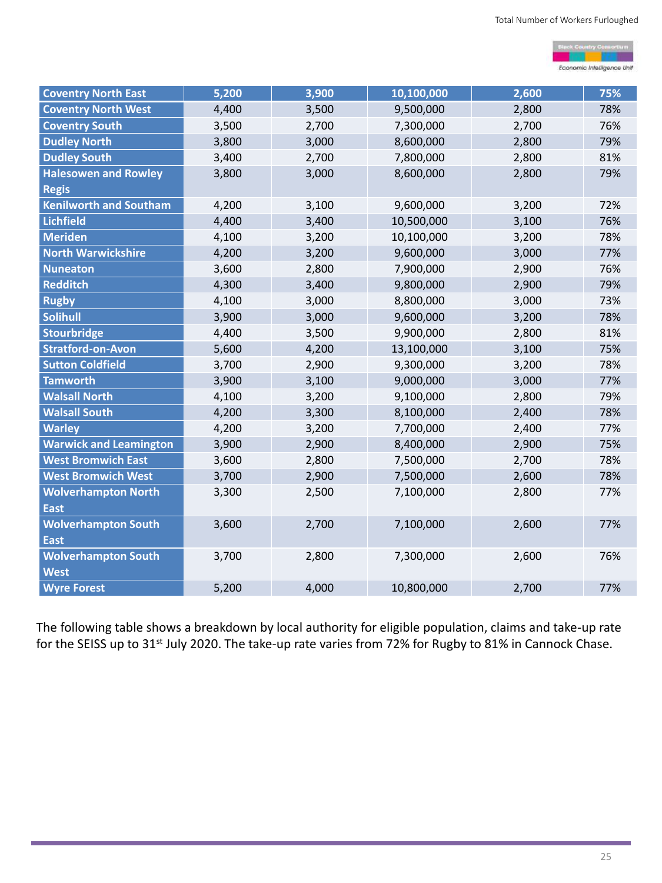| | | | | | |
|---|---|---|---|---|---|
| **Coventry North East** | **5,200** | **3,900** | **10,100,000** | **2,600** | **75%** |
| **Coventry North West** | 4,400 | 3,500 | 9,500,000 | 2,800 | 78% |
| **Coventry South** | 3,500 | 2,700 | 7,300,000 | 2,700 | 76% |
| **Dudley North** | 3,800 | 3,000 | 8,600,000 | 2,800 | 79% |
| **Dudley South** | 3,400 | 2,700 | 7,800,000 | 2,800 | 81% |
| **Halesowen and Rowley Regis** | 3,800 | 3,000 | 8,600,000 | 2,800 | 79% |
| **Kenilworth and Southam** | 4,200 | 3,100 | 9,600,000 | 3,200 | 72% |
| **Lichfield** | 4,400 | 3,400 | 10,500,000 | 3,100 | 76% |
| **Meriden** | 4,100 | 3,200 | 10,100,000 | 3,200 | 78% |
| **North Warwickshire** | 4,200 | 3,200 | 9,600,000 | 3,000 | 77% |
| **Nuneaton** | 3,600 | 2,800 | 7,900,000 | 2,900 | 76% |
| **Redditch** | 4,300 | 3,400 | 9,800,000 | 2,900 | 79% |
| **Rugby** | 4,100 | 3,000 | 8,800,000 | 3,000 | 73% |
| **Solihull** | 3,900 | 3,000 | 9,600,000 | 3,200 | 78% |
| **Stourbridge** | 4,400 | 3,500 | 9,900,000 | 2,800 | 81% |
| **Stratford-on-Avon** | 5,600 | 4,200 | 13,100,000 | 3,100 | 75% |
| **Sutton Coldfield** | 3,700 | 2,900 | 9,300,000 | 3,200 | 78% |
| **Tamworth** | 3,900 | 3,100 | 9,000,000 | 3,000 | 77% |
| **Walsall North** | 4,100 | 3,200 | 9,100,000 | 2,800 | 79% |
| **Walsall South** | 4,200 | 3,300 | 8,100,000 | 2,400 | 78% |
| **Warley** | 4,200 | 3,200 | 7,700,000 | 2,400 | 77% |
| **Warwick and Leamington** | 3,900 | 2,900 | 8,400,000 | 2,900 | 75% |
| **West Bromwich East** | 3,600 | 2,800 | 7,500,000 | 2,700 | 78% |
| **West Bromwich West** | 3,700 | 2,900 | 7,500,000 | 2,600 | 78% |
| **Wolverhampton North East** | 3,300 | 2,500 | 7,100,000 | 2,800 | 77% |
| **Wolverhampton South East** | 3,600 | 2,700 | 7,100,000 | 2,600 | 77% |
| **Wolverhampton South West** | 3,700 | 2,800 | 7,300,000 | 2,600 | 76% |
| **Wyre Forest** | 5,200 | 4,000 | 10,800,000 | 2,700 | 77% |

The following table shows a breakdown by local authority for eligible population, claims and take-up rate for the SEISS up to 31st July 2020. The take-up rate varies from 72% for Rugby to 81% in Cannock Chase.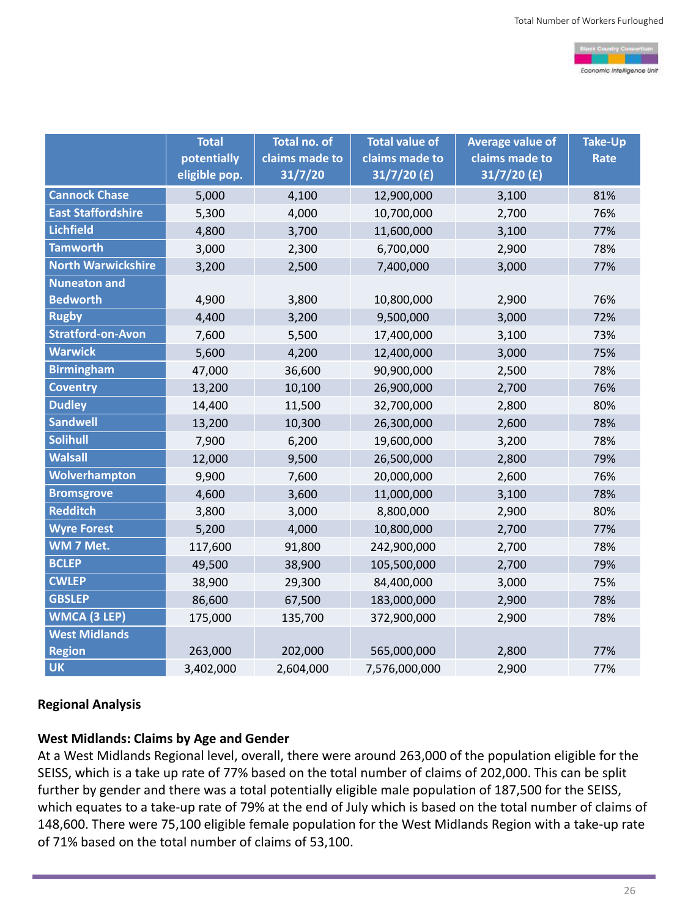| | Total potentially eligible pop. | Total no. of claims made to 31/7/20 | Total value of claims made to 31/7/20 (£) | Average value of claims made to 31/7/20 (£) | Take-Up Rate |
|---|---|---|---|---|---|
| **Cannock Chase** | 5,000 | 4,100 | 12,900,000 | 3,100 | 81% |
| **East Staffordshire** | 5,300 | 4,000 | 10,700,000 | 2,700 | 76% |
| **Lichfield** | 4,800 | 3,700 | 11,600,000 | 3,100 | 77% |
| **Tamworth** | 3,000 | 2,300 | 6,700,000 | 2,900 | 78% |
| **North Warwickshire** | 3,200 | 2,500 | 7,400,000 | 3,000 | 77% |
| **Nuneaton and Bedworth** | 4,900 | 3,800 | 10,800,000 | 2,900 | 76% |
| **Rugby** | 4,400 | 3,200 | 9,500,000 | 3,000 | 72% |
| **Stratford-on-Avon** | 7,600 | 5,500 | 17,400,000 | 3,100 | 73% |
| **Warwick** | 5,600 | 4,200 | 12,400,000 | 3,000 | 75% |
| **Birmingham** | 47,000 | 36,600 | 90,900,000 | 2,500 | 78% |
| **Coventry** | 13,200 | 10,100 | 26,900,000 | 2,700 | 76% |
| **Dudley** | 14,400 | 11,500 | 32,700,000 | 2,800 | 80% |
| **Sandwell** | 13,200 | 10,300 | 26,300,000 | 2,600 | 78% |
| **Solihull** | 7,900 | 6,200 | 19,600,000 | 3,200 | 78% |
| **Walsall** | 12,000 | 9,500 | 26,500,000 | 2,800 | 79% |
| **Wolverhampton** | 9,900 | 7,600 | 20,000,000 | 2,600 | 76% |
| **Bromsgrove** | 4,600 | 3,600 | 11,000,000 | 3,100 | 78% |
| **Redditch** | 3,800 | 3,000 | 8,800,000 | 2,900 | 80% |
| **Wyre Forest** | 5,200 | 4,000 | 10,800,000 | 2,700 | 77% |
| **WM 7 Met.** | 117,600 | 91,800 | 242,900,000 | 2,700 | 78% |
| **BCLEP** | 49,500 | 38,900 | 105,500,000 | 2,700 | 79% |
| **CWLEP** | 38,900 | 29,300 | 84,400,000 | 3,000 | 75% |
| **GBSLEP** | 86,600 | 67,500 | 183,000,000 | 2,900 | 78% |
| **WMCA (3 LEP)** | 175,000 | 135,700 | 372,900,000 | 2,900 | 78% |
| **West Midlands Region** | 263,000 | 202,000 | 565,000,000 | 2,800 | 77% |
| **UK** | 3,402,000 | 2,604,000 | 7,576,000,000 | 2,900 | 77% |

## Regional Analysis

### West Midlands: Claims by Age and Gender

At a West Midlands Regional level, overall, there were around 263,000 of the population eligible for the SEISS, which is a take up rate of 77% based on the total number of claims of 202,000. This can be split further by gender and there was a total potentially eligible male population of 187,500 for the SEISS, which equates to a take-up rate of 79% at the end of July which is based on the total number of claims of 148,600. There were 75,100 eligible female population for the West Midlands Region with a take-up rate of 71% based on the total number of claims of 53,100.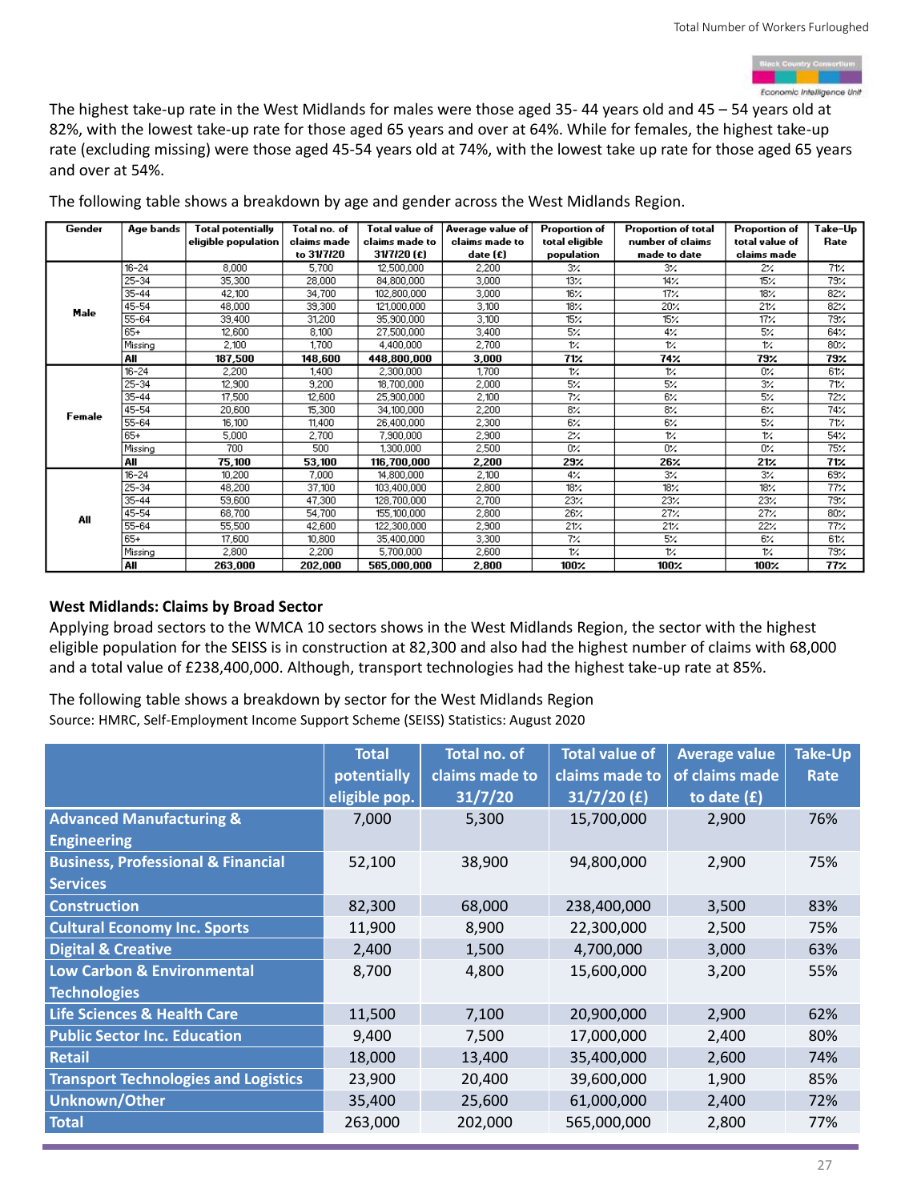The highest take-up rate in the West Midlands for males were those aged 35- 44 years old and 45 – 54 years old at 82%, with the lowest take-up rate for those aged 65 years and over at 64%. While for females, the highest take-up rate (excluding missing) were those aged 45-54 years old at 74%, with the lowest take up rate for those aged 65 years and over at 54%.

The following table shows a breakdown by age and gender across the West Midlands Region.

| Gender | Age bands | Total potentially eligible population | Total no. of claims made to 31/7/20 | Total value of claims made to 31/7/20 (£) | Average value of claims made to date (£) | Proportion of total eligible population | Proportion of total number of claims made to date | Proportion of total value of claims made | Take-Up Rate |
|---|---|---|---|---|---|---|---|---|---|
| Male | 16-24 | 8,000 | 5,700 | 12,500,000 | 2,200 | 3% | 3% | 2% | 71% |
| | 25-34 | 35,300 | 28,000 | 84,800,000 | 3,000 | 13% | 14% | 15% | 79% |
| | 35-44 | 42,100 | 34,700 | 102,800,000 | 3,000 | 16% | 17% | 18% | 82% |
| | 45-54 | 48,000 | 39,300 | 121,000,000 | 3,100 | 18% | 20% | 21% | 82% |
| | 55-64 | 39,400 | 31,200 | 95,900,000 | 3,100 | 15% | 15% | 17% | 79% |
| | 65+ | 12,600 | 8,100 | 27,500,000 | 3,400 | 5% | 4% | 5% | 64% |
| | Missing | 2,100 | 1,700 | 4,400,000 | 2,700 | 1% | 1% | 1% | 80% |
| | **All** | **187,500** | **148,600** | **448,800,000** | **3,000** | **71%** | **74%** | **79%** | **79%** |
| Female | 16-24 | 2,200 | 1,400 | 2,300,000 | 1,700 | 1% | 1% | 0% | 61% |
| | 25-34 | 12,900 | 9,200 | 18,700,000 | 2,000 | 5% | 5% | 3% | 71% |
| | 35-44 | 17,500 | 12,600 | 25,900,000 | 2,100 | 7% | 6% | 5% | 72% |
| | 45-54 | 20,600 | 15,300 | 34,100,000 | 2,200 | 8% | 8% | 6% | 74% |
| | 55-64 | 16,100 | 11,400 | 26,400,000 | 2,300 | 6% | 6% | 5% | 71% |
| | 65+ | 5,000 | 2,700 | 7,900,000 | 2,900 | 2% | 1% | 1% | 54% |
| | Missing | 700 | 500 | 1,300,000 | 2,500 | 0% | 0% | 0% | 75% |
| | **All** | **75,100** | **53,100** | **116,700,000** | **2,200** | **29%** | **26%** | **21%** | **71%** |
| All | 16-24 | 10,200 | 7,000 | 14,800,000 | 2,100 | 4% | 3% | 3% | 69% |
| | 25-34 | 48,200 | 37,100 | 103,400,000 | 2,800 | 18% | 18% | 18% | 77% |
| | 35-44 | 59,600 | 47,300 | 128,700,000 | 2,700 | 23% | 23% | 23% | 79% |
| | 45-54 | 68,700 | 54,700 | 155,100,000 | 2,800 | 26% | 27% | 27% | 80% |
| | 55-64 | 55,500 | 42,600 | 122,300,000 | 2,900 | 21% | 21% | 22% | 77% |
| | 65+ | 17,600 | 10,800 | 35,400,000 | 3,300 | 7% | 5% | 6% | 61% |
| | Missing | 2,800 | 2,200 | 5,700,000 | 2,600 | 1% | 1% | 1% | 79% |
| | **All** | **263,000** | **202,000** | **565,000,000** | **2,800** | **100%** | **100%** | **100%** | **77%** |

### West Midlands: Claims by Broad Sector

Applying broad sectors to the WMCA 10 sectors shows in the West Midlands Region, the sector with the highest eligible population for the SEISS is in construction at 82,300 and also had the highest number of claims with 68,000 and a total value of £238,400,000. Although, transport technologies had the highest take-up rate at 85%.

The following table shows a breakdown by sector for the West Midlands Region

Source: HMRC, Self-Employment Income Support Scheme (SEISS) Statistics: August 2020

| | Total potentially eligible pop. | Total no. of claims made to 31/7/20 | Total value of claims made to 31/7/20 (£) | Average value of claims made to date (£) | Take-Up Rate |
|---|---|---|---|---|---|
| **Advanced Manufacturing & Engineering** | 7,000 | 5,300 | 15,700,000 | 2,900 | 76% |
| **Business, Professional & Financial Services** | 52,100 | 38,900 | 94,800,000 | 2,900 | 75% |
| **Construction** | 82,300 | 68,000 | 238,400,000 | 3,500 | 83% |
| **Cultural Economy Inc. Sports** | 11,900 | 8,900 | 22,300,000 | 2,500 | 75% |
| **Digital & Creative** | 2,400 | 1,500 | 4,700,000 | 3,000 | 63% |
| **Low Carbon & Environmental Technologies** | 8,700 | 4,800 | 15,600,000 | 3,200 | 55% |
| **Life Sciences & Health Care** | 11,500 | 7,100 | 20,900,000 | 2,900 | 62% |
| **Public Sector Inc. Education** | 9,400 | 7,500 | 17,000,000 | 2,400 | 80% |
| **Retail** | 18,000 | 13,400 | 35,400,000 | 2,600 | 74% |
| **Transport Technologies and Logistics** | 23,900 | 20,400 | 39,600,000 | 1,900 | 85% |
| **Unknown/Other** | 35,400 | 25,600 | 61,000,000 | 2,400 | 72% |
| **Total** | 263,000 | 202,000 | 565,000,000 | 2,800 | 77% |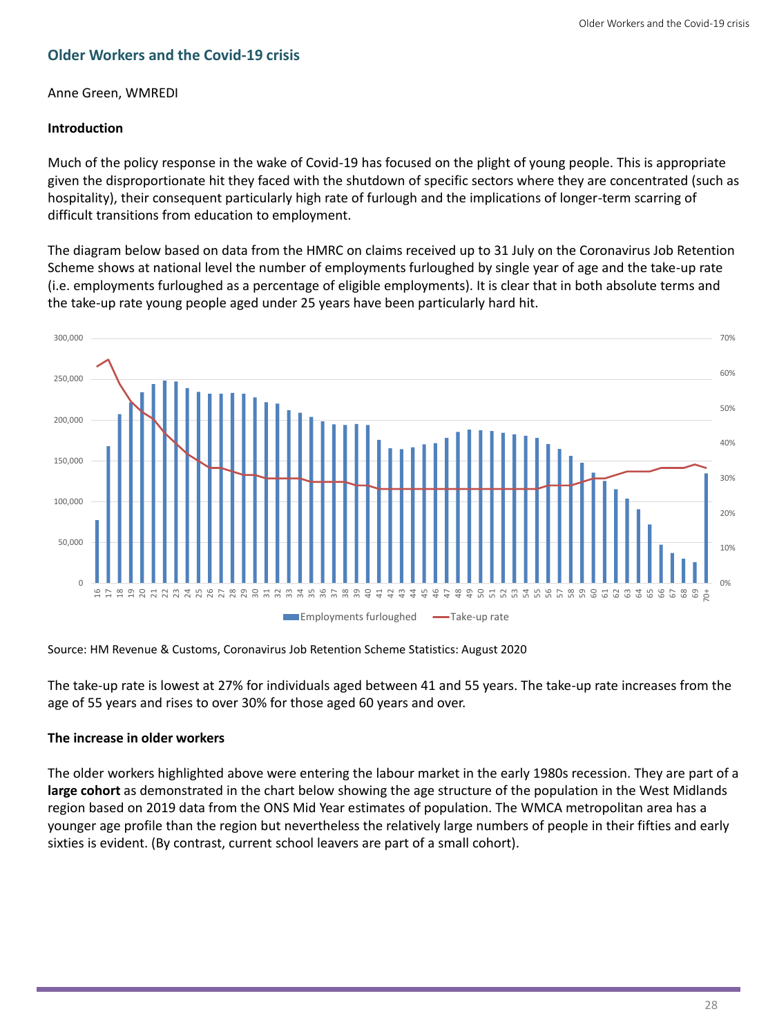## Older Workers and the Covid-19 crisis

Anne Green, WMREDI

### Introduction

Much of the policy response in the wake of Covid-19 has focused on the plight of young people. This is appropriate given the disproportionate hit they faced with the shutdown of specific sectors where they are concentrated (such as hospitality), their consequent particularly high rate of furlough and the implications of longer-term scarring of difficult transitions from education to employment.

The diagram below based on data from the HMRC on claims received up to 31 July on the Coronavirus Job Retention Scheme shows at national level the number of employments furloughed by single year of age and the take-up rate (i.e. employments furloughed as a percentage of eligible employments). It is clear that in both absolute terms and the take-up rate young people aged under 25 years have been particularly hard hit.

300,000
250,000
200,000
150,000
100,000
50,000
0

70%
60%
50%
40%
30%
20%
10%
0%

16 17 18 19 20 21 22 23 24 25 26 27 28 29 30 31 32 33 34 35 36 37 38 39 40 41 42 43 44 45 46 47 48 49 50 51 52 53 54 55 56 57 58 59 60 61 62 63 64 65 66 67 68 69 70+

Employments furloughed
Take-up rate

Source: HM Revenue & Customs, Coronavirus Job Retention Scheme Statistics: August 2020

The take-up rate is lowest at 27% for individuals aged between 41 and 55 years. The take-up rate increases from the age of 55 years and rises to over 30% for those aged 60 years and over.

### The increase in older workers

The older workers highlighted above were entering the labour market in the early 1980s recession. They are part of a **large cohort** as demonstrated in the chart below showing the age structure of the population in the West Midlands region based on 2019 data from the ONS Mid Year estimates of population. The WMCA metropolitan area has a younger age profile than the region but nevertheless the relatively large numbers of people in their fifties and early sixties is evident. (By contrast, current school leavers are part of a small cohort).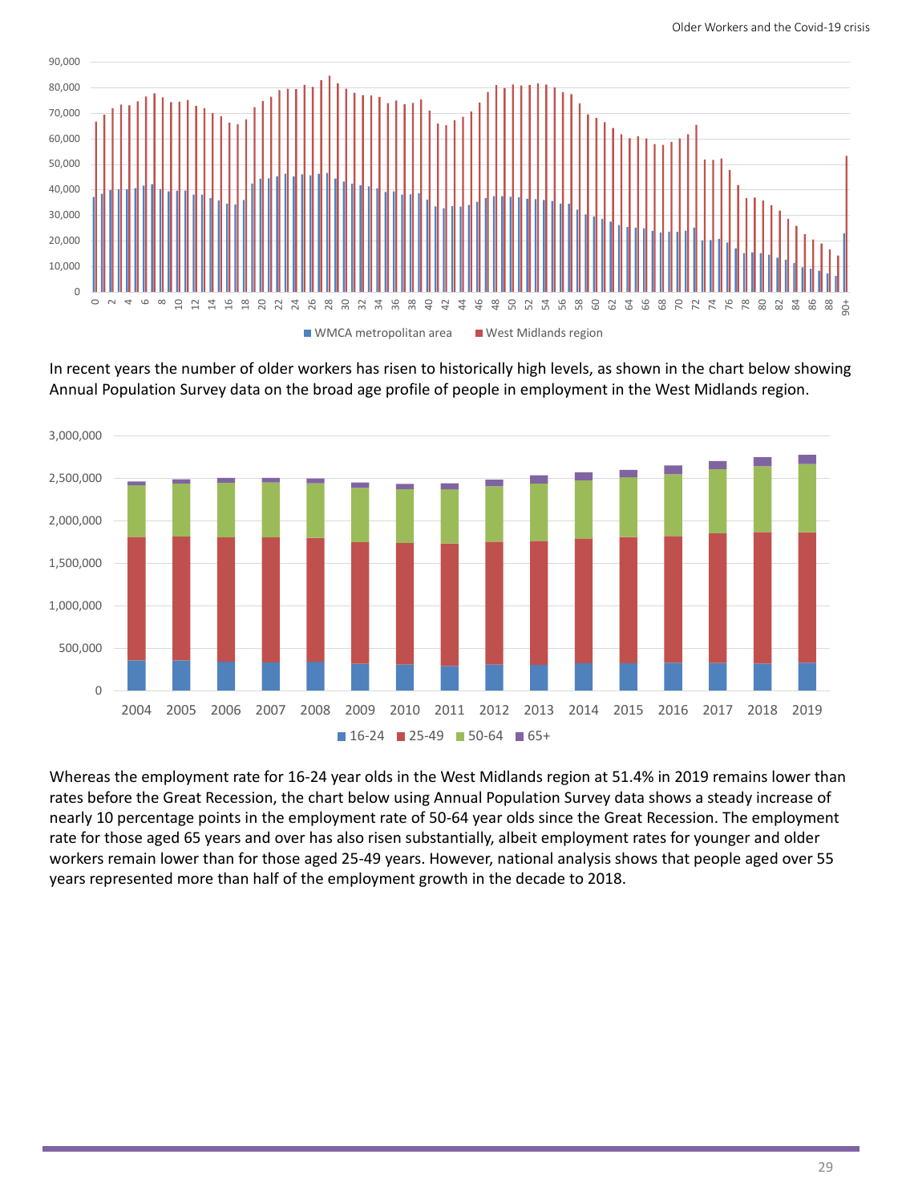90,000
80,000
70,000
60,000
50,000
40,000
30,000
20,000
10,000
0

0 2 4 6 8 10 12 14 16 18 20 22 24 26 28 30 32 34 36 38 40 42 44 46 48 50 52 54 56 58 60 62 64 66 68 70 72 74 76 78 80 82 84 86 88 90+

WMCA metropolitan area
West Midlands region

In recent years the number of older workers has risen to historically high levels, as shown in the chart below showing Annual Population Survey data on the broad age profile of people in employment in the West Midlands region.

3,000,000
2,500,000
2,000,000
1,500,000
1,000,000
500,000
0

2004 2005 2006 2007 2008 2009 2010 2011 2012 2013 2014 2015 2016 2017 2018 2019

16-24
25-49
50-64
65+

Whereas the employment rate for 16-24 year olds in the West Midlands region at 51.4% in 2019 remains lower than rates before the Great Recession, the chart below using Annual Population Survey data shows a steady increase of nearly 10 percentage points in the employment rate of 50-64 year olds since the Great Recession. The employment rate for those aged 65 years and over has also risen substantially, albeit employment rates for younger and older workers remain lower than for those aged 25-49 years. However, national analysis shows that people aged over 55 years represented more than half of the employment growth in the decade to 2018.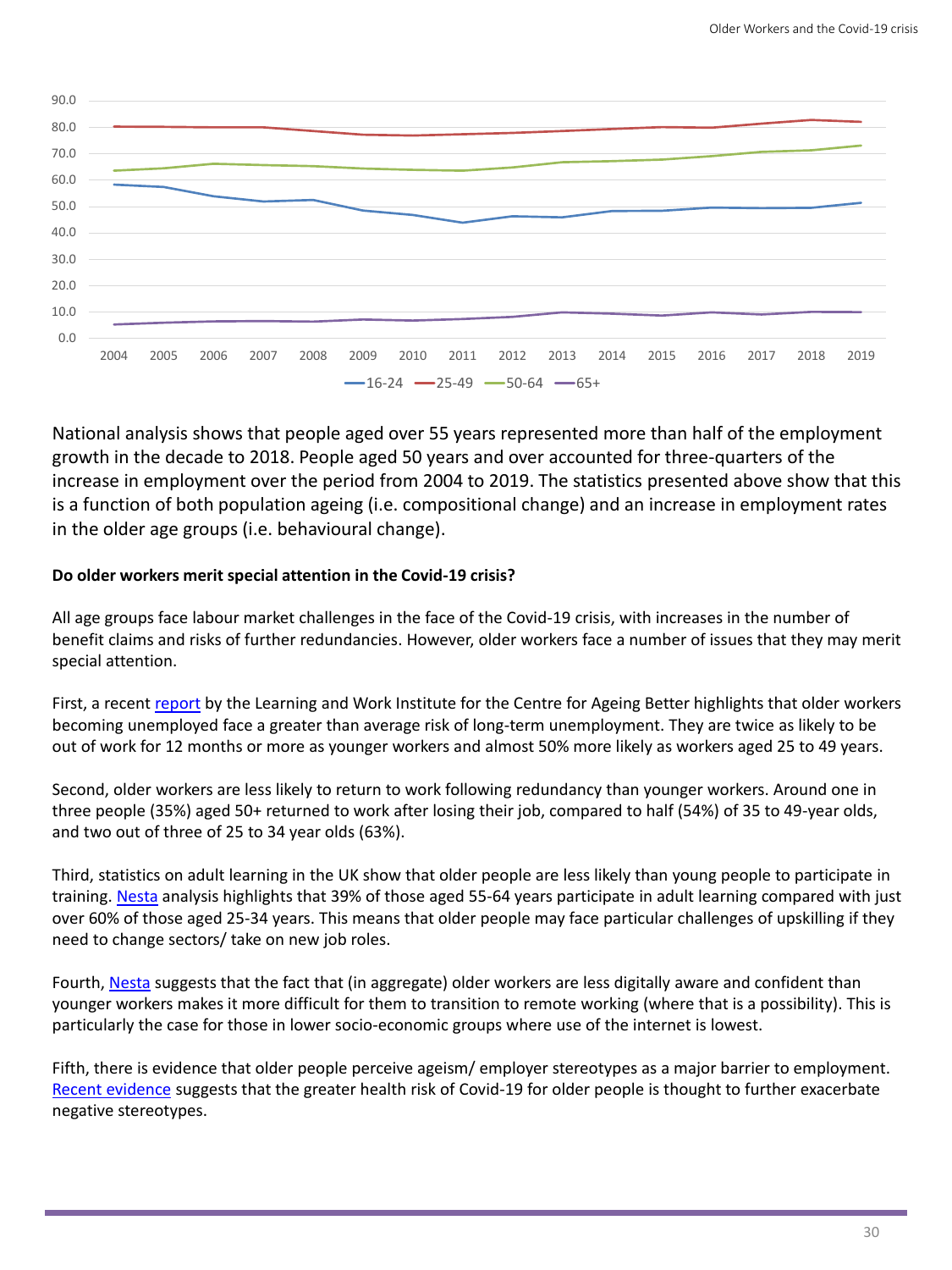90.0
80.0
70.0
60.0
50.0
40.0
30.0
20.0
10.0
0.0

2004 2005 2006 2007 2008 2009 2010 2011 2012 2013 2014 2015 2016 2017 2018 2019

16-24 25-49 50-64 65+

National analysis shows that people aged over 55 years represented more than half of the employment growth in the decade to 2018. People aged 50 years and over accounted for three-quarters of the increase in employment over the period from 2004 to 2019. The statistics presented above show that this is a function of both population ageing (i.e. compositional change) and an increase in employment rates in the older age groups (i.e. behavioural change).

**Do older workers merit special attention in the Covid-19 crisis?**

All age groups face labour market challenges in the face of the Covid-19 crisis, with increases in the number of benefit claims and risks of further redundancies. However, older workers face a number of issues that they may merit special attention.

First, a recent report by the Learning and Work Institute for the Centre for Ageing Better highlights that older workers becoming unemployed face a greater than average risk of long-term unemployment. They are twice as likely to be out of work for 12 months or more as younger workers and almost 50% more likely as workers aged 25 to 49 years.

Second, older workers are less likely to return to work following redundancy than younger workers. Around one in three people (35%) aged 50+ returned to work after losing their job, compared to half (54%) of 35 to 49-year olds, and two out of three of 25 to 34 year olds (63%).

Third, statistics on adult learning in the UK show that older people are less likely than young people to participate in training. Nesta analysis highlights that 39% of those aged 55-64 years participate in adult learning compared with just over 60% of those aged 25-34 years. This means that older people may face particular challenges of upskilling if they need to change sectors/ take on new job roles.

Fourth, Nesta suggests that the fact that (in aggregate) older workers are less digitally aware and confident than younger workers makes it more difficult for them to transition to remote working (where that is a possibility). This is particularly the case for those in lower socio-economic groups where use of the internet is lowest.

Fifth, there is evidence that older people perceive ageism/ employer stereotypes as a major barrier to employment. Recent evidence suggests that the greater health risk of Covid-19 for older people is thought to further exacerbate negative stereotypes.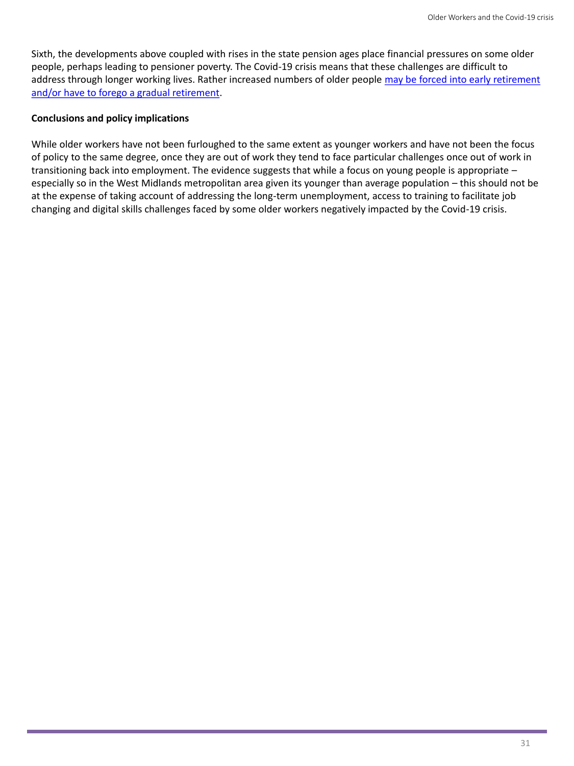Sixth, the developments above coupled with rises in the state pension ages place financial pressures on some older people, perhaps leading to pensioner poverty. The Covid-19 crisis means that these challenges are difficult to address through longer working lives. Rather increased numbers of older people may be forced into early retirement and/or have to forego a gradual retirement.

**Conclusions and policy implications**

While older workers have not been furloughed to the same extent as younger workers and have not been the focus of policy to the same degree, once they are out of work they tend to face particular challenges once out of work in transitioning back into employment. The evidence suggests that while a focus on young people is appropriate – especially so in the West Midlands metropolitan area given its younger than average population – this should not be at the expense of taking account of addressing the long-term unemployment, access to training to facilitate job changing and digital skills challenges faced by some older workers negatively impacted by the Covid-19 crisis.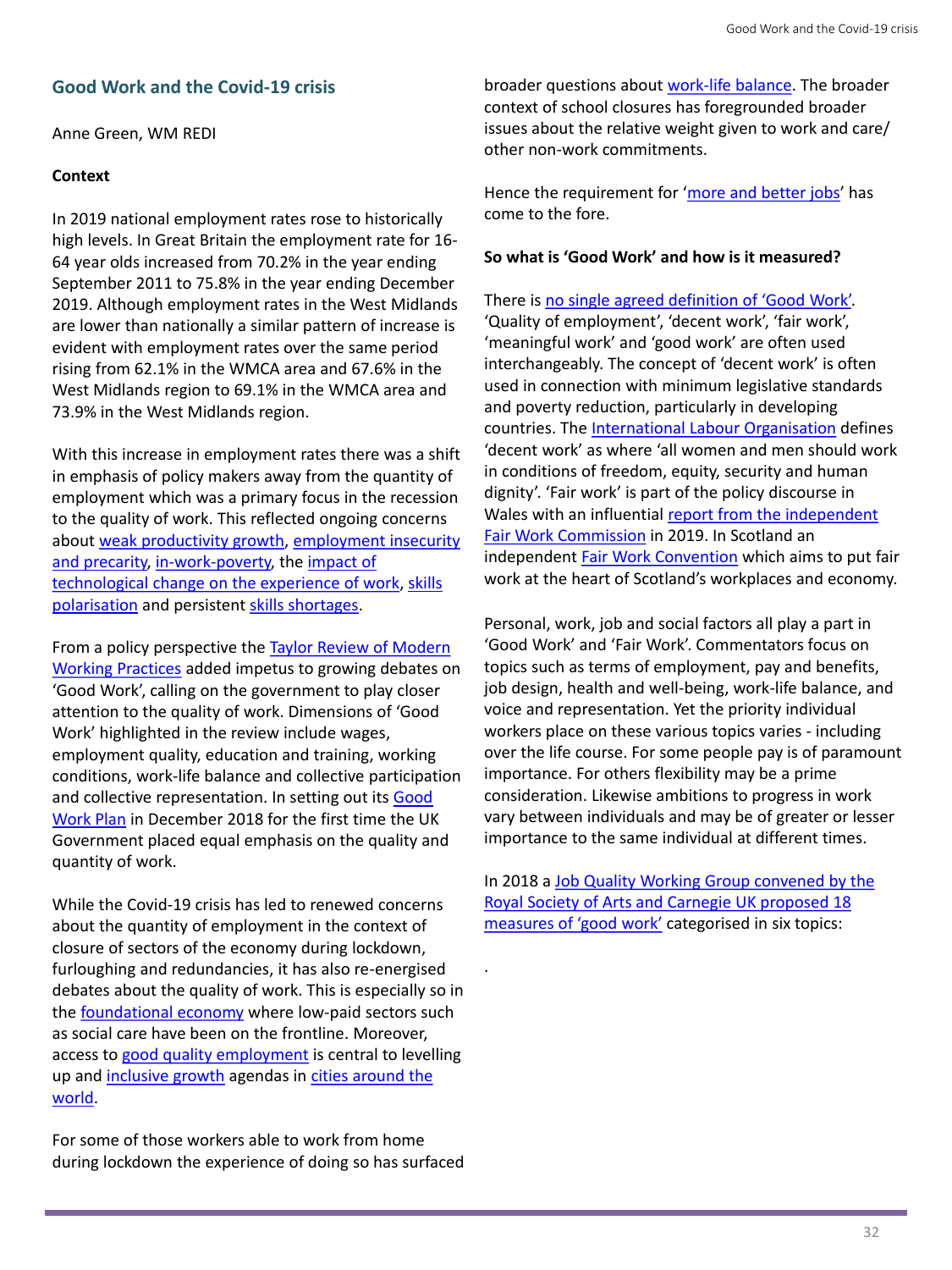## Good Work and the Covid-19 crisis

Anne Green, WM REDI

**Context**

In 2019 national employment rates rose to historically high levels. In Great Britain the employment rate for 16-64 year olds increased from 70.2% in the year ending September 2011 to 75.8% in the year ending December 2019. Although employment rates in the West Midlands are lower than nationally a similar pattern of increase is evident with employment rates over the same period rising from 62.1% in the WMCA area and 67.6% in the West Midlands region to 69.1% in the WMCA area and 73.9% in the West Midlands region.

With this increase in employment rates there was a shift in emphasis of policy makers away from the quantity of employment which was a primary focus in the recession to the quality of work. This reflected ongoing concerns about weak productivity growth, employment insecurity and precarity, in-work-poverty, the impact of technological change on the experience of work, skills polarisation and persistent skills shortages.

From a policy perspective the Taylor Review of Modern Working Practices added impetus to growing debates on 'Good Work', calling on the government to play closer attention to the quality of work. Dimensions of 'Good Work' highlighted in the review include wages, employment quality, education and training, working conditions, work-life balance and collective participation and collective representation. In setting out its Good Work Plan in December 2018 for the first time the UK Government placed equal emphasis on the quality and quantity of work.

While the Covid-19 crisis has led to renewed concerns about the quantity of employment in the context of closure of sectors of the economy during lockdown, furloughing and redundancies, it has also re-energised debates about the quality of work. This is especially so in the foundational economy where low-paid sectors such as social care have been on the frontline. Moreover, access to good quality employment is central to levelling up and inclusive growth agendas in cities around the world.

For some of those workers able to work from home during lockdown the experience of doing so has surfaced broader questions about work-life balance. The broader context of school closures has foregrounded broader issues about the relative weight given to work and care/ other non-work commitments.

Hence the requirement for 'more and better jobs' has come to the fore.

**So what is 'Good Work' and how is it measured?**

There is no single agreed definition of 'Good Work'. 'Quality of employment', 'decent work', 'fair work', 'meaningful work' and 'good work' are often used interchangeably. The concept of 'decent work' is often used in connection with minimum legislative standards and poverty reduction, particularly in developing countries. The International Labour Organisation defines 'decent work' as where 'all women and men should work in conditions of freedom, equity, security and human dignity'. 'Fair work' is part of the policy discourse in Wales with an influential report from the independent Fair Work Commission in 2019. In Scotland an independent Fair Work Convention which aims to put fair work at the heart of Scotland's workplaces and economy.

Personal, work, job and social factors all play a part in 'Good Work' and 'Fair Work'. Commentators focus on topics such as terms of employment, pay and benefits, job design, health and well-being, work-life balance, and voice and representation. Yet the priority individual workers place on these various topics varies - including over the life course. For some people pay is of paramount importance. For others flexibility may be a prime consideration. Likewise ambitions to progress in work vary between individuals and may be of greater or lesser importance to the same individual at different times.

In 2018 a Job Quality Working Group convened by the Royal Society of Arts and Carnegie UK proposed 18 measures of 'good work' categorised in six topics: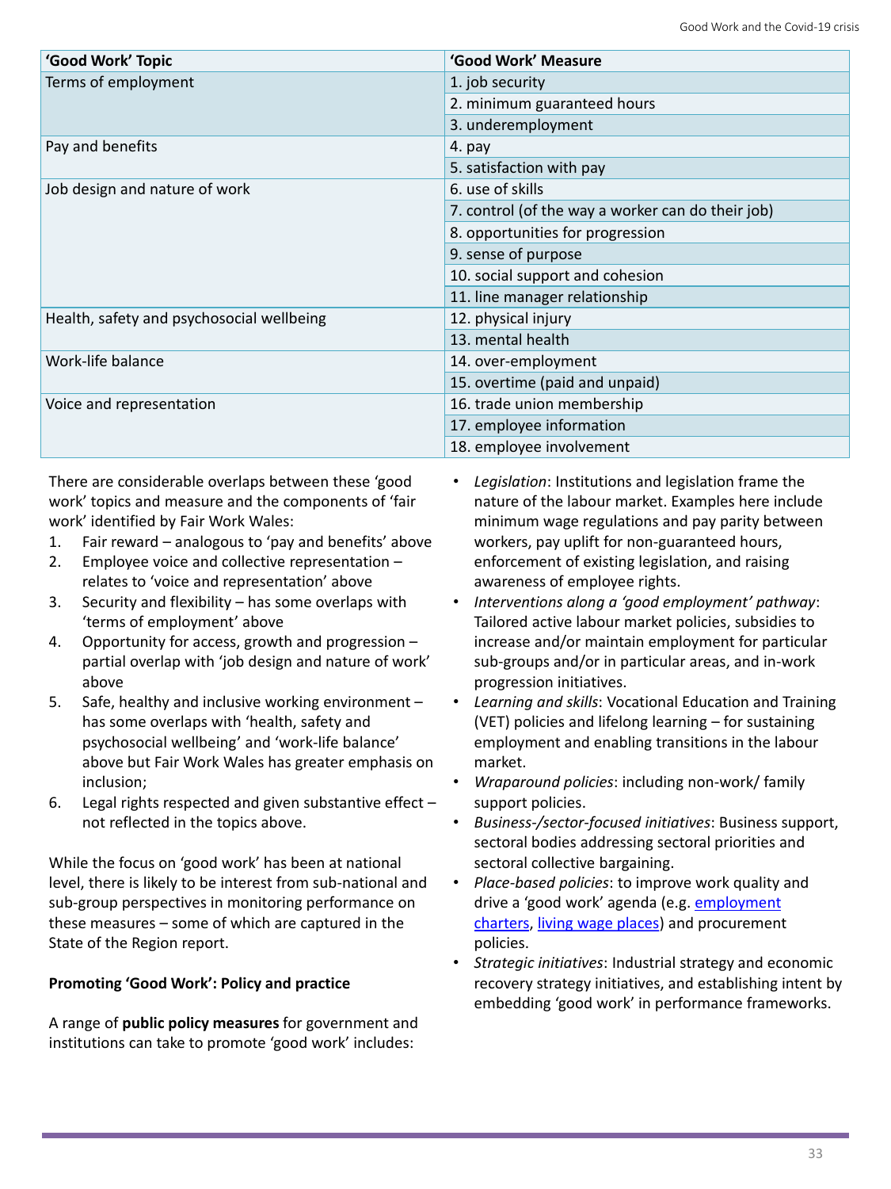| 'Good Work' Topic | 'Good Work' Measure |
|---|---|
| Terms of employment | 1. job security |
| | 2. minimum guaranteed hours |
| | 3. underemployment |
| Pay and benefits | 4. pay |
| | 5. satisfaction with pay |
| Job design and nature of work | 6. use of skills |
| | 7. control (of the way a worker can do their job) |
| | 8. opportunities for progression |
| | 9. sense of purpose |
| | 10. social support and cohesion |
| | 11. line manager relationship |
| Health, safety and psychosocial wellbeing | 12. physical injury |
| | 13. mental health |
| Work-life balance | 14. over-employment |
| | 15. overtime (paid and unpaid) |
| Voice and representation | 16. trade union membership |
| | 17. employee information |
| | 18. employee involvement |

There are considerable overlaps between these 'good work' topics and measure and the components of 'fair work' identified by Fair Work Wales:

1. Fair reward – analogous to 'pay and benefits' above
2. Employee voice and collective representation – relates to 'voice and representation' above
3. Security and flexibility – has some overlaps with 'terms of employment' above
4. Opportunity for access, growth and progression – partial overlap with 'job design and nature of work' above
5. Safe, healthy and inclusive working environment – has some overlaps with 'health, safety and psychosocial wellbeing' and 'work-life balance' above but Fair Work Wales has greater emphasis on inclusion;
6. Legal rights respected and given substantive effect – not reflected in the topics above.

While the focus on 'good work' has been at national level, there is likely to be interest from sub-national and sub-group perspectives in monitoring performance on these measures – some of which are captured in the State of the Region report.

**Promoting 'Good Work': Policy and practice**

A range of **public policy measures** for government and institutions can take to promote 'good work' includes:

- *Legislation*: Institutions and legislation frame the nature of the labour market. Examples here include minimum wage regulations and pay parity between workers, pay uplift for non-guaranteed hours, enforcement of existing legislation, and raising awareness of employee rights.
- *Interventions along a 'good employment' pathway*: Tailored active labour market policies, subsidies to increase and/or maintain employment for particular sub-groups and/or in particular areas, and in-work progression initiatives.
- *Learning and skills*: Vocational Education and Training (VET) policies and lifelong learning – for sustaining employment and enabling transitions in the labour market.
- *Wraparound policies*: including non-work/ family support policies.
- *Business-/sector-focused initiatives*: Business support, sectoral bodies addressing sectoral priorities and sectoral collective bargaining.
- *Place-based policies*: to improve work quality and drive a 'good work' agenda (e.g. employment charters, living wage places) and procurement policies.
- *Strategic initiatives*: Industrial strategy and economic recovery strategy initiatives, and establishing intent by embedding 'good work' in performance frameworks.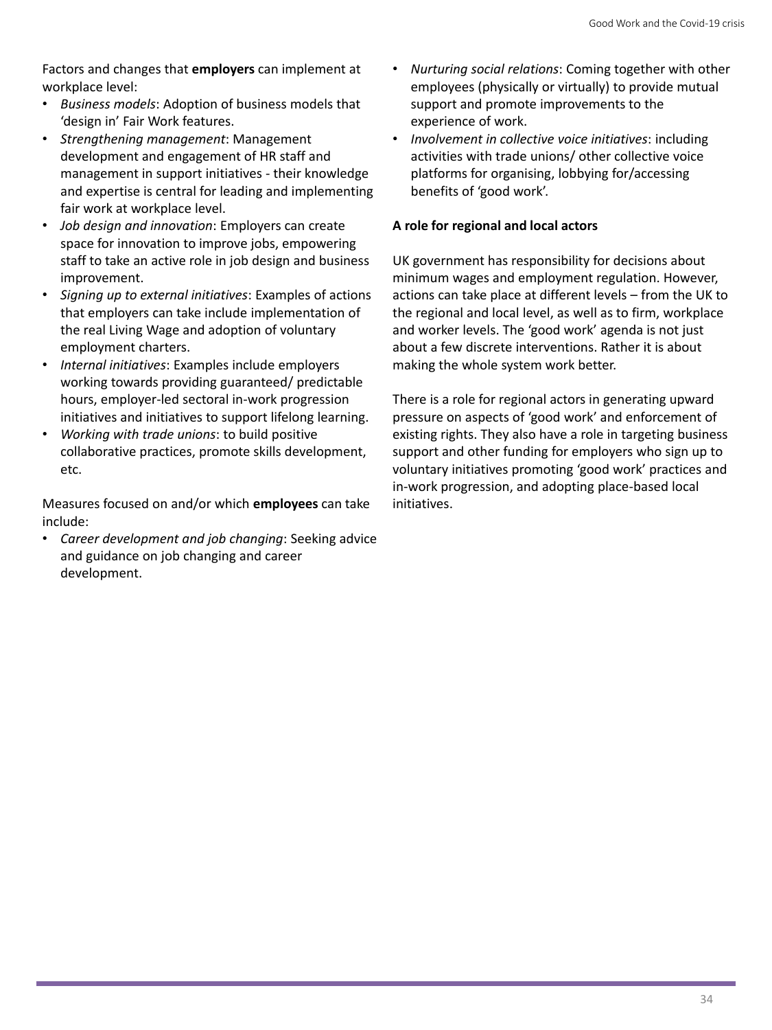Factors and changes that **employers** can implement at workplace level:

- *Business models*: Adoption of business models that 'design in' Fair Work features.
- *Strengthening management*: Management development and engagement of HR staff and management in support initiatives - their knowledge and expertise is central for leading and implementing fair work at workplace level.
- *Job design and innovation*: Employers can create space for innovation to improve jobs, empowering staff to take an active role in job design and business improvement.
- *Signing up to external initiatives*: Examples of actions that employers can take include implementation of the real Living Wage and adoption of voluntary employment charters.
- *Internal initiatives*: Examples include employers working towards providing guaranteed/ predictable hours, employer-led sectoral in-work progression initiatives and initiatives to support lifelong learning.
- *Working with trade unions*: to build positive collaborative practices, promote skills development, etc.

Measures focused on and/or which **employees** can take include:

- *Career development and job changing*: Seeking advice and guidance on job changing and career development.
- *Nurturing social relations*: Coming together with other employees (physically or virtually) to provide mutual support and promote improvements to the experience of work.
- *Involvement in collective voice initiatives*: including activities with trade unions/ other collective voice platforms for organising, lobbying for/accessing benefits of 'good work'.

**A role for regional and local actors**

UK government has responsibility for decisions about minimum wages and employment regulation. However, actions can take place at different levels – from the UK to the regional and local level, as well as to firm, workplace and worker levels. The 'good work' agenda is not just about a few discrete interventions. Rather it is about making the whole system work better.

There is a role for regional actors in generating upward pressure on aspects of 'good work' and enforcement of existing rights. They also have a role in targeting business support and other funding for employers who sign up to voluntary initiatives promoting 'good work' practices and in-work progression, and adopting place-based local initiatives.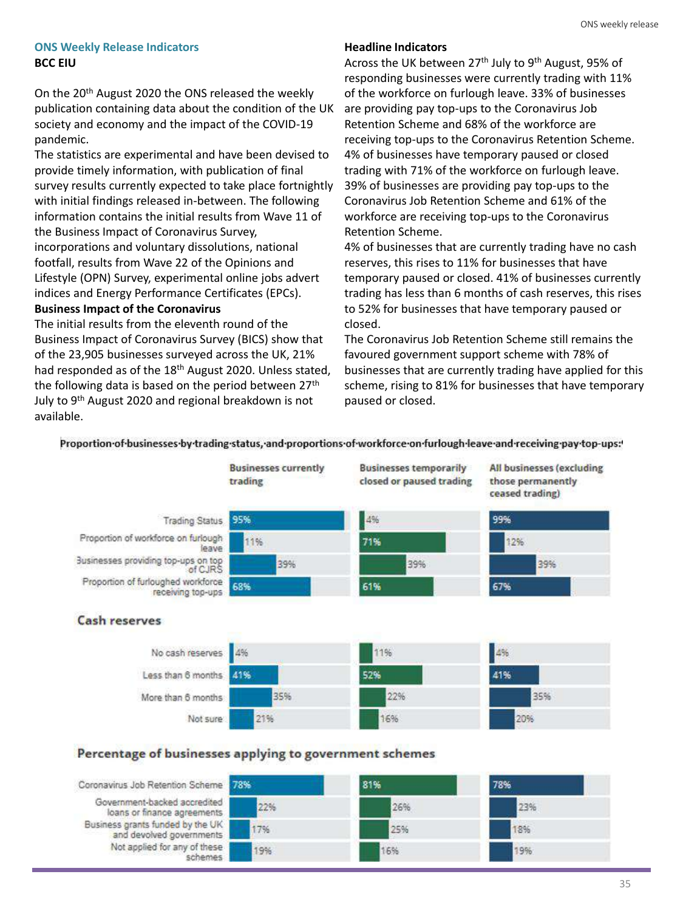## ONS Weekly Release Indicators

**BCC EIU**

On the 20th August 2020 the ONS released the weekly publication containing data about the condition of the UK society and economy and the impact of the COVID-19 pandemic.

The statistics are experimental and have been devised to provide timely information, with publication of final survey results currently expected to take place fortnightly with initial findings released in-between. The following information contains the initial results from Wave 11 of the Business Impact of Coronavirus Survey, incorporations and voluntary dissolutions, national footfall, results from Wave 22 of the Opinions and Lifestyle (OPN) Survey, experimental online jobs advert indices and Energy Performance Certificates (EPCs).

### Business Impact of the Coronavirus

The initial results from the eleventh round of the Business Impact of Coronavirus Survey (BICS) show that of the 23,905 businesses surveyed across the UK, 21% had responded as of the 18th August 2020. Unless stated, the following data is based on the period between 27th July to 9th August 2020 and regional breakdown is not available.

### Headline Indicators

Across the UK between 27th July to 9th August, 95% of responding businesses were currently trading with 11% of the workforce on furlough leave. 33% of businesses are providing pay top-ups to the Coronavirus Job Retention Scheme and 68% of the workforce are receiving top-ups to the Coronavirus Retention Scheme. 4% of businesses have temporary paused or closed trading with 71% of the workforce on furlough leave. 39% of businesses are providing pay top-ups to the Coronavirus Job Retention Scheme and 61% of the workforce are receiving top-ups to the Coronavirus Retention Scheme.

4% of businesses that are currently trading have no cash reserves, this rises to 11% for businesses that have temporary paused or closed. 41% of businesses currently trading has less than 6 months of cash reserves, this rises to 52% for businesses that have temporary paused or closed.

The Coronavirus Job Retention Scheme still remains the favoured government support scheme with 78% of businesses that are currently trading have applied for this scheme, rising to 81% for businesses that have temporary paused or closed.

Proportion of businesses by trading status, and proportions of workforce on furlough leave and receiving pay top-ups:

| | Businesses currently trading | Businesses temporarily closed or paused trading | All businesses (excluding those permanently ceased trading) |
|---|---|---|---|
| Trading Status | 95% | 4% | 99% |
| Proportion of workforce on furlough leave | 11% | 71% | 12% |
| Businesses providing top-ups on top of CJRS | 39% | 39% | 39% |
| Proportion of furloughed workforce receiving top-ups | 68% | 61% | 67% |

**Cash reserves**

| | Businesses currently trading | Businesses temporarily closed or paused trading | All businesses (excluding those permanently ceased trading) |
|---|---|---|---|
| No cash reserves | 4% | 11% | 4% |
| Less than 6 months | 41% | 52% | 41% |
| More than 6 months | 35% | 22% | 35% |
| Not sure | 21% | 16% | 20% |

**Percentage of businesses applying to government schemes**

| | Businesses currently trading | Businesses temporarily closed or paused trading | All businesses (excluding those permanently ceased trading) |
|---|---|---|---|
| Coronavirus Job Retention Scheme | 78% | 81% | 78% |
| Government-backed accredited loans or finance agreements | 22% | 26% | 23% |
| Business grants funded by the UK and devolved governments | 17% | 25% | 18% |
| Not applied for any of these schemes | 19% | 16% | 19% |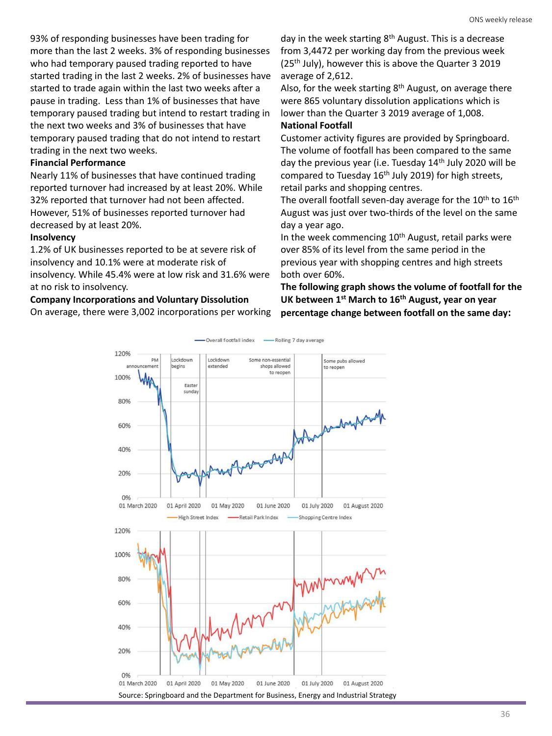93% of responding businesses have been trading for more than the last 2 weeks. 3% of responding businesses who had temporary paused trading reported to have started trading in the last 2 weeks. 2% of businesses have started to trade again within the last two weeks after a pause in trading. Less than 1% of businesses that have temporary paused trading but intend to restart trading in the next two weeks and 3% of businesses that have temporary paused trading that do not intend to restart trading in the next two weeks.

**Financial Performance**

Nearly 11% of businesses that have continued trading reported turnover had increased by at least 20%. While 32% reported that turnover had not been affected. However, 51% of businesses reported turnover had decreased by at least 20%.

**Insolvency**

1.2% of UK businesses reported to be at severe risk of insolvency and 10.1% were at moderate risk of insolvency. While 45.4% were at low risk and 31.6% were at no risk to insolvency.

**Company Incorporations and Voluntary Dissolution**

On average, there were 3,002 incorporations per working day in the week starting 8th August. This is a decrease from 3,4472 per working day from the previous week (25th July), however this is above the Quarter 3 2019 average of 2,612.

Also, for the week starting 8th August, on average there were 865 voluntary dissolution applications which is lower than the Quarter 3 2019 average of 1,008.

**National Footfall**

Customer activity figures are provided by Springboard. The volume of footfall has been compared to the same day the previous year (i.e. Tuesday 14th July 2020 will be compared to Tuesday 16th July 2019) for high streets, retail parks and shopping centres.

The overall footfall seven-day average for the 10th to 16th August was just over two-thirds of the level on the same day a year ago.

In the week commencing 10th August, retail parks were over 85% of its level from the same period in the previous year with shopping centres and high streets both over 60%.

**The following graph shows the volume of footfall for the UK between 1st March to 16th August, year on year percentage change between footfall on the same day:**

Overall footfall index
Rolling 7 day average
PM announcement
Lockdown begins
Easter sunday
Lockdown extended
Some non-essential shops allowed to reopen
Some pubs allowed to reopen
120%
100%
80%
60%
40%
20%
0%
01 March 2020
01 April 2020
01 May 2020
01 June 2020
01 July 2020
01 August 2020

High Street Index
Retail Park Index
Shopping Centre Index
120%
100%
80%
60%
40%
20%
0%
01 March 2020
01 April 2020
01 May 2020
01 June 2020
01 July 2020
01 August 2020

Source: Springboard and the Department for Business, Energy and Industrial Strategy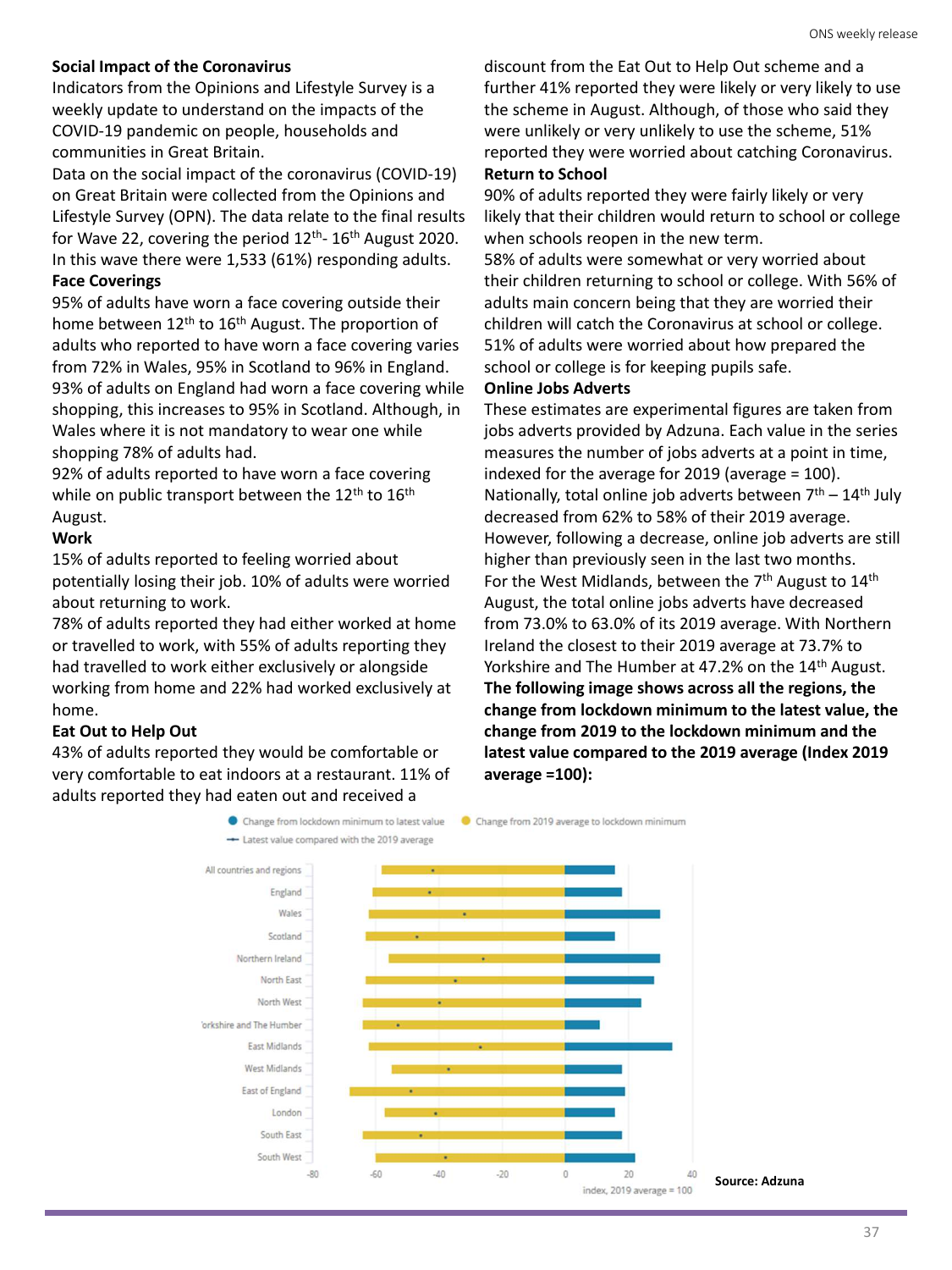## Social Impact of the Coronavirus

Indicators from the Opinions and Lifestyle Survey is a weekly update to understand on the impacts of the COVID-19 pandemic on people, households and communities in Great Britain.

Data on the social impact of the coronavirus (COVID-19) on Great Britain were collected from the Opinions and Lifestyle Survey (OPN). The data relate to the final results for Wave 22, covering the period 12th- 16th August 2020. In this wave there were 1,533 (61%) responding adults.

### Face Coverings

95% of adults have worn a face covering outside their home between 12th to 16th August. The proportion of adults who reported to have worn a face covering varies from 72% in Wales, 95% in Scotland to 96% in England. 93% of adults on England had worn a face covering while shopping, this increases to 95% in Scotland. Although, in Wales where it is not mandatory to wear one while shopping 78% of adults had.

92% of adults reported to have worn a face covering while on public transport between the 12th to 16th August.

### Work

15% of adults reported to feeling worried about potentially losing their job. 10% of adults were worried about returning to work.

78% of adults reported they had either worked at home or travelled to work, with 55% of adults reporting they had travelled to work either exclusively or alongside working from home and 22% had worked exclusively at home.

### Eat Out to Help Out

43% of adults reported they would be comfortable or very comfortable to eat indoors at a restaurant. 11% of adults reported they had eaten out and received a discount from the Eat Out to Help Out scheme and a further 41% reported they were likely or very likely to use the scheme in August. Although, of those who said they were unlikely or very unlikely to use the scheme, 51% reported they were worried about catching Coronavirus.

### Return to School

90% of adults reported they were fairly likely or very likely that their children would return to school or college when schools reopen in the new term.

58% of adults were somewhat or very worried about their children returning to school or college. With 56% of adults main concern being that they are worried their children will catch the Coronavirus at school or college. 51% of adults were worried about how prepared the school or college is for keeping pupils safe.

### Online Jobs Adverts

These estimates are experimental figures are taken from jobs adverts provided by Adzuna. Each value in the series measures the number of jobs adverts at a point in time, indexed for the average for 2019 (average = 100).

Nationally, total online job adverts between 7th – 14th July decreased from 62% to 58% of their 2019 average. However, following a decrease, online job adverts are still higher than previously seen in the last two months.

For the West Midlands, between the 7th August to 14th August, the total online jobs adverts have decreased from 73.0% to 63.0% of its 2019 average. With Northern Ireland the closest to their 2019 average at 73.7% to Yorkshire and The Humber at 47.2% on the 14th August.

**The following image shows across all the regions, the change from lockdown minimum to the latest value, the change from 2019 to the lockdown minimum and the latest value compared to the 2019 average (Index 2019 average =100):**

Change from lockdown minimum to latest value
Change from 2019 average to lockdown minimum
Latest value compared with the 2019 average

All countries and regions
England
Wales
Scotland
Northern Ireland
North East
North West
Yorkshire and The Humber
East Midlands
West Midlands
East of England
London
South East
South West

-80 -60 -40 -20 0 20 40
index, 2019 average = 100

Source: Adzuna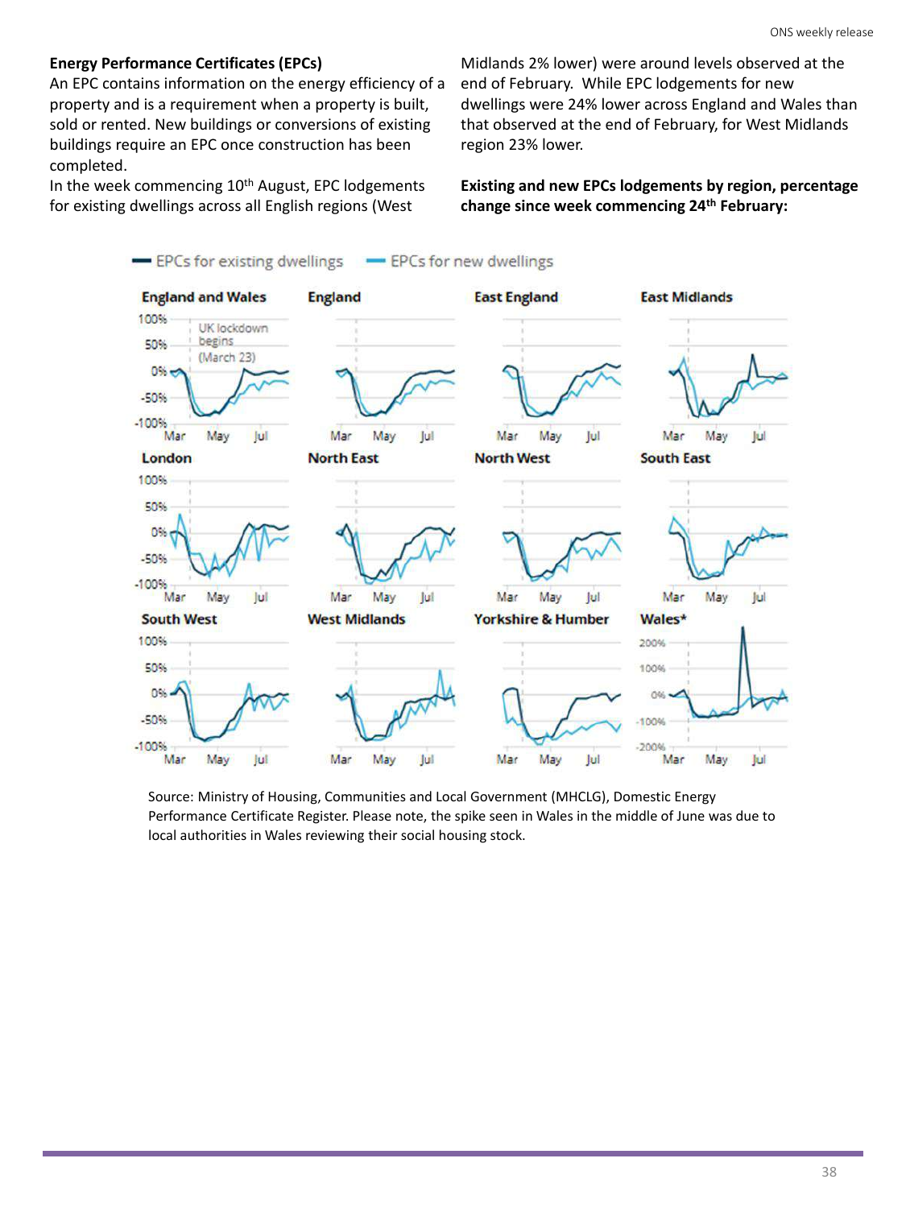**Energy Performance Certificates (EPCs)**

An EPC contains information on the energy efficiency of a property and is a requirement when a property is built, sold or rented. New buildings or conversions of existing buildings require an EPC once construction has been completed.

In the week commencing 10th August, EPC lodgements for existing dwellings across all English regions (West Midlands 2% lower) were around levels observed at the end of February. While EPC lodgements for new dwellings were 24% lower across England and Wales than that observed at the end of February, for West Midlands region 23% lower.

**Existing and new EPCs lodgements by region, percentage change since week commencing 24th February:**

EPCs for existing dwellings
EPCs for new dwellings

England and Wales
England
East England
East Midlands
London
North East
North West
South East
South West
West Midlands
Yorkshire & Humber
Wales*

100%
50%
0%
-50%
-100%

UK lockdown begins (March 23)

200%
100%
0%
-100%
-200%

Mar
May
Jul

Source: Ministry of Housing, Communities and Local Government (MHCLG), Domestic Energy Performance Certificate Register. Please note, the spike seen in Wales in the middle of June was due to local authorities in Wales reviewing their social housing stock.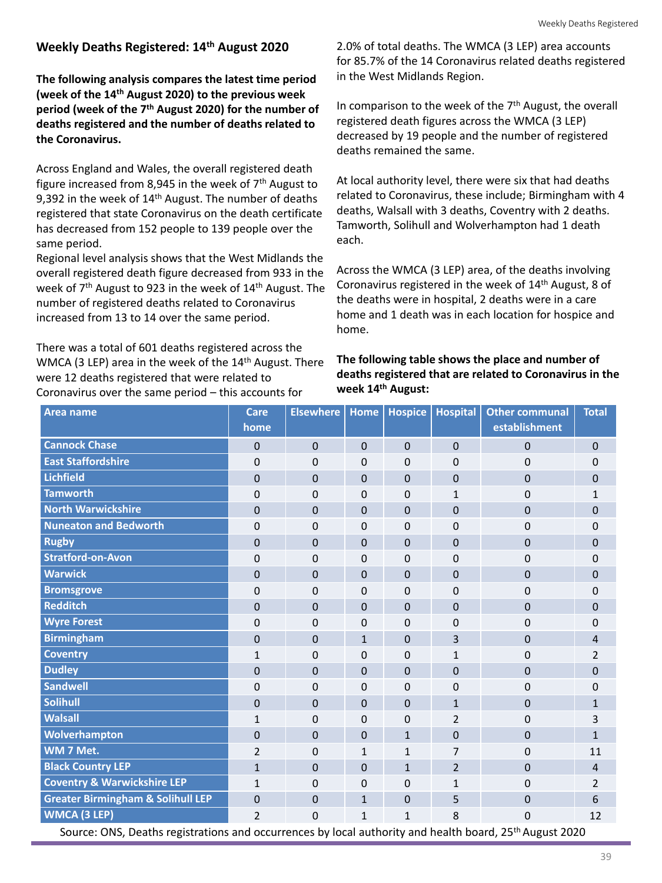## Weekly Deaths Registered: 14th August 2020

**The following analysis compares the latest time period (week of the 14th August 2020) to the previous week period (week of the 7th August 2020) for the number of deaths registered and the number of deaths related to the Coronavirus.**

Across England and Wales, the overall registered death figure increased from 8,945 in the week of 7th August to 9,392 in the week of 14th August. The number of deaths registered that state Coronavirus on the death certificate has decreased from 152 people to 139 people over the same period.

Regional level analysis shows that the West Midlands the overall registered death figure decreased from 933 in the week of 7th August to 923 in the week of 14th August. The number of registered deaths related to Coronavirus increased from 13 to 14 over the same period.

There was a total of 601 deaths registered across the WMCA (3 LEP) area in the week of the 14th August. There were 12 deaths registered that were related to Coronavirus over the same period – this accounts for 2.0% of total deaths. The WMCA (3 LEP) area accounts for 85.7% of the 14 Coronavirus related deaths registered in the West Midlands Region.

In comparison to the week of the 7th August, the overall registered death figures across the WMCA (3 LEP) decreased by 19 people and the number of registered deaths remained the same.

At local authority level, there were six that had deaths related to Coronavirus, these include; Birmingham with 4 deaths, Walsall with 3 deaths, Coventry with 2 deaths. Tamworth, Solihull and Wolverhampton had 1 death each.

Across the WMCA (3 LEP) area, of the deaths involving Coronavirus registered in the week of 14th August, 8 of the deaths were in hospital, 2 deaths were in a care home and 1 death was in each location for hospice and home.

**The following table shows the place and number of deaths registered that are related to Coronavirus in the week 14th August:**

| Area name | Care home | Elsewhere | Home | Hospice | Hospital | Other communal establishment | Total |
|---|---|---|---|---|---|---|---|
| Cannock Chase | 0 | 0 | 0 | 0 | 0 | 0 | 0 |
| East Staffordshire | 0 | 0 | 0 | 0 | 0 | 0 | 0 |
| Lichfield | 0 | 0 | 0 | 0 | 0 | 0 | 0 |
| Tamworth | 0 | 0 | 0 | 0 | 1 | 0 | 1 |
| North Warwickshire | 0 | 0 | 0 | 0 | 0 | 0 | 0 |
| Nuneaton and Bedworth | 0 | 0 | 0 | 0 | 0 | 0 | 0 |
| Rugby | 0 | 0 | 0 | 0 | 0 | 0 | 0 |
| Stratford-on-Avon | 0 | 0 | 0 | 0 | 0 | 0 | 0 |
| Warwick | 0 | 0 | 0 | 0 | 0 | 0 | 0 |
| Bromsgrove | 0 | 0 | 0 | 0 | 0 | 0 | 0 |
| Redditch | 0 | 0 | 0 | 0 | 0 | 0 | 0 |
| Wyre Forest | 0 | 0 | 0 | 0 | 0 | 0 | 0 |
| Birmingham | 0 | 0 | 1 | 0 | 3 | 0 | 4 |
| Coventry | 1 | 0 | 0 | 0 | 1 | 0 | 2 |
| Dudley | 0 | 0 | 0 | 0 | 0 | 0 | 0 |
| Sandwell | 0 | 0 | 0 | 0 | 0 | 0 | 0 |
| Solihull | 0 | 0 | 0 | 0 | 1 | 0 | 1 |
| Walsall | 1 | 0 | 0 | 0 | 2 | 0 | 3 |
| Wolverhampton | 0 | 0 | 0 | 1 | 0 | 0 | 1 |
| WM 7 Met. | 2 | 0 | 1 | 1 | 7 | 0 | 11 |
| Black Country LEP | 1 | 0 | 0 | 1 | 2 | 0 | 4 |
| Coventry & Warwickshire LEP | 1 | 0 | 0 | 0 | 1 | 0 | 2 |
| Greater Birmingham & Solihull LEP | 0 | 0 | 1 | 0 | 5 | 0 | 6 |
| WMCA (3 LEP) | 2 | 0 | 1 | 1 | 8 | 0 | 12 |

Source: ONS, Deaths registrations and occurrences by local authority and health board, 25th August 2020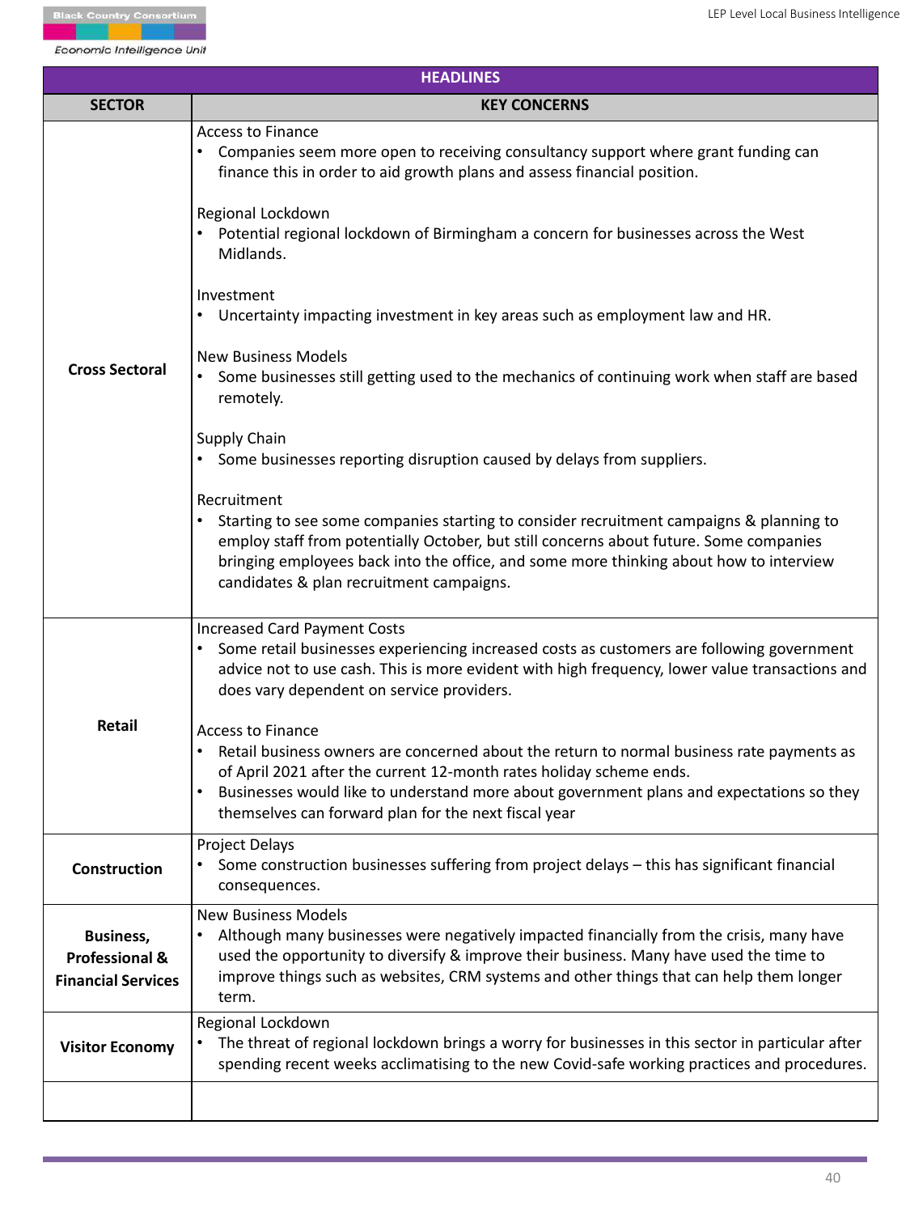| HEADLINES | |
|---|---|
| **SECTOR** | **KEY CONCERNS** |
| **Cross Sectoral** | Access to Finance<br>• Companies seem more open to receiving consultancy support where grant funding can finance this in order to aid growth plans and assess financial position.<br><br>Regional Lockdown<br>• Potential regional lockdown of Birmingham a concern for businesses across the West Midlands.<br><br>Investment<br>• Uncertainty impacting investment in key areas such as employment law and HR.<br><br>New Business Models<br>• Some businesses still getting used to the mechanics of continuing work when staff are based remotely.<br><br>Supply Chain<br>• Some businesses reporting disruption caused by delays from suppliers.<br><br>Recruitment<br>• Starting to see some companies starting to consider recruitment campaigns & planning to employ staff from potentially October, but still concerns about future. Some companies bringing employees back into the office, and some more thinking about how to interview candidates & plan recruitment campaigns. |
| **Retail** | Increased Card Payment Costs<br>• Some retail businesses experiencing increased costs as customers are following government advice not to use cash. This is more evident with high frequency, lower value transactions and does vary dependent on service providers.<br><br>Access to Finance<br>• Retail business owners are concerned about the return to normal business rate payments as of April 2021 after the current 12-month rates holiday scheme ends.<br>• Businesses would like to understand more about government plans and expectations so they themselves can forward plan for the next fiscal year |
| **Construction** | Project Delays<br>• Some construction businesses suffering from project delays – this has significant financial consequences. |
| **Business, Professional & Financial Services** | New Business Models<br>• Although many businesses were negatively impacted financially from the crisis, many have used the opportunity to diversify & improve their business. Many have used the time to improve things such as websites, CRM systems and other things that can help them longer term. |
| **Visitor Economy** | Regional Lockdown<br>• The threat of regional lockdown brings a worry for businesses in this sector in particular after spending recent weeks acclimatising to the new Covid-safe working practices and procedures. |
| | |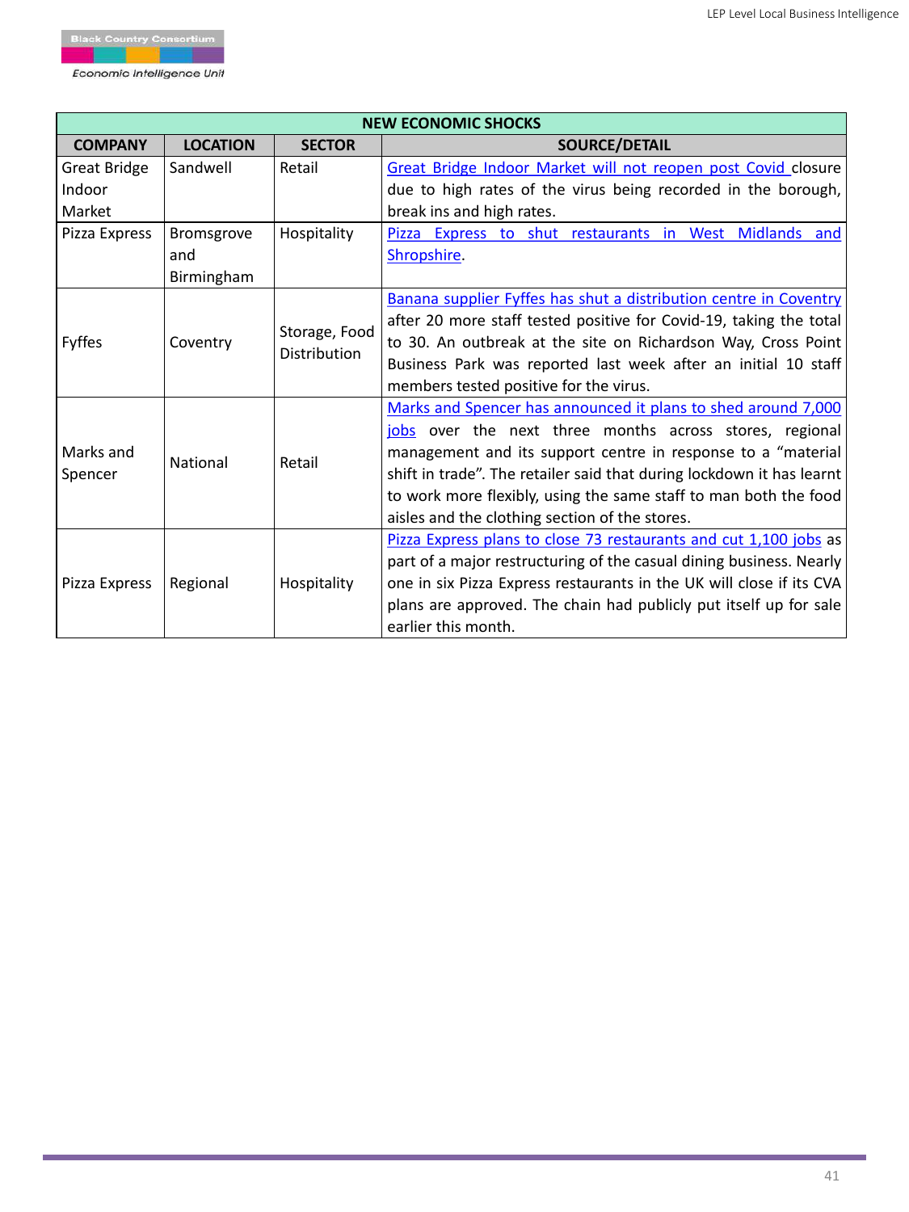| NEW ECONOMIC SHOCKS | | | |
|---|---|---|---|
| **COMPANY** | **LOCATION** | **SECTOR** | **SOURCE/DETAIL** |
| Great Bridge Indoor Market | Sandwell | Retail | Great Bridge Indoor Market will not reopen post Covid closure due to high rates of the virus being recorded in the borough, break ins and high rates. |
| Pizza Express | Bromsgrove and Birmingham | Hospitality | Pizza Express to shut restaurants in West Midlands and Shropshire. |
| Fyffes | Coventry | Storage, Food Distribution | Banana supplier Fyffes has shut a distribution centre in Coventry after 20 more staff tested positive for Covid-19, taking the total to 30. An outbreak at the site on Richardson Way, Cross Point Business Park was reported last week after an initial 10 staff members tested positive for the virus. |
| Marks and Spencer | National | Retail | Marks and Spencer has announced it plans to shed around 7,000 jobs over the next three months across stores, regional management and its support centre in response to a "material shift in trade". The retailer said that during lockdown it has learnt to work more flexibly, using the same staff to man both the food aisles and the clothing section of the stores. |
| Pizza Express | Regional | Hospitality | Pizza Express plans to close 73 restaurants and cut 1,100 jobs as part of a major restructuring of the casual dining business. Nearly one in six Pizza Express restaurants in the UK will close if its CVA plans are approved. The chain had publicly put itself up for sale earlier this month. |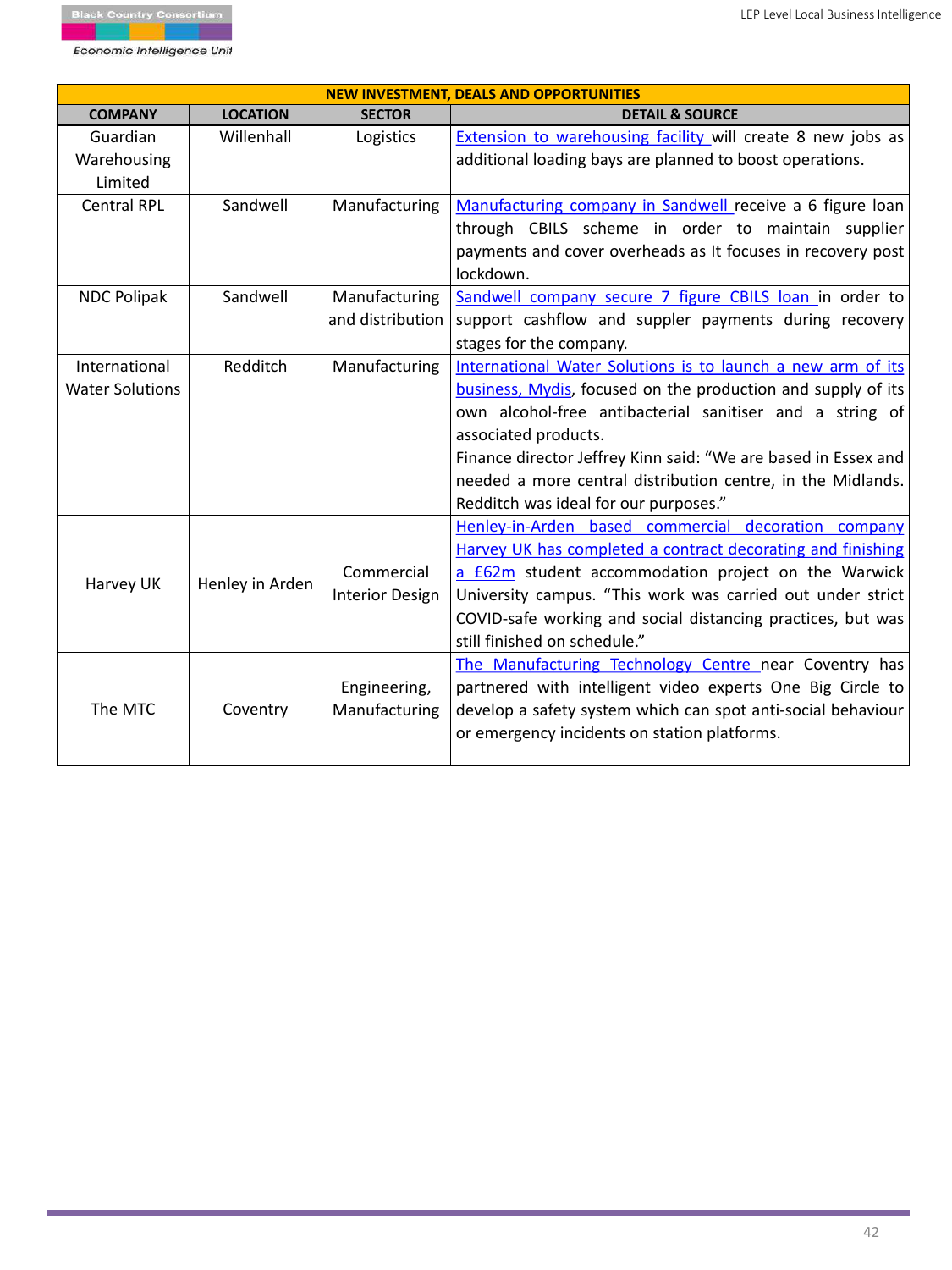| NEW INVESTMENT, DEALS AND OPPORTUNITIES | | | |
|---|---|---|---|
| **COMPANY** | **LOCATION** | **SECTOR** | **DETAIL & SOURCE** |
| Guardian Warehousing Limited | Willenhall | Logistics | Extension to warehousing facility will create 8 new jobs as additional loading bays are planned to boost operations. |
| Central RPL | Sandwell | Manufacturing | Manufacturing company in Sandwell receive a 6 figure loan through CBILS scheme in order to maintain supplier payments and cover overheads as It focuses in recovery post lockdown. |
| NDC Polipak | Sandwell | Manufacturing and distribution | Sandwell company secure 7 figure CBILS loan in order to support cashflow and suppler payments during recovery stages for the company. |
| International Water Solutions | Redditch | Manufacturing | International Water Solutions is to launch a new arm of its business, Mydis, focused on the production and supply of its own alcohol-free antibacterial sanitiser and a string of associated products.<br>Finance director Jeffrey Kinn said: "We are based in Essex and needed a more central distribution centre, in the Midlands. Redditch was ideal for our purposes." |
| Harvey UK | Henley in Arden | Commercial Interior Design | Henley-in-Arden based commercial decoration company Harvey UK has completed a contract decorating and finishing a £62m student accommodation project on the Warwick University campus. "This work was carried out under strict COVID-safe working and social distancing practices, but was still finished on schedule." |
| The MTC | Coventry | Engineering, Manufacturing | The Manufacturing Technology Centre near Coventry has partnered with intelligent video experts One Big Circle to develop a safety system which can spot anti-social behaviour or emergency incidents on station platforms. |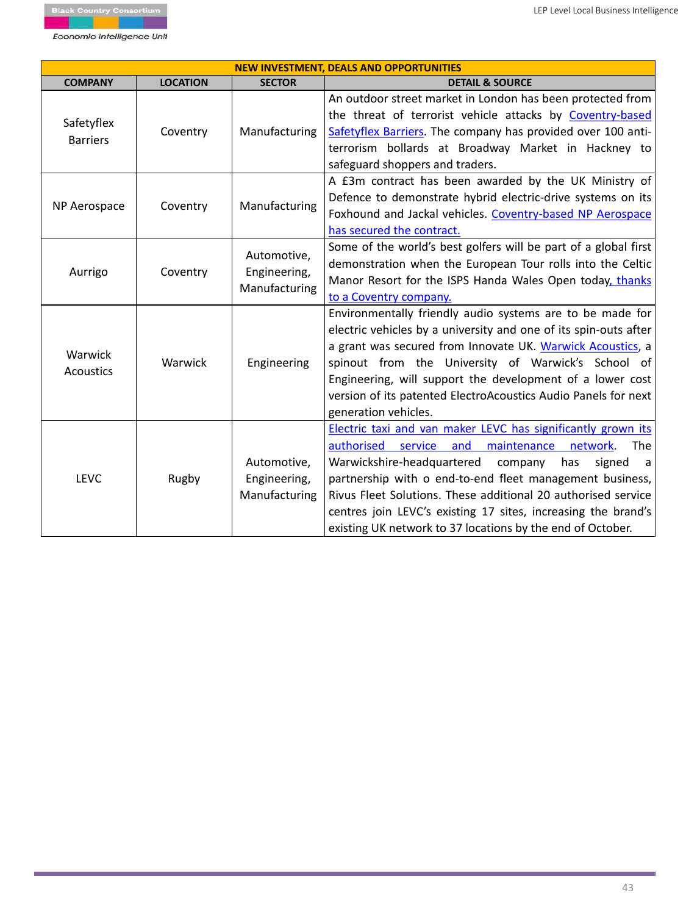| NEW INVESTMENT, DEALS AND OPPORTUNITIES | | | |
|---|---|---|---|
| **COMPANY** | **LOCATION** | **SECTOR** | **DETAIL & SOURCE** |
| Safetyflex Barriers | Coventry | Manufacturing | An outdoor street market in London has been protected from the threat of terrorist vehicle attacks by Coventry-based Safetyflex Barriers. The company has provided over 100 anti-terrorism bollards at Broadway Market in Hackney to safeguard shoppers and traders. |
| NP Aerospace | Coventry | Manufacturing | A £3m contract has been awarded by the UK Ministry of Defence to demonstrate hybrid electric-drive systems on its Foxhound and Jackal vehicles. Coventry-based NP Aerospace has secured the contract. |
| Aurrigo | Coventry | Automotive, Engineering, Manufacturing | Some of the world's best golfers will be part of a global first demonstration when the European Tour rolls into the Celtic Manor Resort for the ISPS Handa Wales Open today, thanks to a Coventry company. |
| Warwick Acoustics | Warwick | Engineering | Environmentally friendly audio systems are to be made for electric vehicles by a university and one of its spin-outs after a grant was secured from Innovate UK. Warwick Acoustics, a spinout from the University of Warwick's School of Engineering, will support the development of a lower cost version of its patented ElectroAcoustics Audio Panels for next generation vehicles. |
| LEVC | Rugby | Automotive, Engineering, Manufacturing | Electric taxi and van maker LEVC has significantly grown its authorised service and maintenance network. The Warwickshire-headquartered company has signed a partnership with o end-to-end fleet management business, Rivus Fleet Solutions. These additional 20 authorised service centres join LEVC's existing 17 sites, increasing the brand's existing UK network to 37 locations by the end of October. |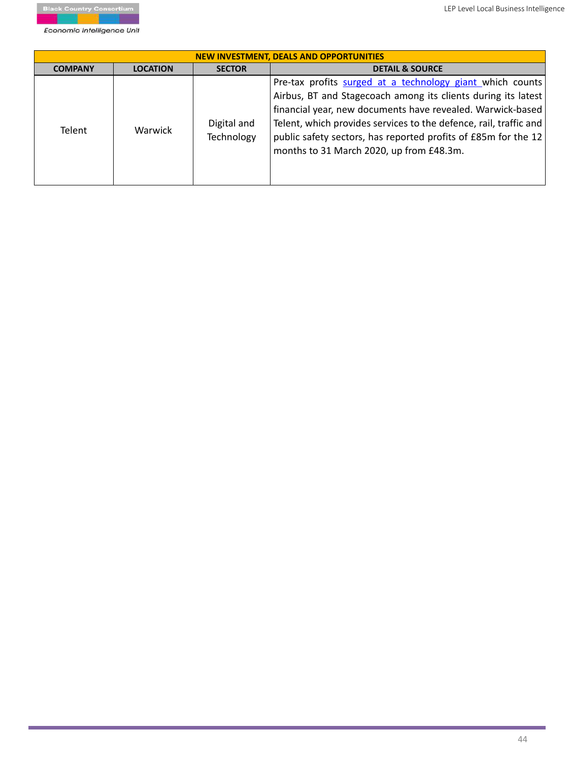| NEW INVESTMENT, DEALS AND OPPORTUNITIES | | | |
|---|---|---|---|
| **COMPANY** | **LOCATION** | **SECTOR** | **DETAIL & SOURCE** |
| Telent | Warwick | Digital and Technology | Pre-tax profits surged at a technology giant which counts Airbus, BT and Stagecoach among its clients during its latest financial year, new documents have revealed. Warwick-based Telent, which provides services to the defence, rail, traffic and public safety sectors, has reported profits of £85m for the 12 months to 31 March 2020, up from £48.3m. |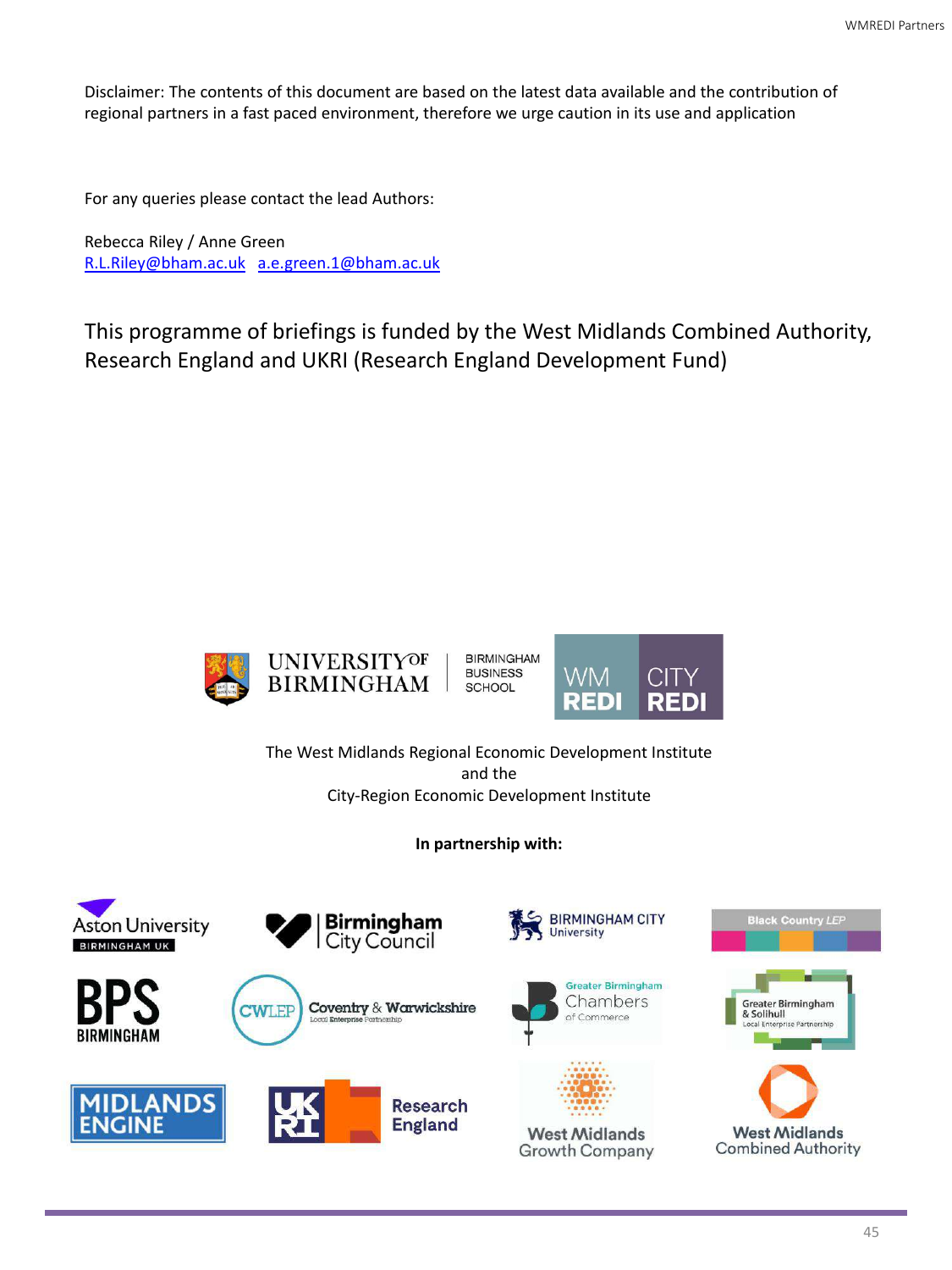Disclaimer: The contents of this document are based on the latest data available and the contribution of regional partners in a fast paced environment, therefore we urge caution in its use and application

For any queries please contact the lead Authors:

Rebecca Riley / Anne Green
R.L.Riley@bham.ac.uk a.e.green.1@bham.ac.uk

This programme of briefings is funded by the West Midlands Combined Authority, Research England and UKRI (Research England Development Fund)

The West Midlands Regional Economic Development Institute
and the
City-Region Economic Development Institute

**In partnership with:**